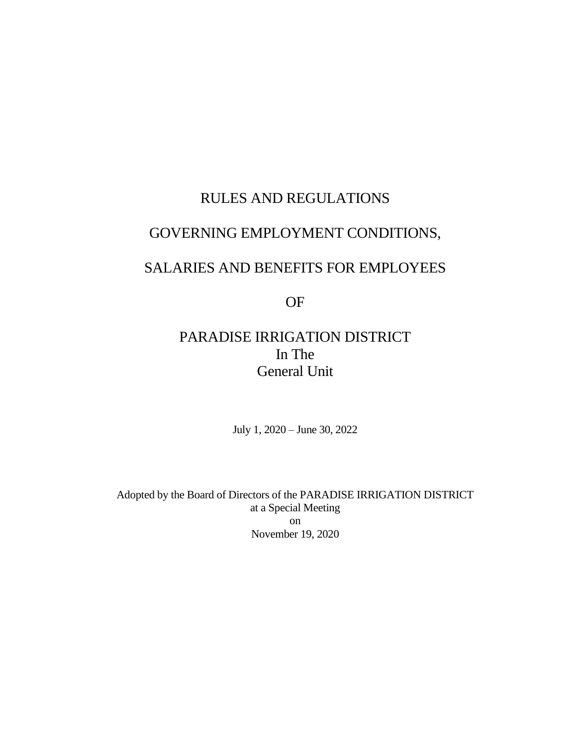# RULES AND REGULATIONS

# GOVERNING EMPLOYMENT CONDITIONS,

# SALARIES AND BENEFITS FOR EMPLOYEES

# OF

# PARADISE IRRIGATION DISTRICT
# In The
# General Unit

July 1, 2020 – June 30, 2022

Adopted by the Board of Directors of the PARADISE IRRIGATION DISTRICT
at a Special Meeting
on
November 19, 2020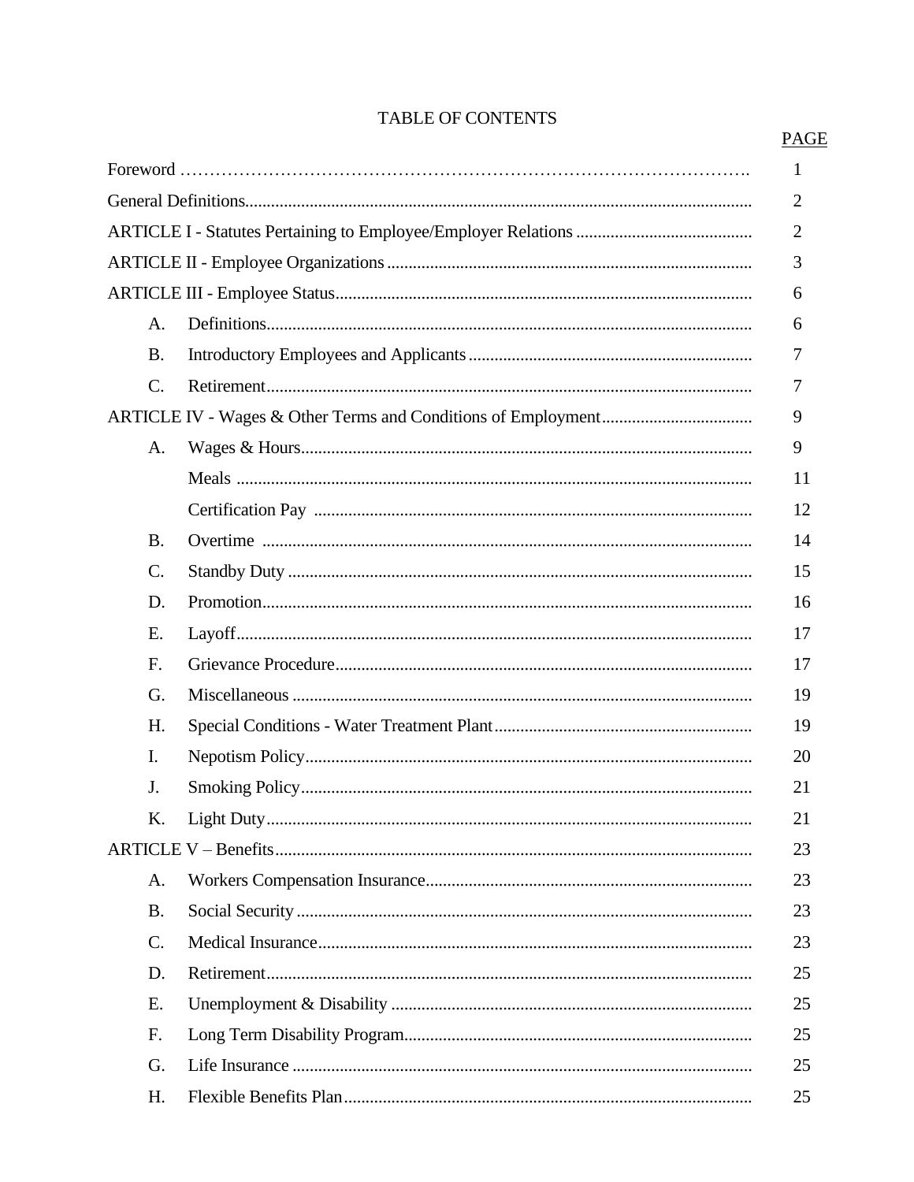# TABLE OF CONTENTS

| | | PAGE |
|---|---|---|
| Foreword | | 1 |
| General Definitions | | 2 |
| ARTICLE I - Statutes Pertaining to Employee/Employer Relations | | 2 |
| ARTICLE II - Employee Organizations | | 3 |
| ARTICLE III - Employee Status | | 6 |
| A. | Definitions | 6 |
| B. | Introductory Employees and Applicants | 7 |
| C. | Retirement | 7 |
| ARTICLE IV - Wages & Other Terms and Conditions of Employment | | 9 |
| A. | Wages & Hours | 9 |
| | Meals | 11 |
| | Certification Pay | 12 |
| B. | Overtime | 14 |
| C. | Standby Duty | 15 |
| D. | Promotion | 16 |
| E. | Layoff | 17 |
| F. | Grievance Procedure | 17 |
| G. | Miscellaneous | 19 |
| H. | Special Conditions - Water Treatment Plant | 19 |
| I. | Nepotism Policy | 20 |
| J. | Smoking Policy | 21 |
| K. | Light Duty | 21 |
| ARTICLE V – Benefits | | 23 |
| A. | Workers Compensation Insurance | 23 |
| B. | Social Security | 23 |
| C. | Medical Insurance | 23 |
| D. | Retirement | 25 |
| E. | Unemployment & Disability | 25 |
| F. | Long Term Disability Program | 25 |
| G. | Life Insurance | 25 |
| H. | Flexible Benefits Plan | 25 |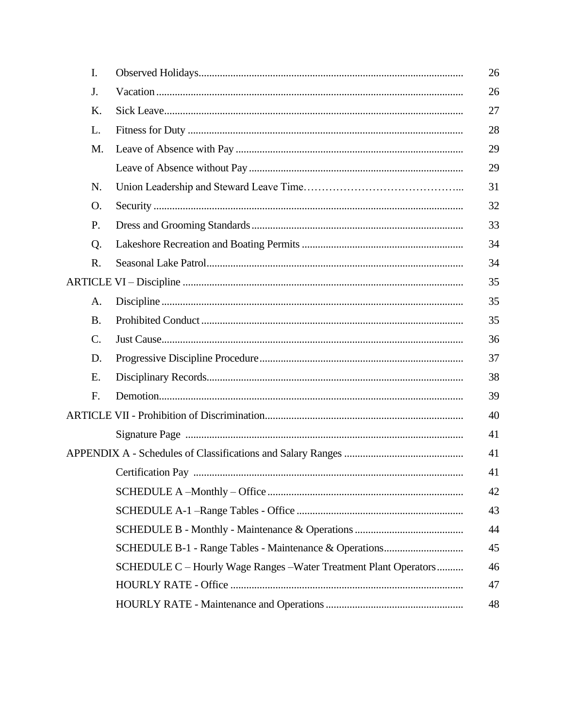| | | |
|---|---|---|
| I. | Observed Holidays | 26 |
| J. | Vacation | 26 |
| K. | Sick Leave | 27 |
| L. | Fitness for Duty | 28 |
| M. | Leave of Absence with Pay | 29 |
| | Leave of Absence without Pay | 29 |
| N. | Union Leadership and Steward Leave Time | 31 |
| O. | Security | 32 |
| P. | Dress and Grooming Standards | 33 |
| Q. | Lakeshore Recreation and Boating Permits | 34 |
| R. | Seasonal Lake Patrol | 34 |
| ARTICLE VI – Discipline | | 35 |
| A. | Discipline | 35 |
| B. | Prohibited Conduct | 35 |
| C. | Just Cause | 36 |
| D. | Progressive Discipline Procedure | 37 |
| E. | Disciplinary Records | 38 |
| F. | Demotion | 39 |
| ARTICLE VII - Prohibition of Discrimination | | 40 |
| | Signature Page | 41 |
| APPENDIX A - Schedules of Classifications and Salary Ranges | | 41 |
| | Certification Pay | 41 |
| | SCHEDULE A –Monthly – Office | 42 |
| | SCHEDULE A-1 –Range Tables - Office | 43 |
| | SCHEDULE B - Monthly - Maintenance & Operations | 44 |
| | SCHEDULE B-1 - Range Tables - Maintenance & Operations | 45 |
| | SCHEDULE C – Hourly Wage Ranges –Water Treatment Plant Operators | 46 |
| | HOURLY RATE - Office | 47 |
| | HOURLY RATE - Maintenance and Operations | 48 |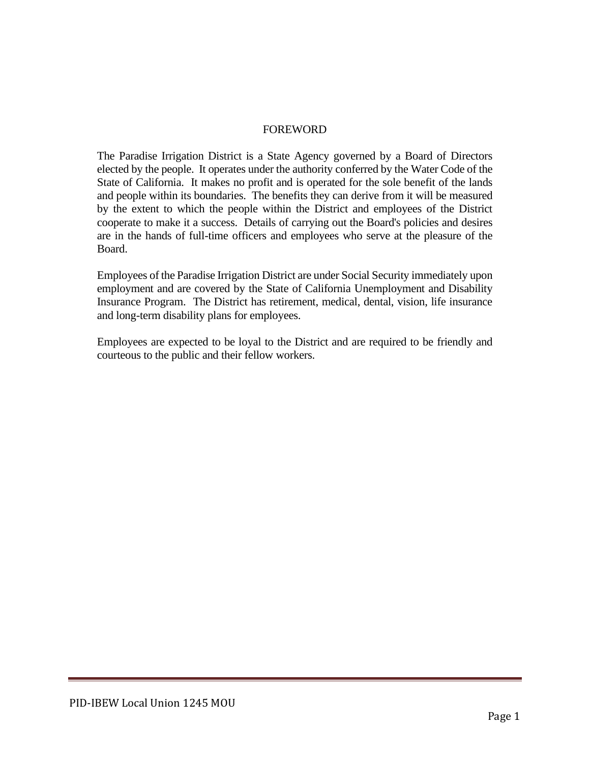# FOREWORD

The Paradise Irrigation District is a State Agency governed by a Board of Directors elected by the people. It operates under the authority conferred by the Water Code of the State of California. It makes no profit and is operated for the sole benefit of the lands and people within its boundaries. The benefits they can derive from it will be measured by the extent to which the people within the District and employees of the District cooperate to make it a success. Details of carrying out the Board's policies and desires are in the hands of full-time officers and employees who serve at the pleasure of the Board.

Employees of the Paradise Irrigation District are under Social Security immediately upon employment and are covered by the State of California Unemployment and Disability Insurance Program. The District has retirement, medical, dental, vision, life insurance and long-term disability plans for employees.

Employees are expected to be loyal to the District and are required to be friendly and courteous to the public and their fellow workers.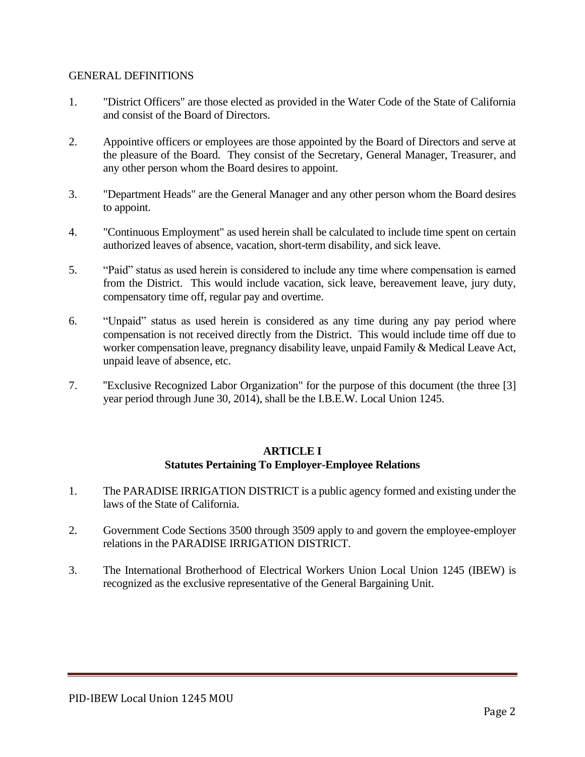GENERAL DEFINITIONS

1. "District Officers" are those elected as provided in the Water Code of the State of California and consist of the Board of Directors.

2. Appointive officers or employees are those appointed by the Board of Directors and serve at the pleasure of the Board. They consist of the Secretary, General Manager, Treasurer, and any other person whom the Board desires to appoint.

3. "Department Heads" are the General Manager and any other person whom the Board desires to appoint.

4. "Continuous Employment" as used herein shall be calculated to include time spent on certain authorized leaves of absence, vacation, short-term disability, and sick leave.

5. "Paid" status as used herein is considered to include any time where compensation is earned from the District. This would include vacation, sick leave, bereavement leave, jury duty, compensatory time off, regular pay and overtime.

6. "Unpaid" status as used herein is considered as any time during any pay period where compensation is not received directly from the District. This would include time off due to worker compensation leave, pregnancy disability leave, unpaid Family & Medical Leave Act, unpaid leave of absence, etc.

7. "Exclusive Recognized Labor Organization" for the purpose of this document (the three [3] year period through June 30, 2014), shall be the I.B.E.W. Local Union 1245.

## ARTICLE I
## Statutes Pertaining To Employer-Employee Relations

1. The PARADISE IRRIGATION DISTRICT is a public agency formed and existing under the laws of the State of California.

2. Government Code Sections 3500 through 3509 apply to and govern the employee-employer relations in the PARADISE IRRIGATION DISTRICT.

3. The International Brotherhood of Electrical Workers Union Local Union 1245 (IBEW) is recognized as the exclusive representative of the General Bargaining Unit.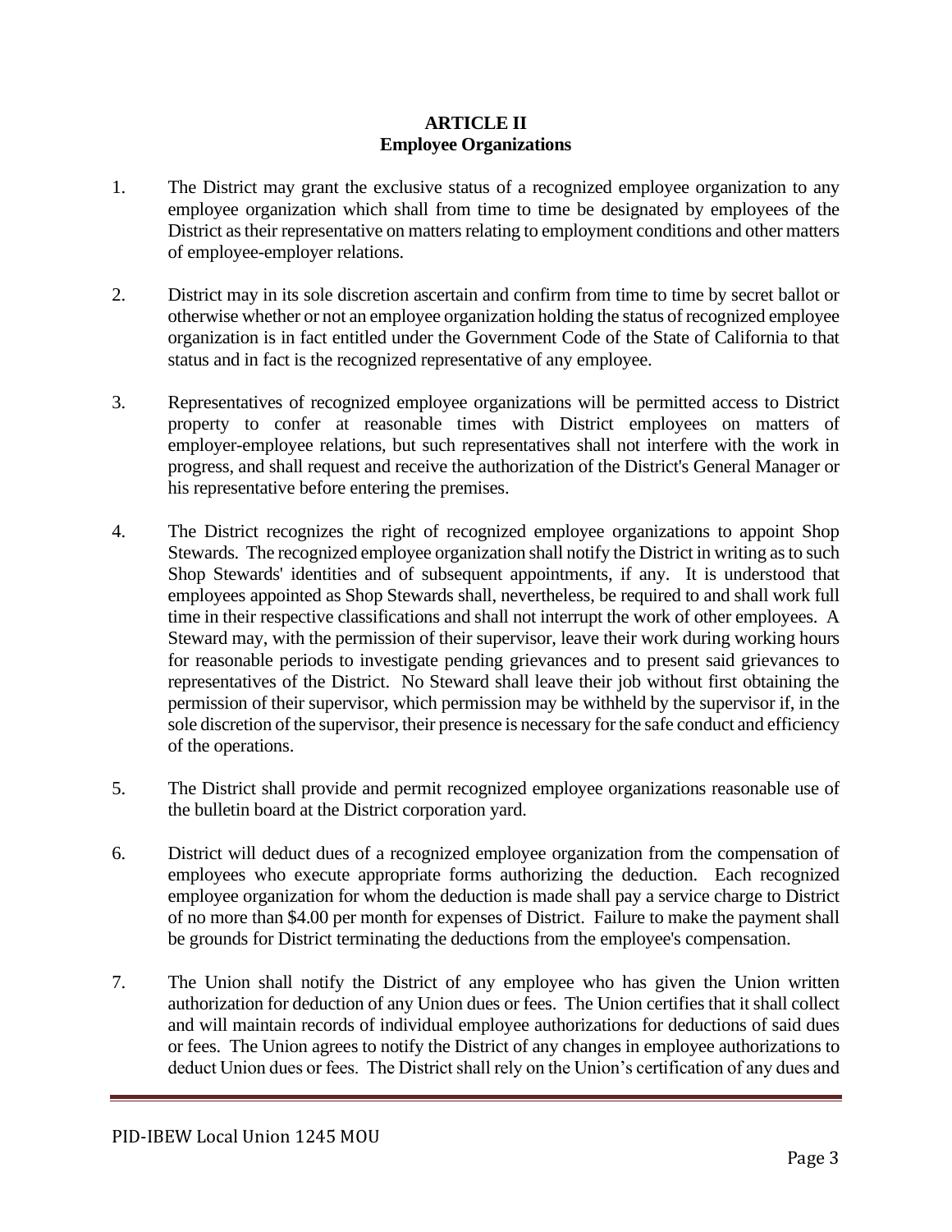# ARTICLE II
## Employee Organizations

1. The District may grant the exclusive status of a recognized employee organization to any employee organization which shall from time to time be designated by employees of the District as their representative on matters relating to employment conditions and other matters of employee-employer relations.

2. District may in its sole discretion ascertain and confirm from time to time by secret ballot or otherwise whether or not an employee organization holding the status of recognized employee organization is in fact entitled under the Government Code of the State of California to that status and in fact is the recognized representative of any employee.

3. Representatives of recognized employee organizations will be permitted access to District property to confer at reasonable times with District employees on matters of employer-employee relations, but such representatives shall not interfere with the work in progress, and shall request and receive the authorization of the District's General Manager or his representative before entering the premises.

4. The District recognizes the right of recognized employee organizations to appoint Shop Stewards. The recognized employee organization shall notify the District in writing as to such Shop Stewards' identities and of subsequent appointments, if any. It is understood that employees appointed as Shop Stewards shall, nevertheless, be required to and shall work full time in their respective classifications and shall not interrupt the work of other employees. A Steward may, with the permission of their supervisor, leave their work during working hours for reasonable periods to investigate pending grievances and to present said grievances to representatives of the District. No Steward shall leave their job without first obtaining the permission of their supervisor, which permission may be withheld by the supervisor if, in the sole discretion of the supervisor, their presence is necessary for the safe conduct and efficiency of the operations.

5. The District shall provide and permit recognized employee organizations reasonable use of the bulletin board at the District corporation yard.

6. District will deduct dues of a recognized employee organization from the compensation of employees who execute appropriate forms authorizing the deduction. Each recognized employee organization for whom the deduction is made shall pay a service charge to District of no more than $4.00 per month for expenses of District. Failure to make the payment shall be grounds for District terminating the deductions from the employee's compensation.

7. The Union shall notify the District of any employee who has given the Union written authorization for deduction of any Union dues or fees. The Union certifies that it shall collect and will maintain records of individual employee authorizations for deductions of said dues or fees. The Union agrees to notify the District of any changes in employee authorizations to deduct Union dues or fees. The District shall rely on the Union's certification of any dues and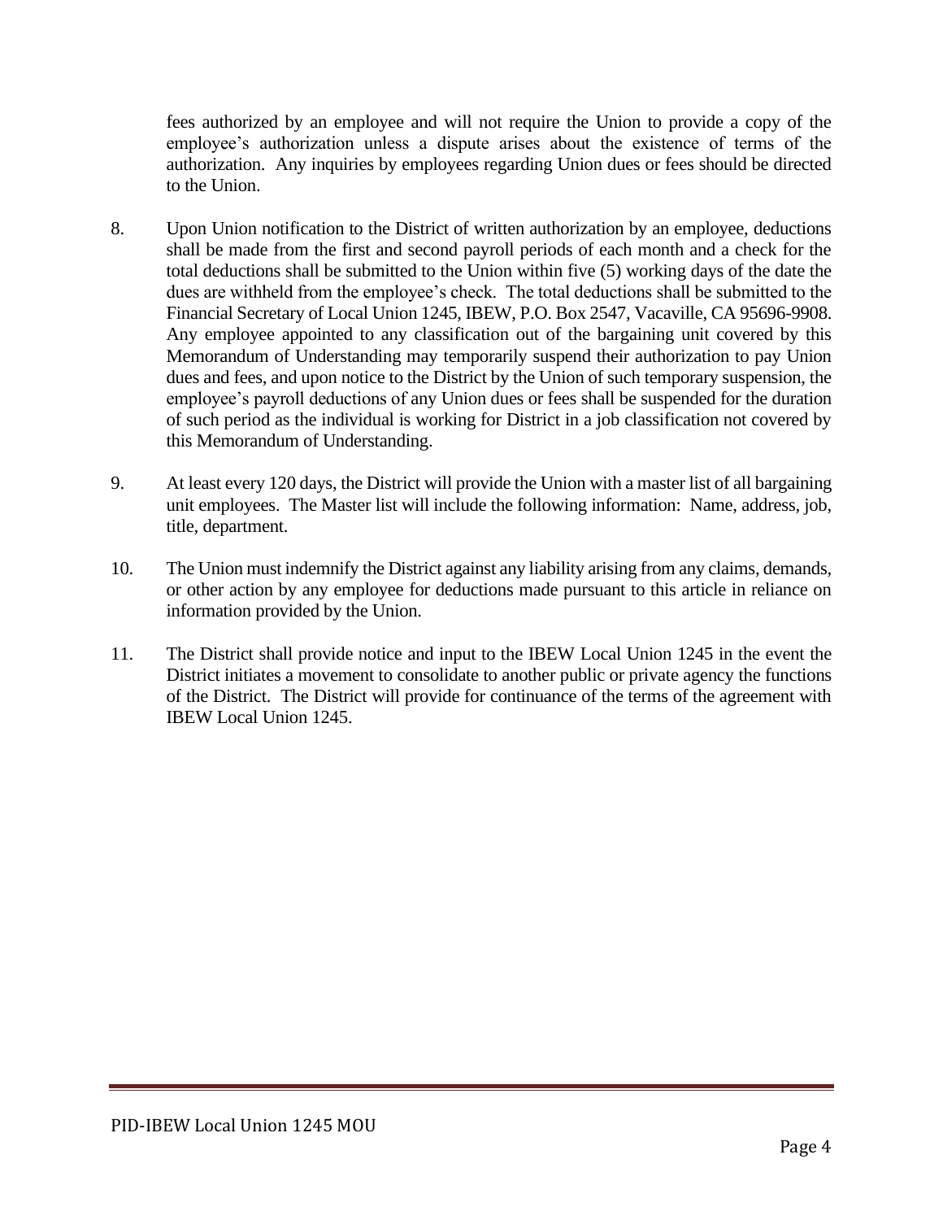fees authorized by an employee and will not require the Union to provide a copy of the employee's authorization unless a dispute arises about the existence of terms of the authorization. Any inquiries by employees regarding Union dues or fees should be directed to the Union.

8. Upon Union notification to the District of written authorization by an employee, deductions shall be made from the first and second payroll periods of each month and a check for the total deductions shall be submitted to the Union within five (5) working days of the date the dues are withheld from the employee's check. The total deductions shall be submitted to the Financial Secretary of Local Union 1245, IBEW, P.O. Box 2547, Vacaville, CA 95696-9908. Any employee appointed to any classification out of the bargaining unit covered by this Memorandum of Understanding may temporarily suspend their authorization to pay Union dues and fees, and upon notice to the District by the Union of such temporary suspension, the employee's payroll deductions of any Union dues or fees shall be suspended for the duration of such period as the individual is working for District in a job classification not covered by this Memorandum of Understanding.

9. At least every 120 days, the District will provide the Union with a master list of all bargaining unit employees. The Master list will include the following information: Name, address, job, title, department.

10. The Union must indemnify the District against any liability arising from any claims, demands, or other action by any employee for deductions made pursuant to this article in reliance on information provided by the Union.

11. The District shall provide notice and input to the IBEW Local Union 1245 in the event the District initiates a movement to consolidate to another public or private agency the functions of the District. The District will provide for continuance of the terms of the agreement with IBEW Local Union 1245.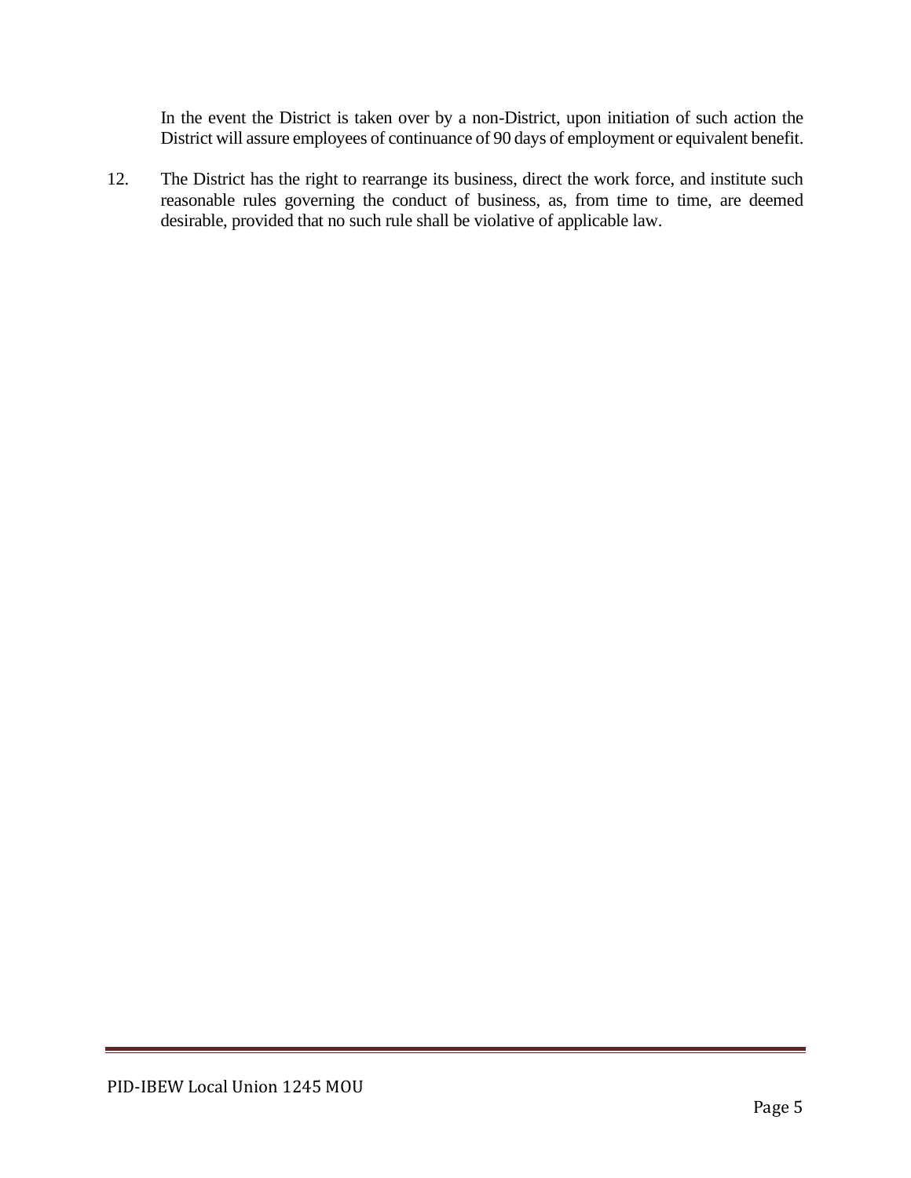In the event the District is taken over by a non-District, upon initiation of such action the District will assure employees of continuance of 90 days of employment or equivalent benefit.

12. The District has the right to rearrange its business, direct the work force, and institute such reasonable rules governing the conduct of business, as, from time to time, are deemed desirable, provided that no such rule shall be violative of applicable law.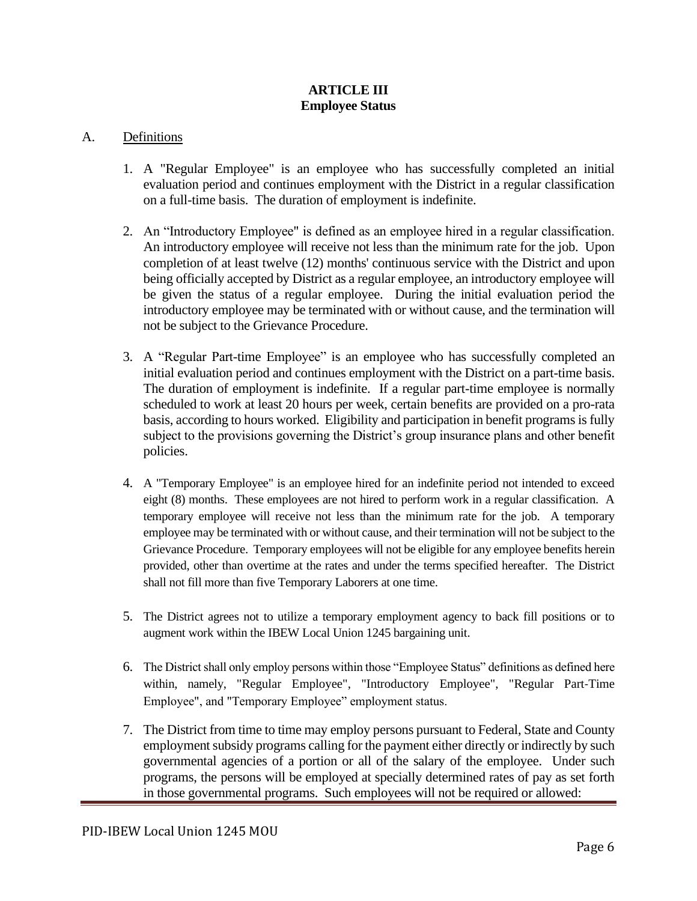## ARTICLE III
## Employee Status

A. Definitions

1. A "Regular Employee" is an employee who has successfully completed an initial evaluation period and continues employment with the District in a regular classification on a full-time basis. The duration of employment is indefinite.

2. An "Introductory Employee" is defined as an employee hired in a regular classification. An introductory employee will receive not less than the minimum rate for the job. Upon completion of at least twelve (12) months' continuous service with the District and upon being officially accepted by District as a regular employee, an introductory employee will be given the status of a regular employee. During the initial evaluation period the introductory employee may be terminated with or without cause, and the termination will not be subject to the Grievance Procedure.

3. A "Regular Part-time Employee" is an employee who has successfully completed an initial evaluation period and continues employment with the District on a part-time basis. The duration of employment is indefinite. If a regular part-time employee is normally scheduled to work at least 20 hours per week, certain benefits are provided on a pro-rata basis, according to hours worked. Eligibility and participation in benefit programs is fully subject to the provisions governing the District's group insurance plans and other benefit policies.

4. A "Temporary Employee" is an employee hired for an indefinite period not intended to exceed eight (8) months. These employees are not hired to perform work in a regular classification. A temporary employee will receive not less than the minimum rate for the job. A temporary employee may be terminated with or without cause, and their termination will not be subject to the Grievance Procedure. Temporary employees will not be eligible for any employee benefits herein provided, other than overtime at the rates and under the terms specified hereafter. The District shall not fill more than five Temporary Laborers at one time.

5. The District agrees not to utilize a temporary employment agency to back fill positions or to augment work within the IBEW Local Union 1245 bargaining unit.

6. The District shall only employ persons within those "Employee Status" definitions as defined here within, namely, "Regular Employee", "Introductory Employee", "Regular Part-Time Employee", and "Temporary Employee" employment status.

7. The District from time to time may employ persons pursuant to Federal, State and County employment subsidy programs calling for the payment either directly or indirectly by such governmental agencies of a portion or all of the salary of the employee. Under such programs, the persons will be employed at specially determined rates of pay as set forth in those governmental programs. Such employees will not be required or allowed: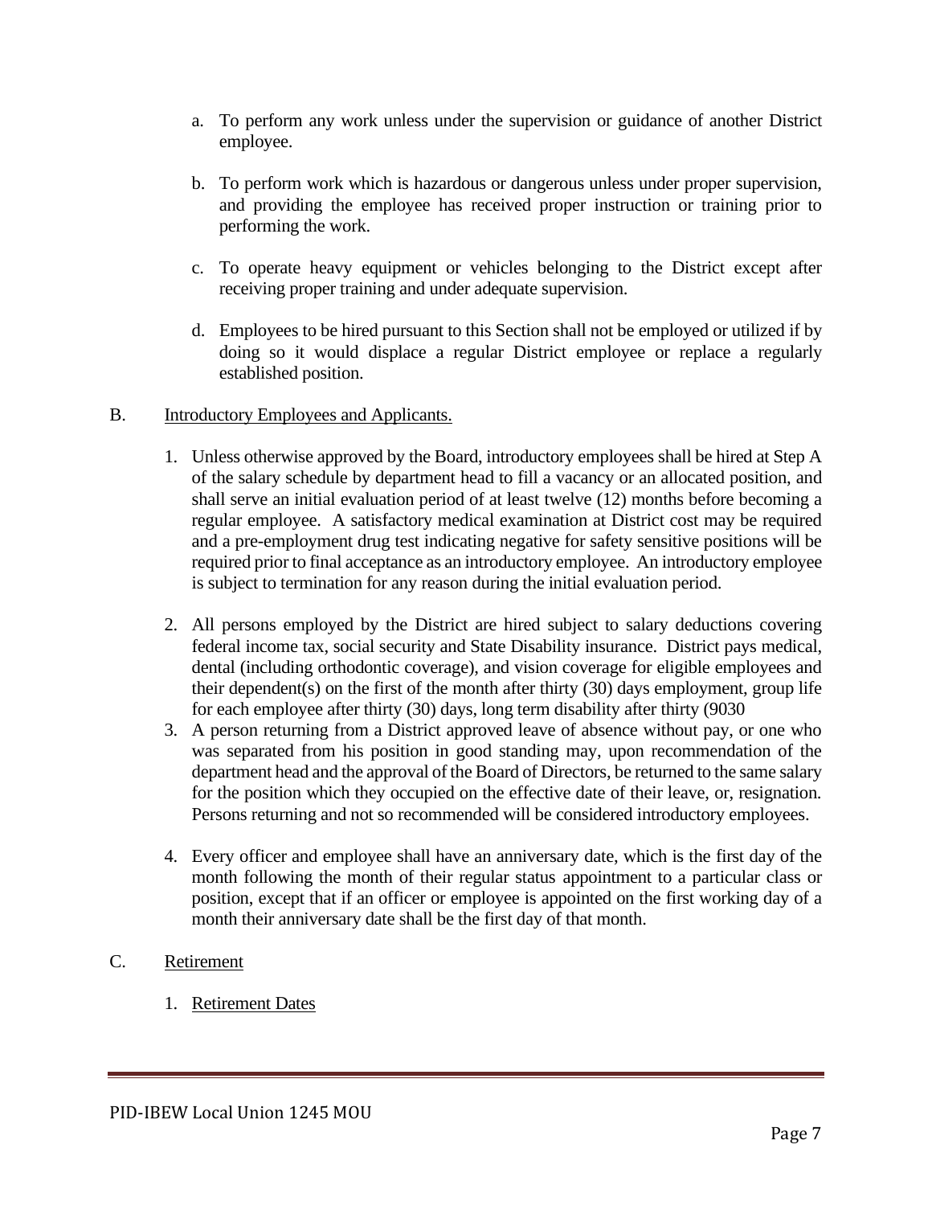a. To perform any work unless under the supervision or guidance of another District employee.

b. To perform work which is hazardous or dangerous unless under proper supervision, and providing the employee has received proper instruction or training prior to performing the work.

c. To operate heavy equipment or vehicles belonging to the District except after receiving proper training and under adequate supervision.

d. Employees to be hired pursuant to this Section shall not be employed or utilized if by doing so it would displace a regular District employee or replace a regularly established position.

B. <u>Introductory Employees and Applicants.</u>

1. Unless otherwise approved by the Board, introductory employees shall be hired at Step A of the salary schedule by department head to fill a vacancy or an allocated position, and shall serve an initial evaluation period of at least twelve (12) months before becoming a regular employee. A satisfactory medical examination at District cost may be required and a pre-employment drug test indicating negative for safety sensitive positions will be required prior to final acceptance as an introductory employee. An introductory employee is subject to termination for any reason during the initial evaluation period.

2. All persons employed by the District are hired subject to salary deductions covering federal income tax, social security and State Disability insurance. District pays medical, dental (including orthodontic coverage), and vision coverage for eligible employees and their dependent(s) on the first of the month after thirty (30) days employment, group life for each employee after thirty (30) days, long term disability after thirty (9030

3. A person returning from a District approved leave of absence without pay, or one who was separated from his position in good standing may, upon recommendation of the department head and the approval of the Board of Directors, be returned to the same salary for the position which they occupied on the effective date of their leave, or, resignation. Persons returning and not so recommended will be considered introductory employees.

4. Every officer and employee shall have an anniversary date, which is the first day of the month following the month of their regular status appointment to a particular class or position, except that if an officer or employee is appointed on the first working day of a month their anniversary date shall be the first day of that month.

C. <u>Retirement</u>

1. <u>Retirement Dates</u>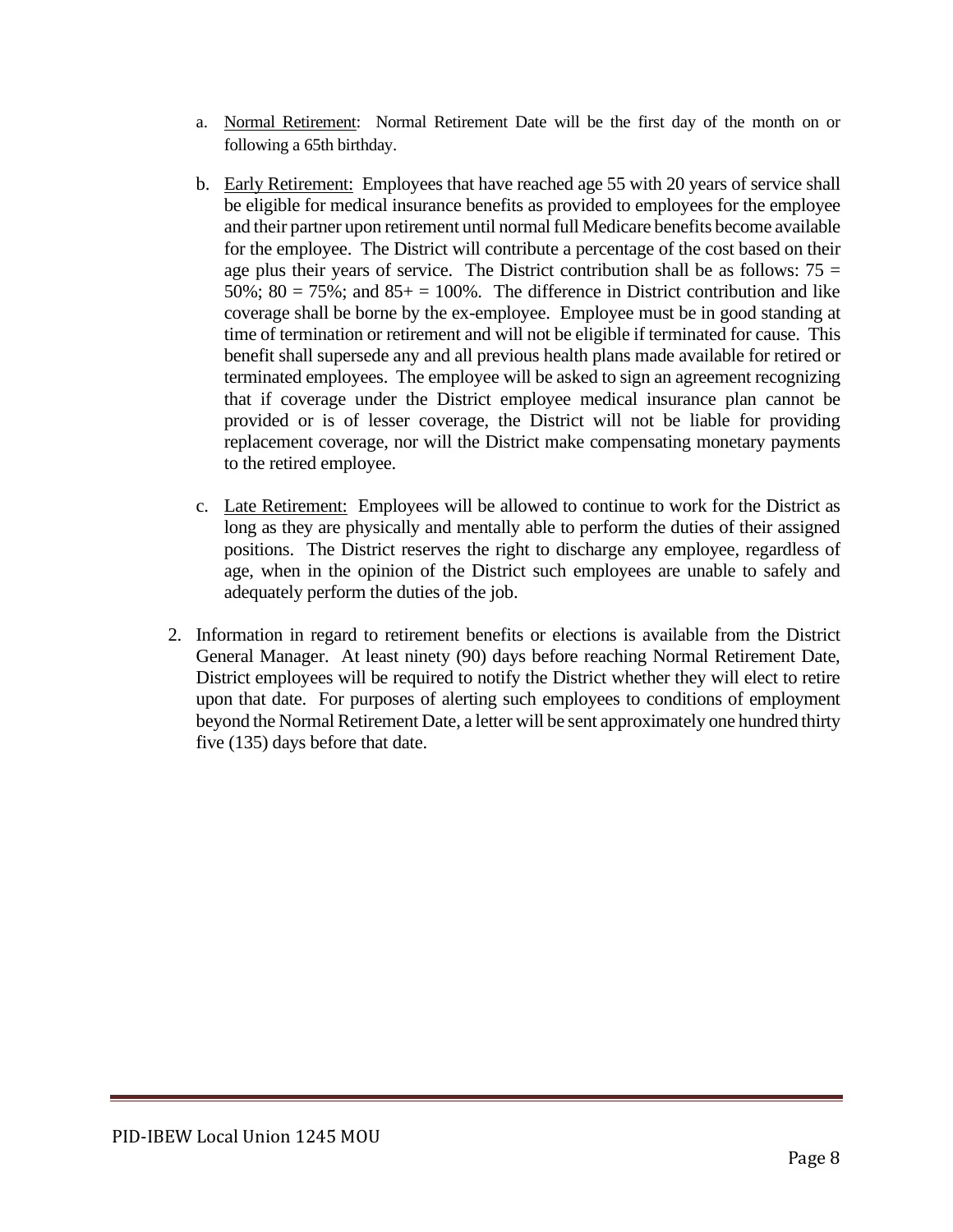a. Normal Retirement: Normal Retirement Date will be the first day of the month on or following a 65th birthday.

b. Early Retirement: Employees that have reached age 55 with 20 years of service shall be eligible for medical insurance benefits as provided to employees for the employee and their partner upon retirement until normal full Medicare benefits become available for the employee. The District will contribute a percentage of the cost based on their age plus their years of service. The District contribution shall be as follows: 75 = 50%; 80 = 75%; and 85+ = 100%. The difference in District contribution and like coverage shall be borne by the ex-employee. Employee must be in good standing at time of termination or retirement and will not be eligible if terminated for cause. This benefit shall supersede any and all previous health plans made available for retired or terminated employees. The employee will be asked to sign an agreement recognizing that if coverage under the District employee medical insurance plan cannot be provided or is of lesser coverage, the District will not be liable for providing replacement coverage, nor will the District make compensating monetary payments to the retired employee.

c. Late Retirement: Employees will be allowed to continue to work for the District as long as they are physically and mentally able to perform the duties of their assigned positions. The District reserves the right to discharge any employee, regardless of age, when in the opinion of the District such employees are unable to safely and adequately perform the duties of the job.

2. Information in regard to retirement benefits or elections is available from the District General Manager. At least ninety (90) days before reaching Normal Retirement Date, District employees will be required to notify the District whether they will elect to retire upon that date. For purposes of alerting such employees to conditions of employment beyond the Normal Retirement Date, a letter will be sent approximately one hundred thirty five (135) days before that date.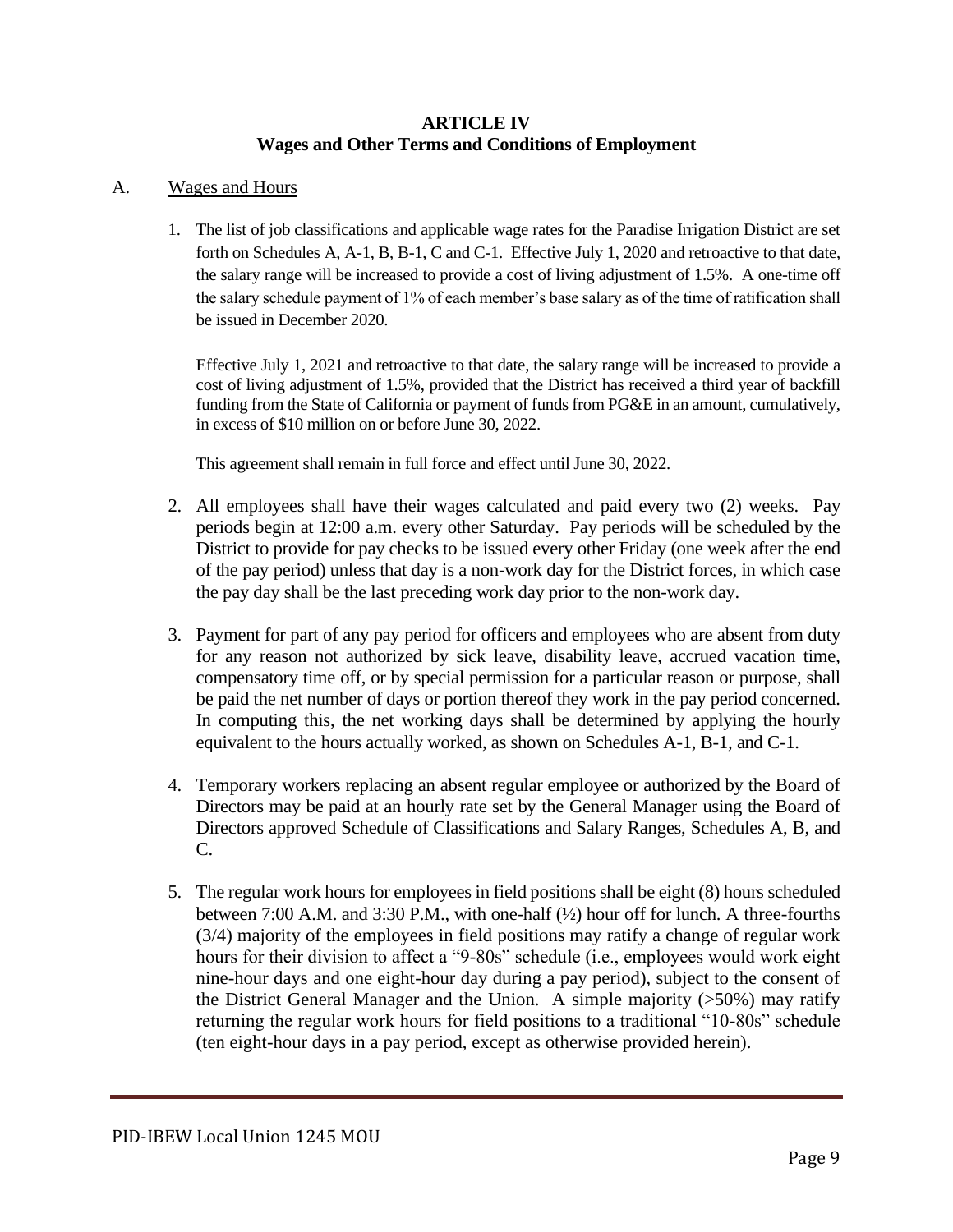## ARTICLE IV
## Wages and Other Terms and Conditions of Employment

A. Wages and Hours

1. The list of job classifications and applicable wage rates for the Paradise Irrigation District are set forth on Schedules A, A-1, B, B-1, C and C-1. Effective July 1, 2020 and retroactive to that date, the salary range will be increased to provide a cost of living adjustment of 1.5%. A one-time off the salary schedule payment of 1% of each member's base salary as of the time of ratification shall be issued in December 2020.

   Effective July 1, 2021 and retroactive to that date, the salary range will be increased to provide a cost of living adjustment of 1.5%, provided that the District has received a third year of backfill funding from the State of California or payment of funds from PG&E in an amount, cumulatively, in excess of $10 million on or before June 30, 2022.

   This agreement shall remain in full force and effect until June 30, 2022.

2. All employees shall have their wages calculated and paid every two (2) weeks. Pay periods begin at 12:00 a.m. every other Saturday. Pay periods will be scheduled by the District to provide for pay checks to be issued every other Friday (one week after the end of the pay period) unless that day is a non-work day for the District forces, in which case the pay day shall be the last preceding work day prior to the non-work day.

3. Payment for part of any pay period for officers and employees who are absent from duty for any reason not authorized by sick leave, disability leave, accrued vacation time, compensatory time off, or by special permission for a particular reason or purpose, shall be paid the net number of days or portion thereof they work in the pay period concerned. In computing this, the net working days shall be determined by applying the hourly equivalent to the hours actually worked, as shown on Schedules A-1, B-1, and C-1.

4. Temporary workers replacing an absent regular employee or authorized by the Board of Directors may be paid at an hourly rate set by the General Manager using the Board of Directors approved Schedule of Classifications and Salary Ranges, Schedules A, B, and C.

5. The regular work hours for employees in field positions shall be eight (8) hours scheduled between 7:00 A.M. and 3:30 P.M., with one-half (½) hour off for lunch. A three-fourths (3/4) majority of the employees in field positions may ratify a change of regular work hours for their division to affect a "9-80s" schedule (i.e., employees would work eight nine-hour days and one eight-hour day during a pay period), subject to the consent of the District General Manager and the Union. A simple majority (>50%) may ratify returning the regular work hours for field positions to a traditional "10-80s" schedule (ten eight-hour days in a pay period, except as otherwise provided herein).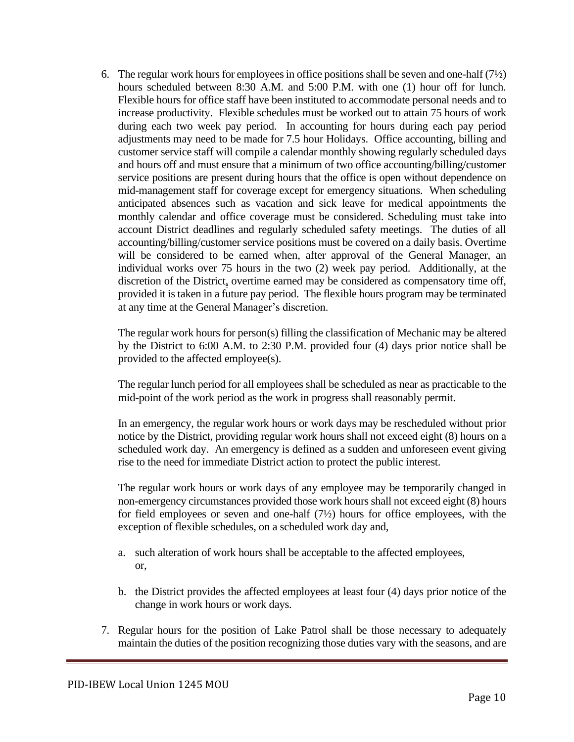6. The regular work hours for employees in office positions shall be seven and one-half (7½) hours scheduled between 8:30 A.M. and 5:00 P.M. with one (1) hour off for lunch. Flexible hours for office staff have been instituted to accommodate personal needs and to increase productivity. Flexible schedules must be worked out to attain 75 hours of work during each two week pay period. In accounting for hours during each pay period adjustments may need to be made for 7.5 hour Holidays. Office accounting, billing and customer service staff will compile a calendar monthly showing regularly scheduled days and hours off and must ensure that a minimum of two office accounting/billing/customer service positions are present during hours that the office is open without dependence on mid-management staff for coverage except for emergency situations. When scheduling anticipated absences such as vacation and sick leave for medical appointments the monthly calendar and office coverage must be considered. Scheduling must take into account District deadlines and regularly scheduled safety meetings. The duties of all accounting/billing/customer service positions must be covered on a daily basis. Overtime will be considered to be earned when, after approval of the General Manager, an individual works over 75 hours in the two (2) week pay period. Additionally, at the discretion of the District, overtime earned may be considered as compensatory time off, provided it is taken in a future pay period. The flexible hours program may be terminated at any time at the General Manager's discretion.

   The regular work hours for person(s) filling the classification of Mechanic may be altered by the District to 6:00 A.M. to 2:30 P.M. provided four (4) days prior notice shall be provided to the affected employee(s).

   The regular lunch period for all employees shall be scheduled as near as practicable to the mid-point of the work period as the work in progress shall reasonably permit.

   In an emergency, the regular work hours or work days may be rescheduled without prior notice by the District, providing regular work hours shall not exceed eight (8) hours on a scheduled work day. An emergency is defined as a sudden and unforeseen event giving rise to the need for immediate District action to protect the public interest.

   The regular work hours or work days of any employee may be temporarily changed in non-emergency circumstances provided those work hours shall not exceed eight (8) hours for field employees or seven and one-half (7½) hours for office employees, with the exception of flexible schedules, on a scheduled work day and,

   a. such alteration of work hours shall be acceptable to the affected employees, or,

   b. the District provides the affected employees at least four (4) days prior notice of the change in work hours or work days.

7. Regular hours for the position of Lake Patrol shall be those necessary to adequately maintain the duties of the position recognizing those duties vary with the seasons, and are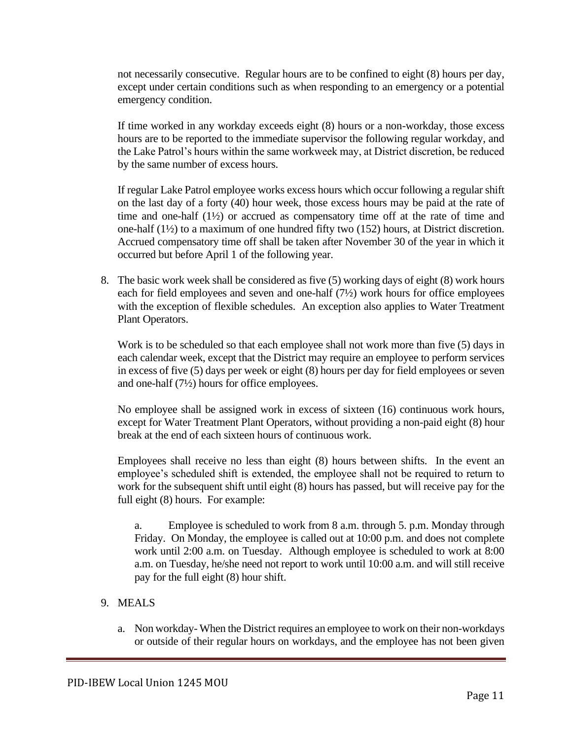not necessarily consecutive. Regular hours are to be confined to eight (8) hours per day, except under certain conditions such as when responding to an emergency or a potential emergency condition.

If time worked in any workday exceeds eight (8) hours or a non-workday, those excess hours are to be reported to the immediate supervisor the following regular workday, and the Lake Patrol's hours within the same workweek may, at District discretion, be reduced by the same number of excess hours.

If regular Lake Patrol employee works excess hours which occur following a regular shift on the last day of a forty (40) hour week, those excess hours may be paid at the rate of time and one-half (1½) or accrued as compensatory time off at the rate of time and one-half (1½) to a maximum of one hundred fifty two (152) hours, at District discretion. Accrued compensatory time off shall be taken after November 30 of the year in which it occurred but before April 1 of the following year.

8. The basic work week shall be considered as five (5) working days of eight (8) work hours each for field employees and seven and one-half (7½) work hours for office employees with the exception of flexible schedules. An exception also applies to Water Treatment Plant Operators.

   Work is to be scheduled so that each employee shall not work more than five (5) days in each calendar week, except that the District may require an employee to perform services in excess of five (5) days per week or eight (8) hours per day for field employees or seven and one-half (7½) hours for office employees.

   No employee shall be assigned work in excess of sixteen (16) continuous work hours, except for Water Treatment Plant Operators, without providing a non-paid eight (8) hour break at the end of each sixteen hours of continuous work.

   Employees shall receive no less than eight (8) hours between shifts. In the event an employee's scheduled shift is extended, the employee shall not be required to return to work for the subsequent shift until eight (8) hours has passed, but will receive pay for the full eight (8) hours. For example:

   a. Employee is scheduled to work from 8 a.m. through 5. p.m. Monday through Friday. On Monday, the employee is called out at 10:00 p.m. and does not complete work until 2:00 a.m. on Tuesday. Although employee is scheduled to work at 8:00 a.m. on Tuesday, he/she need not report to work until 10:00 a.m. and will still receive pay for the full eight (8) hour shift.

9. MEALS

   a. Non workday- When the District requires an employee to work on their non-workdays or outside of their regular hours on workdays, and the employee has not been given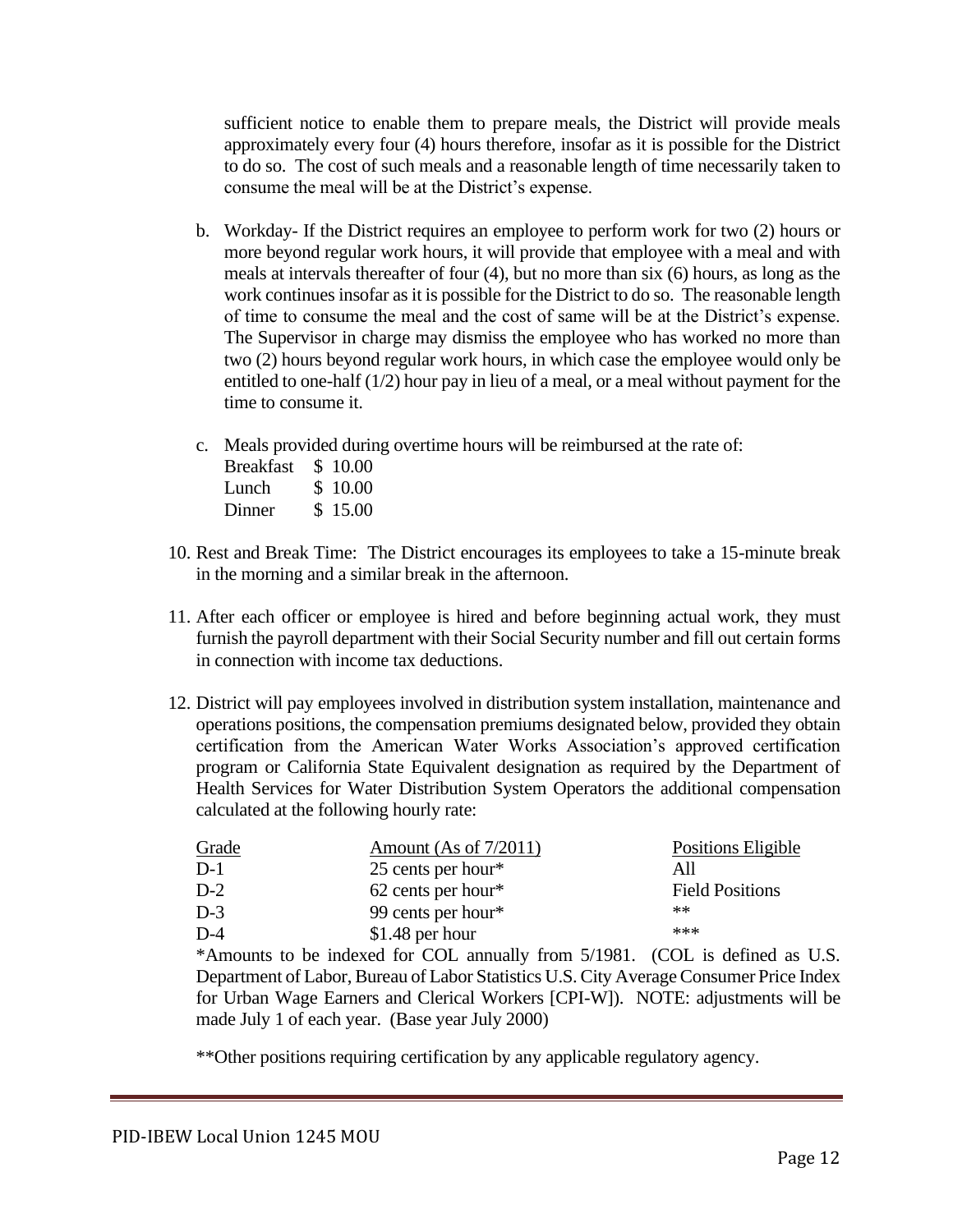sufficient notice to enable them to prepare meals, the District will provide meals approximately every four (4) hours therefore, insofar as it is possible for the District to do so. The cost of such meals and a reasonable length of time necessarily taken to consume the meal will be at the District's expense.

b. Workday- If the District requires an employee to perform work for two (2) hours or more beyond regular work hours, it will provide that employee with a meal and with meals at intervals thereafter of four (4), but no more than six (6) hours, as long as the work continues insofar as it is possible for the District to do so. The reasonable length of time to consume the meal and the cost of same will be at the District's expense. The Supervisor in charge may dismiss the employee who has worked no more than two (2) hours beyond regular work hours, in which case the employee would only be entitled to one-half (1/2) hour pay in lieu of a meal, or a meal without payment for the time to consume it.

c. Meals provided during overtime hours will be reimbursed at the rate of:

| | |
|---|---|
| Breakfast | $ 10.00 |
| Lunch | $ 10.00 |
| Dinner | $ 15.00 |

10. Rest and Break Time: The District encourages its employees to take a 15-minute break in the morning and a similar break in the afternoon.

11. After each officer or employee is hired and before beginning actual work, they must furnish the payroll department with their Social Security number and fill out certain forms in connection with income tax deductions.

12. District will pay employees involved in distribution system installation, maintenance and operations positions, the compensation premiums designated below, provided they obtain certification from the American Water Works Association's approved certification program or California State Equivalent designation as required by the Department of Health Services for Water Distribution System Operators the additional compensation calculated at the following hourly rate:

| Grade | Amount (As of 7/2011) | Positions Eligible |
|---|---|---|
| D-1 | 25 cents per hour* | All |
| D-2 | 62 cents per hour* | Field Positions |
| D-3 | 99 cents per hour* | ** |
| D-4 | $1.48 per hour | *** |

*Amounts to be indexed for COL annually from 5/1981. (COL is defined as U.S. Department of Labor, Bureau of Labor Statistics U.S. City Average Consumer Price Index for Urban Wage Earners and Clerical Workers [CPI-W]). NOTE: adjustments will be made July 1 of each year. (Base year July 2000)

**Other positions requiring certification by any applicable regulatory agency.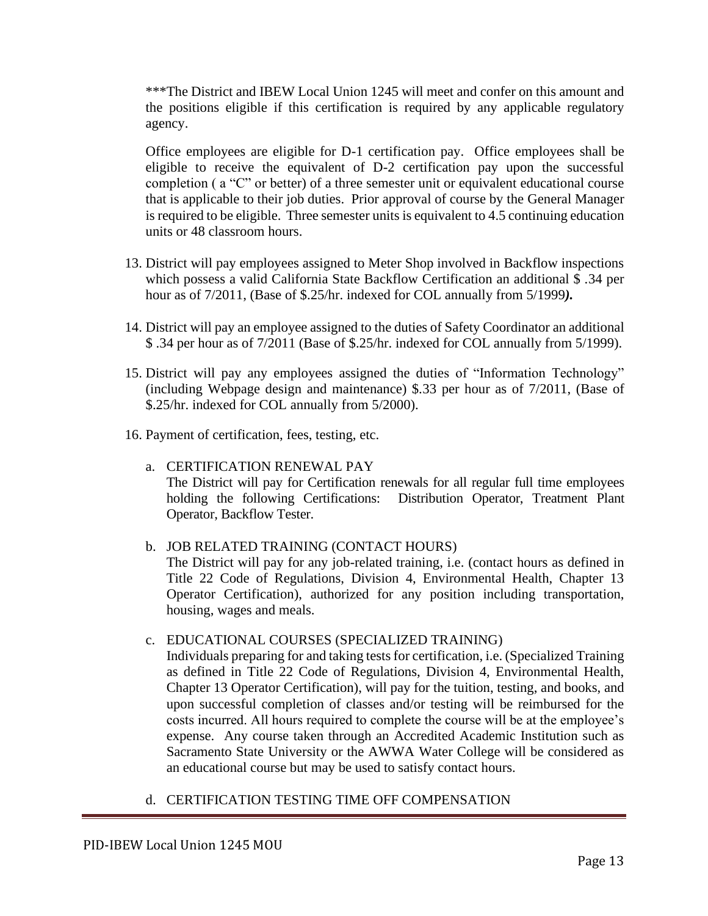***The District and IBEW Local Union 1245 will meet and confer on this amount and the positions eligible if this certification is required by any applicable regulatory agency.

Office employees are eligible for D-1 certification pay. Office employees shall be eligible to receive the equivalent of D-2 certification pay upon the successful completion ( a "C" or better) of a three semester unit or equivalent educational course that is applicable to their job duties. Prior approval of course by the General Manager is required to be eligible. Three semester units is equivalent to 4.5 continuing education units or 48 classroom hours.

13. District will pay employees assigned to Meter Shop involved in Backflow inspections which possess a valid California State Backflow Certification an additional $ .34 per hour as of 7/2011, (Base of $.25/hr. indexed for COL annually from 5/1999***).***

14. District will pay an employee assigned to the duties of Safety Coordinator an additional $ .34 per hour as of 7/2011 (Base of $.25/hr. indexed for COL annually from 5/1999).

15. District will pay any employees assigned the duties of "Information Technology" (including Webpage design and maintenance) $.33 per hour as of 7/2011, (Base of $.25/hr. indexed for COL annually from 5/2000).

16. Payment of certification, fees, testing, etc.

    a. CERTIFICATION RENEWAL PAY
    The District will pay for Certification renewals for all regular full time employees holding the following Certifications: Distribution Operator, Treatment Plant Operator, Backflow Tester.

    b. JOB RELATED TRAINING (CONTACT HOURS)
    The District will pay for any job-related training, i.e. (contact hours as defined in Title 22 Code of Regulations, Division 4, Environmental Health, Chapter 13 Operator Certification), authorized for any position including transportation, housing, wages and meals.

    c. EDUCATIONAL COURSES (SPECIALIZED TRAINING)
    Individuals preparing for and taking tests for certification, i.e. (Specialized Training as defined in Title 22 Code of Regulations, Division 4, Environmental Health, Chapter 13 Operator Certification), will pay for the tuition, testing, and books, and upon successful completion of classes and/or testing will be reimbursed for the costs incurred. All hours required to complete the course will be at the employee's expense. Any course taken through an Accredited Academic Institution such as Sacramento State University or the AWWA Water College will be considered as an educational course but may be used to satisfy contact hours.

    d. CERTIFICATION TESTING TIME OFF COMPENSATION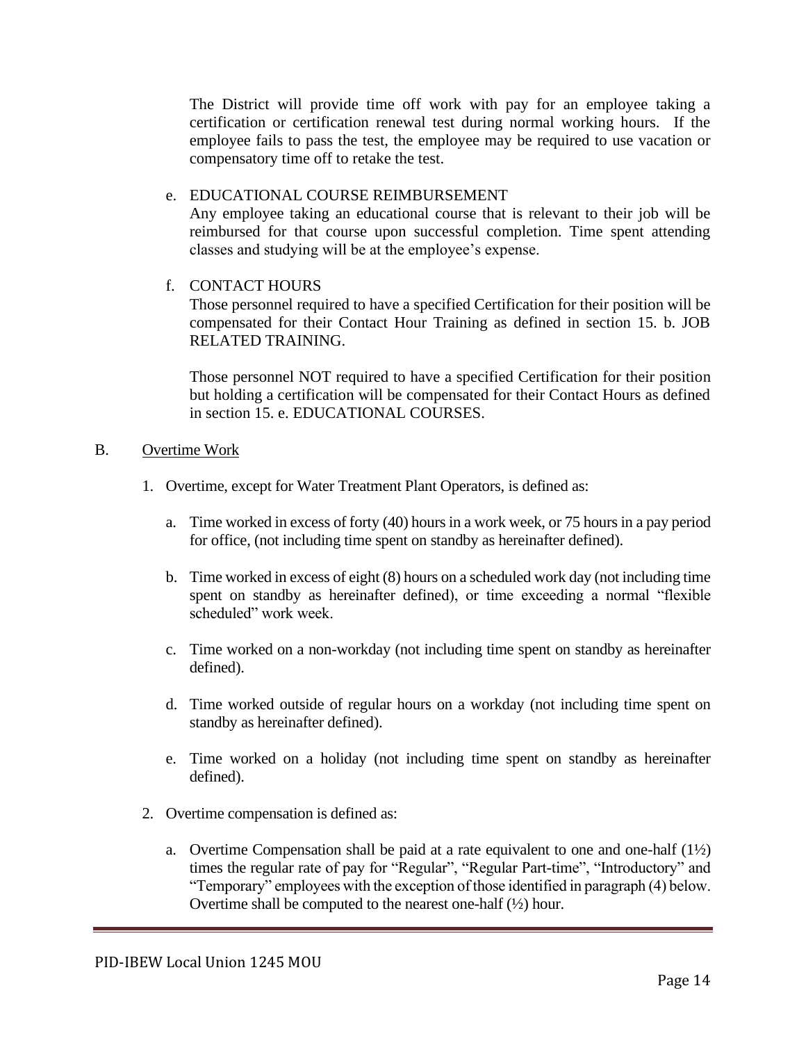The District will provide time off work with pay for an employee taking a certification or certification renewal test during normal working hours. If the employee fails to pass the test, the employee may be required to use vacation or compensatory time off to retake the test.

e. EDUCATIONAL COURSE REIMBURSEMENT
   Any employee taking an educational course that is relevant to their job will be reimbursed for that course upon successful completion. Time spent attending classes and studying will be at the employee's expense.

f. CONTACT HOURS
   Those personnel required to have a specified Certification for their position will be compensated for their Contact Hour Training as defined in section 15. b. JOB RELATED TRAINING.

   Those personnel NOT required to have a specified Certification for their position but holding a certification will be compensated for their Contact Hours as defined in section 15. e. EDUCATIONAL COURSES.

B. <u>Overtime Work</u>

1. Overtime, except for Water Treatment Plant Operators, is defined as:

   a. Time worked in excess of forty (40) hours in a work week, or 75 hours in a pay period for office, (not including time spent on standby as hereinafter defined).

   b. Time worked in excess of eight (8) hours on a scheduled work day (not including time spent on standby as hereinafter defined), or time exceeding a normal "flexible scheduled" work week.

   c. Time worked on a non-workday (not including time spent on standby as hereinafter defined).

   d. Time worked outside of regular hours on a workday (not including time spent on standby as hereinafter defined).

   e. Time worked on a holiday (not including time spent on standby as hereinafter defined).

2. Overtime compensation is defined as:

   a. Overtime Compensation shall be paid at a rate equivalent to one and one-half (1½) times the regular rate of pay for "Regular", "Regular Part-time", "Introductory" and "Temporary" employees with the exception of those identified in paragraph (4) below. Overtime shall be computed to the nearest one-half (½) hour.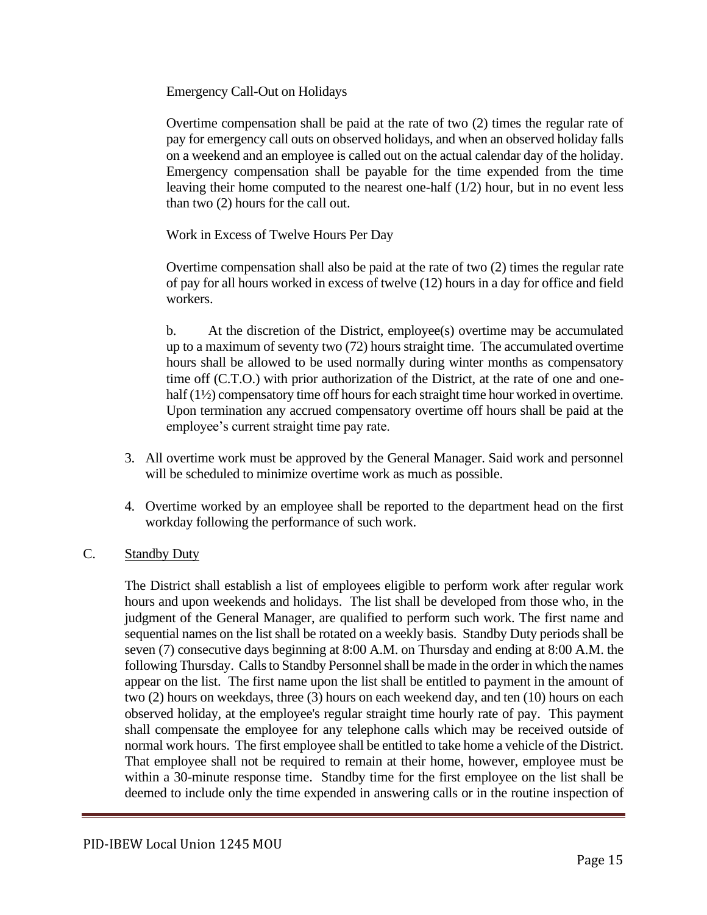Emergency Call-Out on Holidays

Overtime compensation shall be paid at the rate of two (2) times the regular rate of pay for emergency call outs on observed holidays, and when an observed holiday falls on a weekend and an employee is called out on the actual calendar day of the holiday. Emergency compensation shall be payable for the time expended from the time leaving their home computed to the nearest one-half (1/2) hour, but in no event less than two (2) hours for the call out.

Work in Excess of Twelve Hours Per Day

Overtime compensation shall also be paid at the rate of two (2) times the regular rate of pay for all hours worked in excess of twelve (12) hours in a day for office and field workers.

b. At the discretion of the District, employee(s) overtime may be accumulated up to a maximum of seventy two (72) hours straight time. The accumulated overtime hours shall be allowed to be used normally during winter months as compensatory time off (C.T.O.) with prior authorization of the District, at the rate of one and one-half (1½) compensatory time off hours for each straight time hour worked in overtime. Upon termination any accrued compensatory overtime off hours shall be paid at the employee's current straight time pay rate.

3. All overtime work must be approved by the General Manager. Said work and personnel will be scheduled to minimize overtime work as much as possible.

4. Overtime worked by an employee shall be reported to the department head on the first workday following the performance of such work.

C. Standby Duty

The District shall establish a list of employees eligible to perform work after regular work hours and upon weekends and holidays. The list shall be developed from those who, in the judgment of the General Manager, are qualified to perform such work. The first name and sequential names on the list shall be rotated on a weekly basis. Standby Duty periods shall be seven (7) consecutive days beginning at 8:00 A.M. on Thursday and ending at 8:00 A.M. the following Thursday. Calls to Standby Personnel shall be made in the order in which the names appear on the list. The first name upon the list shall be entitled to payment in the amount of two (2) hours on weekdays, three (3) hours on each weekend day, and ten (10) hours on each observed holiday, at the employee's regular straight time hourly rate of pay. This payment shall compensate the employee for any telephone calls which may be received outside of normal work hours. The first employee shall be entitled to take home a vehicle of the District. That employee shall not be required to remain at their home, however, employee must be within a 30-minute response time. Standby time for the first employee on the list shall be deemed to include only the time expended in answering calls or in the routine inspection of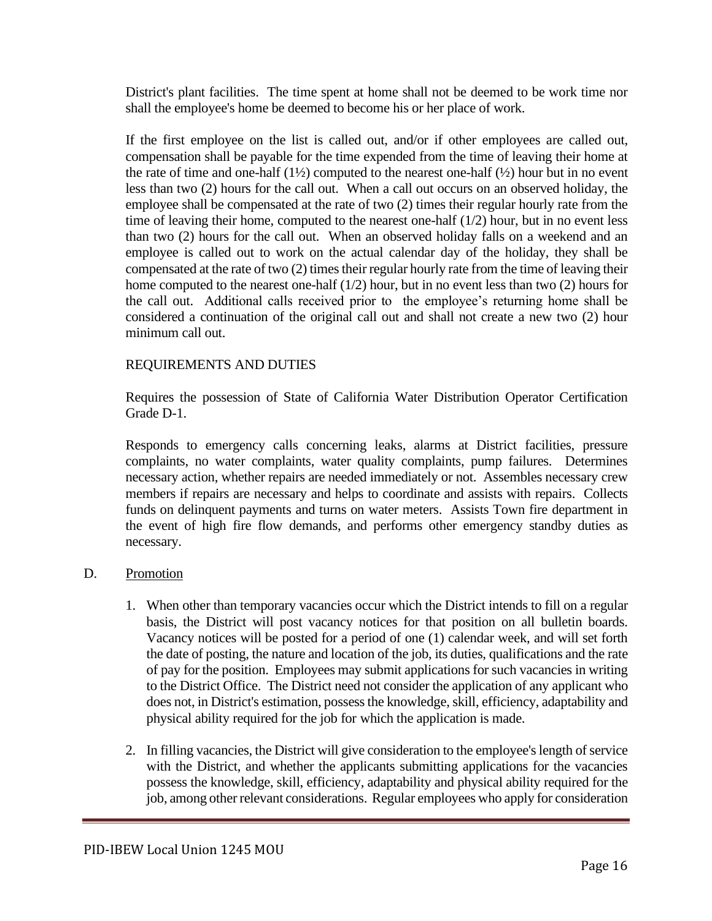District's plant facilities. The time spent at home shall not be deemed to be work time nor shall the employee's home be deemed to become his or her place of work.

If the first employee on the list is called out, and/or if other employees are called out, compensation shall be payable for the time expended from the time of leaving their home at the rate of time and one-half (1½) computed to the nearest one-half (½) hour but in no event less than two (2) hours for the call out. When a call out occurs on an observed holiday, the employee shall be compensated at the rate of two (2) times their regular hourly rate from the time of leaving their home, computed to the nearest one-half (1/2) hour, but in no event less than two (2) hours for the call out. When an observed holiday falls on a weekend and an employee is called out to work on the actual calendar day of the holiday, they shall be compensated at the rate of two (2) times their regular hourly rate from the time of leaving their home computed to the nearest one-half (1/2) hour, but in no event less than two (2) hours for the call out. Additional calls received prior to the employee's returning home shall be considered a continuation of the original call out and shall not create a new two (2) hour minimum call out.

REQUIREMENTS AND DUTIES

Requires the possession of State of California Water Distribution Operator Certification Grade D-1.

Responds to emergency calls concerning leaks, alarms at District facilities, pressure complaints, no water complaints, water quality complaints, pump failures. Determines necessary action, whether repairs are needed immediately or not. Assembles necessary crew members if repairs are necessary and helps to coordinate and assists with repairs. Collects funds on delinquent payments and turns on water meters. Assists Town fire department in the event of high fire flow demands, and performs other emergency standby duties as necessary.

D. Promotion

1. When other than temporary vacancies occur which the District intends to fill on a regular basis, the District will post vacancy notices for that position on all bulletin boards. Vacancy notices will be posted for a period of one (1) calendar week, and will set forth the date of posting, the nature and location of the job, its duties, qualifications and the rate of pay for the position. Employees may submit applications for such vacancies in writing to the District Office. The District need not consider the application of any applicant who does not, in District's estimation, possess the knowledge, skill, efficiency, adaptability and physical ability required for the job for which the application is made.

2. In filling vacancies, the District will give consideration to the employee's length of service with the District, and whether the applicants submitting applications for the vacancies possess the knowledge, skill, efficiency, adaptability and physical ability required for the job, among other relevant considerations. Regular employees who apply for consideration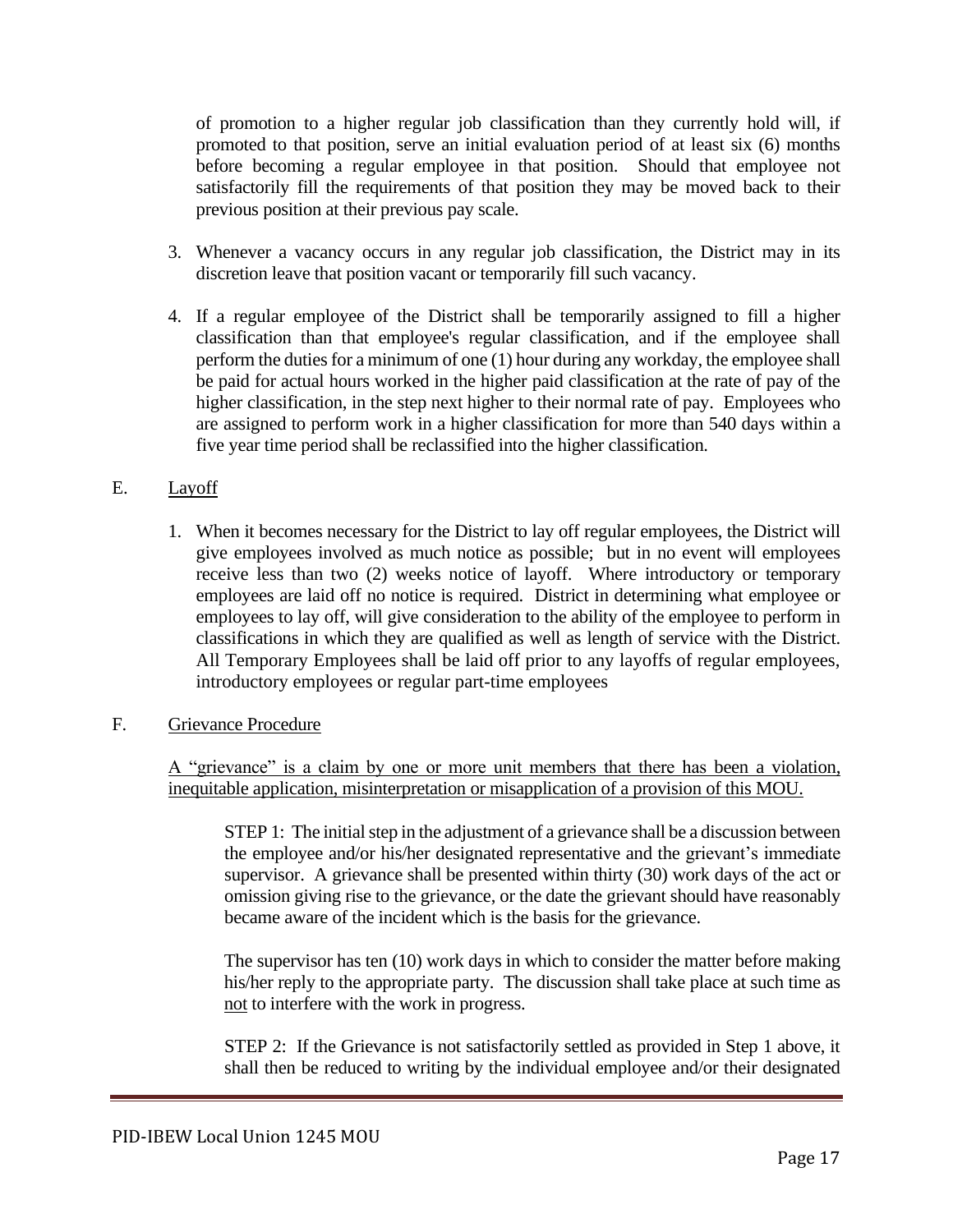of promotion to a higher regular job classification than they currently hold will, if promoted to that position, serve an initial evaluation period of at least six (6) months before becoming a regular employee in that position. Should that employee not satisfactorily fill the requirements of that position they may be moved back to their previous position at their previous pay scale.

3. Whenever a vacancy occurs in any regular job classification, the District may in its discretion leave that position vacant or temporarily fill such vacancy.

4. If a regular employee of the District shall be temporarily assigned to fill a higher classification than that employee's regular classification, and if the employee shall perform the duties for a minimum of one (1) hour during any workday, the employee shall be paid for actual hours worked in the higher paid classification at the rate of pay of the higher classification, in the step next higher to their normal rate of pay. Employees who are assigned to perform work in a higher classification for more than 540 days within a five year time period shall be reclassified into the higher classification.

E. <u>Layoff</u>

1. When it becomes necessary for the District to lay off regular employees, the District will give employees involved as much notice as possible; but in no event will employees receive less than two (2) weeks notice of layoff. Where introductory or temporary employees are laid off no notice is required. District in determining what employee or employees to lay off, will give consideration to the ability of the employee to perform in classifications in which they are qualified as well as length of service with the District. All Temporary Employees shall be laid off prior to any layoffs of regular employees, introductory employees or regular part-time employees

F. <u>Grievance Procedure</u>

<u>A "grievance" is a claim by one or more unit members that there has been a violation, inequitable application, misinterpretation or misapplication of a provision of this MOU.</u>

STEP 1: The initial step in the adjustment of a grievance shall be a discussion between the employee and/or his/her designated representative and the grievant's immediate supervisor. A grievance shall be presented within thirty (30) work days of the act or omission giving rise to the grievance, or the date the grievant should have reasonably became aware of the incident which is the basis for the grievance.

The supervisor has ten (10) work days in which to consider the matter before making his/her reply to the appropriate party. The discussion shall take place at such time as <u>not</u> to interfere with the work in progress.

STEP 2: If the Grievance is not satisfactorily settled as provided in Step 1 above, it shall then be reduced to writing by the individual employee and/or their designated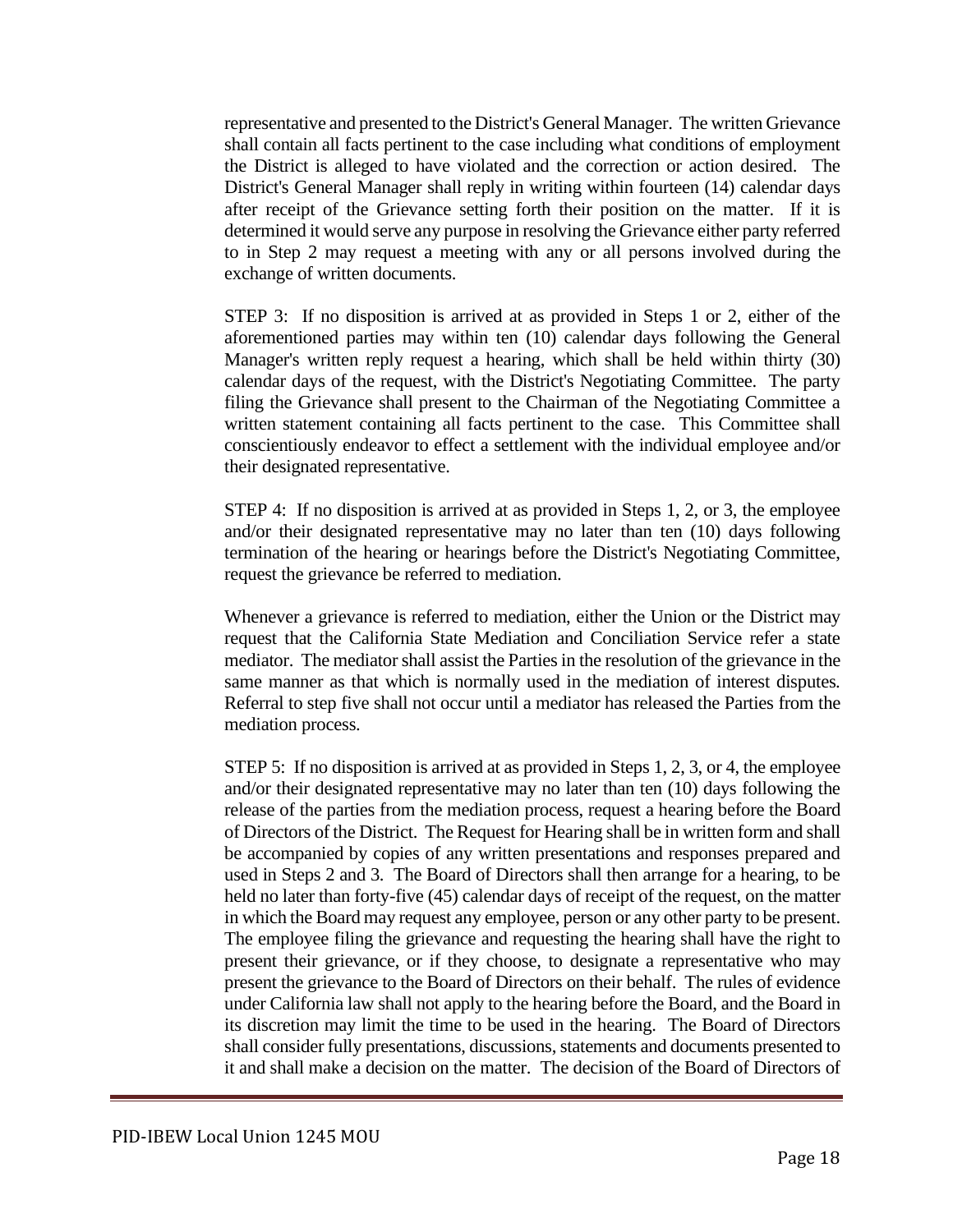representative and presented to the District's General Manager. The written Grievance shall contain all facts pertinent to the case including what conditions of employment the District is alleged to have violated and the correction or action desired. The District's General Manager shall reply in writing within fourteen (14) calendar days after receipt of the Grievance setting forth their position on the matter. If it is determined it would serve any purpose in resolving the Grievance either party referred to in Step 2 may request a meeting with any or all persons involved during the exchange of written documents.

STEP 3: If no disposition is arrived at as provided in Steps 1 or 2, either of the aforementioned parties may within ten (10) calendar days following the General Manager's written reply request a hearing, which shall be held within thirty (30) calendar days of the request, with the District's Negotiating Committee. The party filing the Grievance shall present to the Chairman of the Negotiating Committee a written statement containing all facts pertinent to the case. This Committee shall conscientiously endeavor to effect a settlement with the individual employee and/or their designated representative.

STEP 4: If no disposition is arrived at as provided in Steps 1, 2, or 3, the employee and/or their designated representative may no later than ten (10) days following termination of the hearing or hearings before the District's Negotiating Committee, request the grievance be referred to mediation.

Whenever a grievance is referred to mediation, either the Union or the District may request that the California State Mediation and Conciliation Service refer a state mediator. The mediator shall assist the Parties in the resolution of the grievance in the same manner as that which is normally used in the mediation of interest disputes. Referral to step five shall not occur until a mediator has released the Parties from the mediation process.

STEP 5: If no disposition is arrived at as provided in Steps 1, 2, 3, or 4, the employee and/or their designated representative may no later than ten (10) days following the release of the parties from the mediation process, request a hearing before the Board of Directors of the District. The Request for Hearing shall be in written form and shall be accompanied by copies of any written presentations and responses prepared and used in Steps 2 and 3. The Board of Directors shall then arrange for a hearing, to be held no later than forty-five (45) calendar days of receipt of the request, on the matter in which the Board may request any employee, person or any other party to be present. The employee filing the grievance and requesting the hearing shall have the right to present their grievance, or if they choose, to designate a representative who may present the grievance to the Board of Directors on their behalf. The rules of evidence under California law shall not apply to the hearing before the Board, and the Board in its discretion may limit the time to be used in the hearing. The Board of Directors shall consider fully presentations, discussions, statements and documents presented to it and shall make a decision on the matter. The decision of the Board of Directors of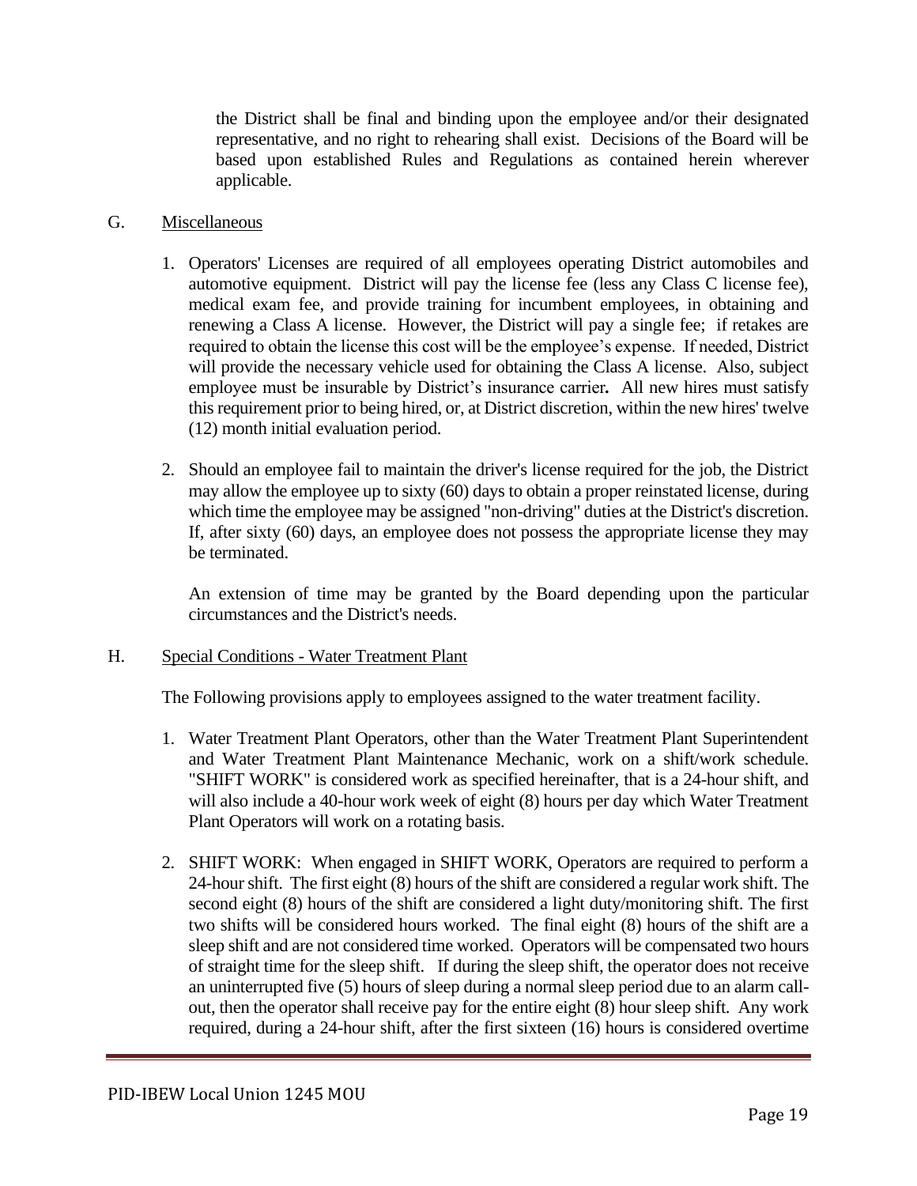the District shall be final and binding upon the employee and/or their designated representative, and no right to rehearing shall exist. Decisions of the Board will be based upon established Rules and Regulations as contained herein wherever applicable.

G. Miscellaneous

1. Operators' Licenses are required of all employees operating District automobiles and automotive equipment. District will pay the license fee (less any Class C license fee), medical exam fee, and provide training for incumbent employees, in obtaining and renewing a Class A license. However, the District will pay a single fee; if retakes are required to obtain the license this cost will be the employee's expense. If needed, District will provide the necessary vehicle used for obtaining the Class A license. Also, subject employee must be insurable by District's insurance carrier**.** All new hires must satisfy this requirement prior to being hired, or, at District discretion, within the new hires' twelve (12) month initial evaluation period.

2. Should an employee fail to maintain the driver's license required for the job, the District may allow the employee up to sixty (60) days to obtain a proper reinstated license, during which time the employee may be assigned "non-driving" duties at the District's discretion. If, after sixty (60) days, an employee does not possess the appropriate license they may be terminated.

   An extension of time may be granted by the Board depending upon the particular circumstances and the District's needs.

H. Special Conditions - Water Treatment Plant

The Following provisions apply to employees assigned to the water treatment facility.

1. Water Treatment Plant Operators, other than the Water Treatment Plant Superintendent and Water Treatment Plant Maintenance Mechanic, work on a shift/work schedule. "SHIFT WORK" is considered work as specified hereinafter, that is a 24-hour shift, and will also include a 40-hour work week of eight (8) hours per day which Water Treatment Plant Operators will work on a rotating basis.

2. SHIFT WORK: When engaged in SHIFT WORK, Operators are required to perform a 24-hour shift. The first eight (8) hours of the shift are considered a regular work shift. The second eight (8) hours of the shift are considered a light duty/monitoring shift. The first two shifts will be considered hours worked. The final eight (8) hours of the shift are a sleep shift and are not considered time worked. Operators will be compensated two hours of straight time for the sleep shift. If during the sleep shift, the operator does not receive an uninterrupted five (5) hours of sleep during a normal sleep period due to an alarm call-out, then the operator shall receive pay for the entire eight (8) hour sleep shift. Any work required, during a 24-hour shift, after the first sixteen (16) hours is considered overtime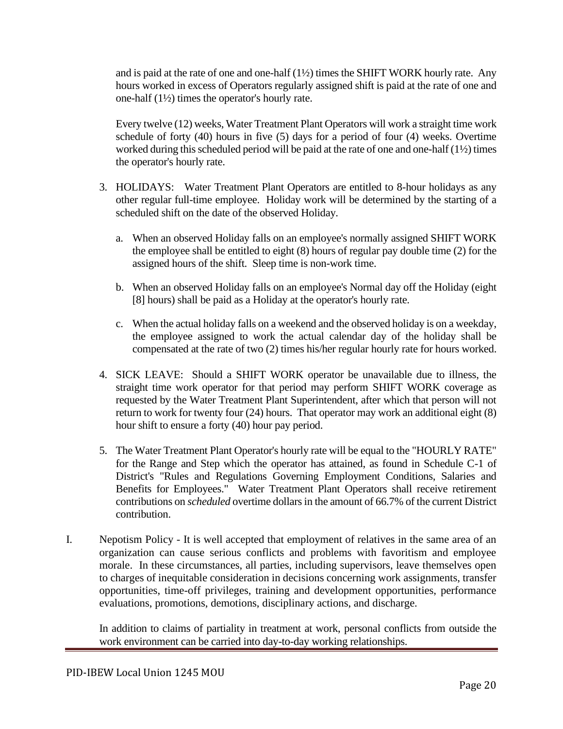and is paid at the rate of one and one-half (1½) times the SHIFT WORK hourly rate. Any hours worked in excess of Operators regularly assigned shift is paid at the rate of one and one-half (1½) times the operator's hourly rate.

Every twelve (12) weeks, Water Treatment Plant Operators will work a straight time work schedule of forty (40) hours in five (5) days for a period of four (4) weeks. Overtime worked during this scheduled period will be paid at the rate of one and one-half (1½) times the operator's hourly rate.

3. HOLIDAYS: Water Treatment Plant Operators are entitled to 8-hour holidays as any other regular full-time employee. Holiday work will be determined by the starting of a scheduled shift on the date of the observed Holiday.

   a. When an observed Holiday falls on an employee's normally assigned SHIFT WORK the employee shall be entitled to eight (8) hours of regular pay double time (2) for the assigned hours of the shift. Sleep time is non-work time.

   b. When an observed Holiday falls on an employee's Normal day off the Holiday (eight [8] hours) shall be paid as a Holiday at the operator's hourly rate.

   c. When the actual holiday falls on a weekend and the observed holiday is on a weekday, the employee assigned to work the actual calendar day of the holiday shall be compensated at the rate of two (2) times his/her regular hourly rate for hours worked.

4. SICK LEAVE: Should a SHIFT WORK operator be unavailable due to illness, the straight time work operator for that period may perform SHIFT WORK coverage as requested by the Water Treatment Plant Superintendent, after which that person will not return to work for twenty four (24) hours. That operator may work an additional eight (8) hour shift to ensure a forty (40) hour pay period.

5. The Water Treatment Plant Operator's hourly rate will be equal to the "HOURLY RATE" for the Range and Step which the operator has attained, as found in Schedule C-1 of District's "Rules and Regulations Governing Employment Conditions, Salaries and Benefits for Employees." Water Treatment Plant Operators shall receive retirement contributions on *scheduled* overtime dollars in the amount of 66.7% of the current District contribution.

I. Nepotism Policy - It is well accepted that employment of relatives in the same area of an organization can cause serious conflicts and problems with favoritism and employee morale. In these circumstances, all parties, including supervisors, leave themselves open to charges of inequitable consideration in decisions concerning work assignments, transfer opportunities, time-off privileges, training and development opportunities, performance evaluations, promotions, demotions, disciplinary actions, and discharge.

In addition to claims of partiality in treatment at work, personal conflicts from outside the work environment can be carried into day-to-day working relationships.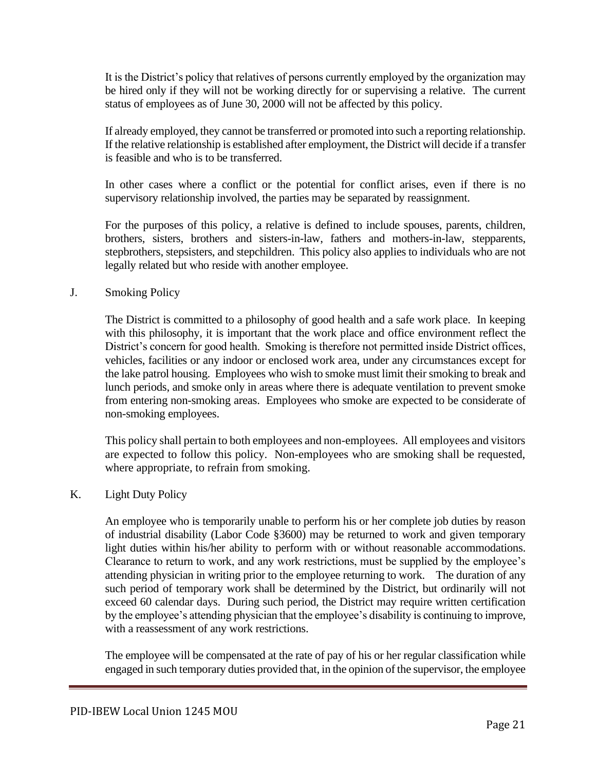It is the District's policy that relatives of persons currently employed by the organization may be hired only if they will not be working directly for or supervising a relative. The current status of employees as of June 30, 2000 will not be affected by this policy.

If already employed, they cannot be transferred or promoted into such a reporting relationship. If the relative relationship is established after employment, the District will decide if a transfer is feasible and who is to be transferred.

In other cases where a conflict or the potential for conflict arises, even if there is no supervisory relationship involved, the parties may be separated by reassignment.

For the purposes of this policy, a relative is defined to include spouses, parents, children, brothers, sisters, brothers and sisters-in-law, fathers and mothers-in-law, stepparents, stepbrothers, stepsisters, and stepchildren. This policy also applies to individuals who are not legally related but who reside with another employee.

J. Smoking Policy

The District is committed to a philosophy of good health and a safe work place. In keeping with this philosophy, it is important that the work place and office environment reflect the District's concern for good health. Smoking is therefore not permitted inside District offices, vehicles, facilities or any indoor or enclosed work area, under any circumstances except for the lake patrol housing. Employees who wish to smoke must limit their smoking to break and lunch periods, and smoke only in areas where there is adequate ventilation to prevent smoke from entering non-smoking areas. Employees who smoke are expected to be considerate of non-smoking employees.

This policy shall pertain to both employees and non-employees. All employees and visitors are expected to follow this policy. Non-employees who are smoking shall be requested, where appropriate, to refrain from smoking.

K. Light Duty Policy

An employee who is temporarily unable to perform his or her complete job duties by reason of industrial disability (Labor Code §3600) may be returned to work and given temporary light duties within his/her ability to perform with or without reasonable accommodations. Clearance to return to work, and any work restrictions, must be supplied by the employee's attending physician in writing prior to the employee returning to work. The duration of any such period of temporary work shall be determined by the District, but ordinarily will not exceed 60 calendar days. During such period, the District may require written certification by the employee's attending physician that the employee's disability is continuing to improve, with a reassessment of any work restrictions.

The employee will be compensated at the rate of pay of his or her regular classification while engaged in such temporary duties provided that, in the opinion of the supervisor, the employee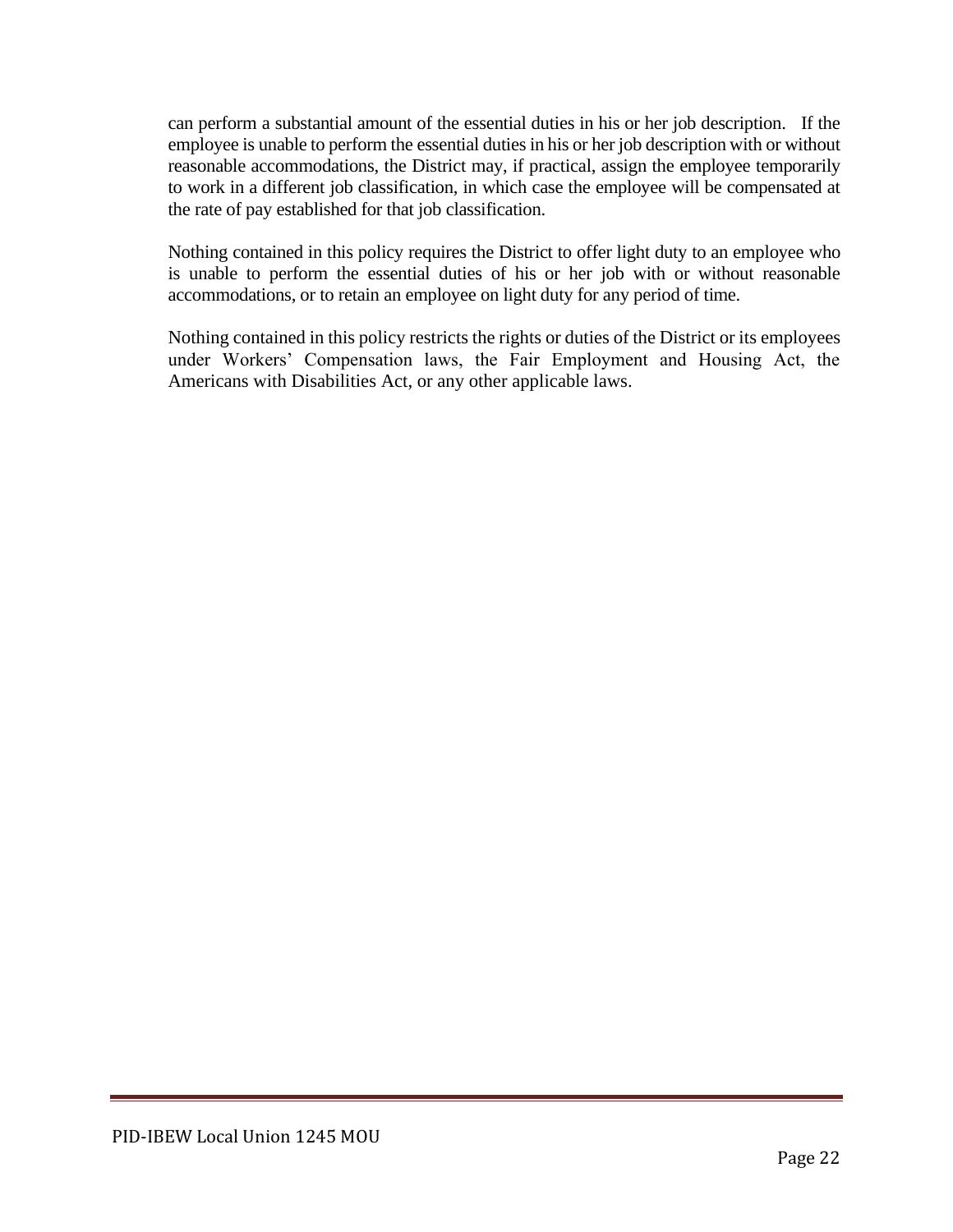can perform a substantial amount of the essential duties in his or her job description. If the employee is unable to perform the essential duties in his or her job description with or without reasonable accommodations, the District may, if practical, assign the employee temporarily to work in a different job classification, in which case the employee will be compensated at the rate of pay established for that job classification.

Nothing contained in this policy requires the District to offer light duty to an employee who is unable to perform the essential duties of his or her job with or without reasonable accommodations, or to retain an employee on light duty for any period of time.

Nothing contained in this policy restricts the rights or duties of the District or its employees under Workers' Compensation laws, the Fair Employment and Housing Act, the Americans with Disabilities Act, or any other applicable laws.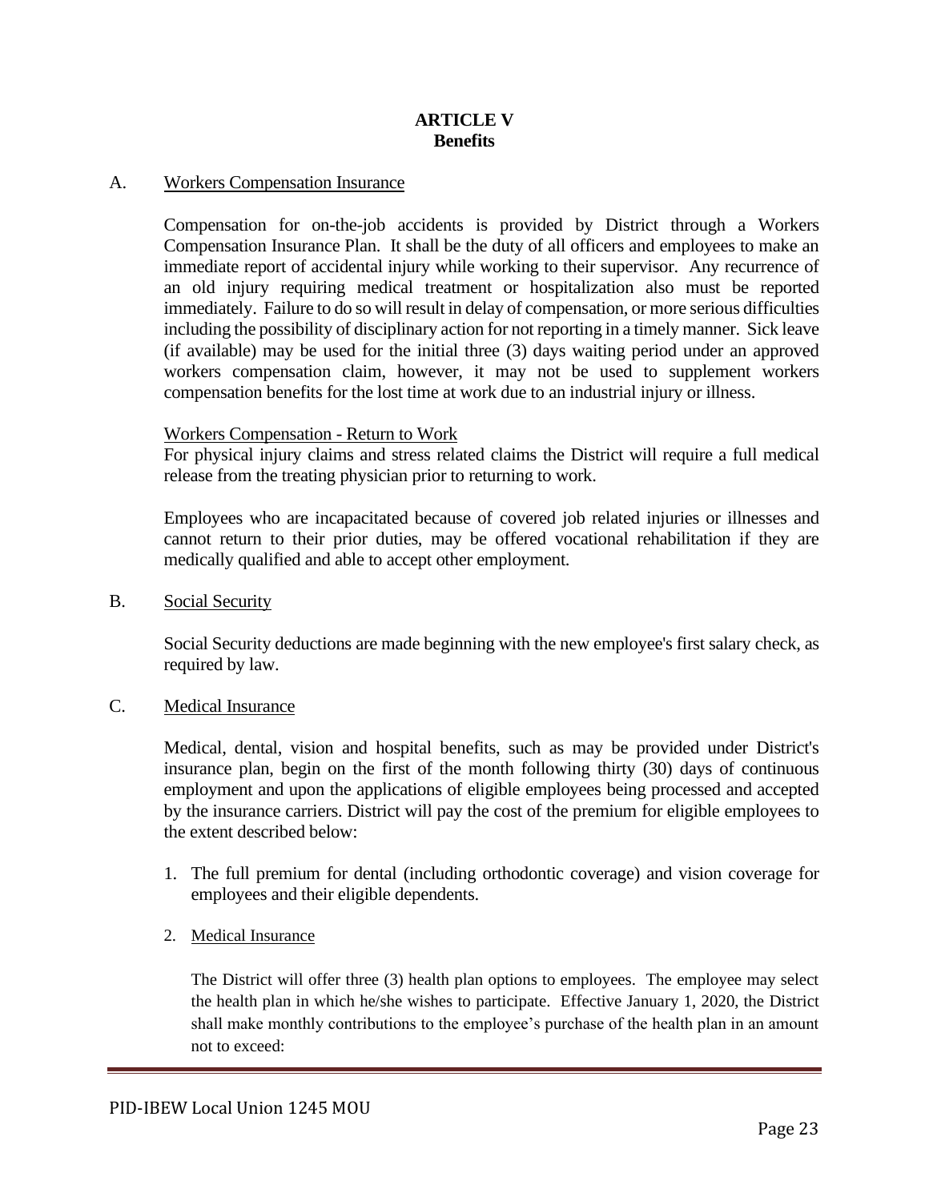# ARTICLE V
## Benefits

A. <u>Workers Compensation Insurance</u>

Compensation for on-the-job accidents is provided by District through a Workers Compensation Insurance Plan. It shall be the duty of all officers and employees to make an immediate report of accidental injury while working to their supervisor. Any recurrence of an old injury requiring medical treatment or hospitalization also must be reported immediately. Failure to do so will result in delay of compensation, or more serious difficulties including the possibility of disciplinary action for not reporting in a timely manner. Sick leave (if available) may be used for the initial three (3) days waiting period under an approved workers compensation claim, however, it may not be used to supplement workers compensation benefits for the lost time at work due to an industrial injury or illness.

<u>Workers Compensation - Return to Work</u>

For physical injury claims and stress related claims the District will require a full medical release from the treating physician prior to returning to work.

Employees who are incapacitated because of covered job related injuries or illnesses and cannot return to their prior duties, may be offered vocational rehabilitation if they are medically qualified and able to accept other employment.

B. <u>Social Security</u>

Social Security deductions are made beginning with the new employee's first salary check, as required by law.

C. <u>Medical Insurance</u>

Medical, dental, vision and hospital benefits, such as may be provided under District's insurance plan, begin on the first of the month following thirty (30) days of continuous employment and upon the applications of eligible employees being processed and accepted by the insurance carriers. District will pay the cost of the premium for eligible employees to the extent described below:

1. The full premium for dental (including orthodontic coverage) and vision coverage for employees and their eligible dependents.

2. <u>Medical Insurance</u>

   The District will offer three (3) health plan options to employees. The employee may select the health plan in which he/she wishes to participate. Effective January 1, 2020, the District shall make monthly contributions to the employee's purchase of the health plan in an amount not to exceed: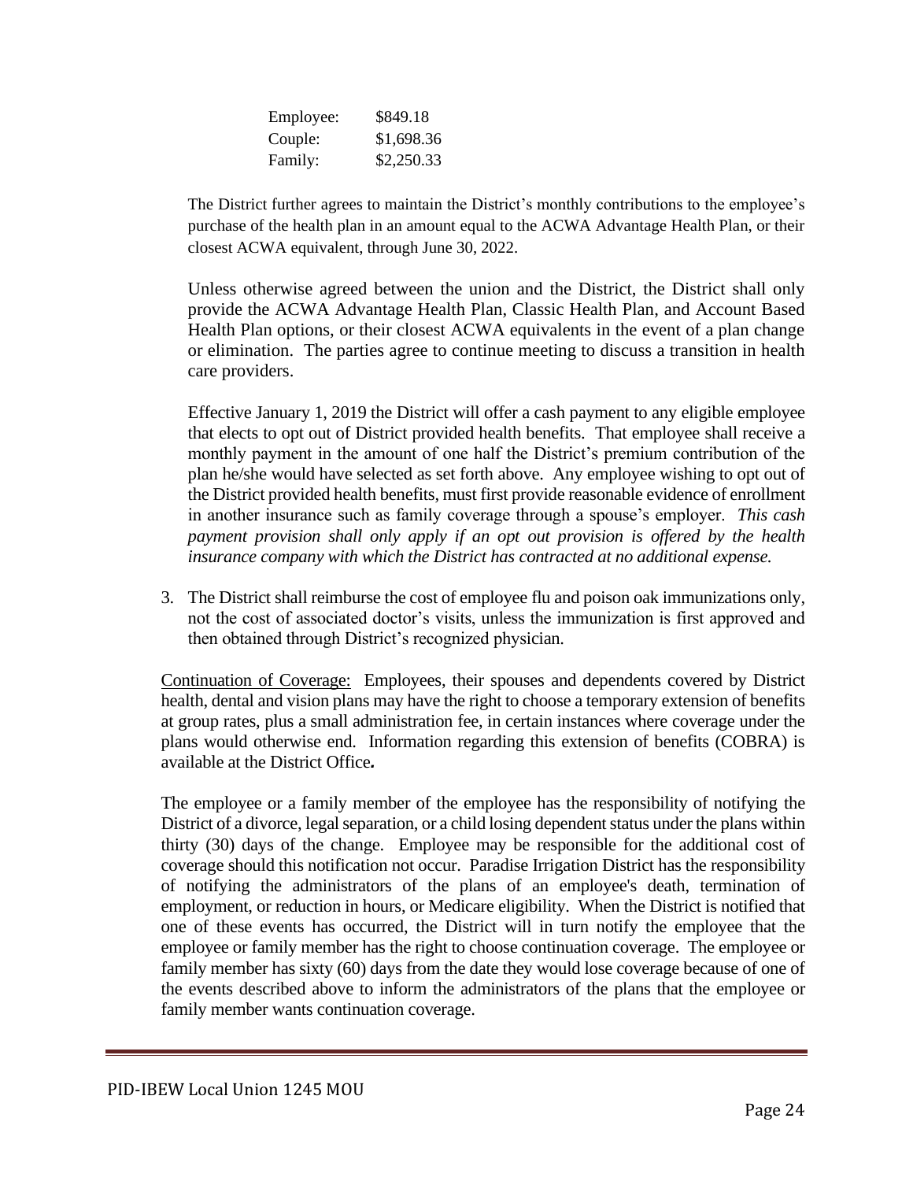| | |
|---|---|
| Employee: | $849.18 |
| Couple: | $1,698.36 |
| Family: | $2,250.33 |

The District further agrees to maintain the District's monthly contributions to the employee's purchase of the health plan in an amount equal to the ACWA Advantage Health Plan, or their closest ACWA equivalent, through June 30, 2022.

Unless otherwise agreed between the union and the District, the District shall only provide the ACWA Advantage Health Plan, Classic Health Plan, and Account Based Health Plan options, or their closest ACWA equivalents in the event of a plan change or elimination. The parties agree to continue meeting to discuss a transition in health care providers.

Effective January 1, 2019 the District will offer a cash payment to any eligible employee that elects to opt out of District provided health benefits. That employee shall receive a monthly payment in the amount of one half the District's premium contribution of the plan he/she would have selected as set forth above. Any employee wishing to opt out of the District provided health benefits, must first provide reasonable evidence of enrollment in another insurance such as family coverage through a spouse's employer. *This cash payment provision shall only apply if an opt out provision is offered by the health insurance company with which the District has contracted at no additional expense.*

3. The District shall reimburse the cost of employee flu and poison oak immunizations only, not the cost of associated doctor's visits, unless the immunization is first approved and then obtained through District's recognized physician.

Continuation of Coverage: Employees, their spouses and dependents covered by District health, dental and vision plans may have the right to choose a temporary extension of benefits at group rates, plus a small administration fee, in certain instances where coverage under the plans would otherwise end. Information regarding this extension of benefits (COBRA) is available at the District Office**.**

The employee or a family member of the employee has the responsibility of notifying the District of a divorce, legal separation, or a child losing dependent status under the plans within thirty (30) days of the change. Employee may be responsible for the additional cost of coverage should this notification not occur. Paradise Irrigation District has the responsibility of notifying the administrators of the plans of an employee's death, termination of employment, or reduction in hours, or Medicare eligibility. When the District is notified that one of these events has occurred, the District will in turn notify the employee that the employee or family member has the right to choose continuation coverage. The employee or family member has sixty (60) days from the date they would lose coverage because of one of the events described above to inform the administrators of the plans that the employee or family member wants continuation coverage.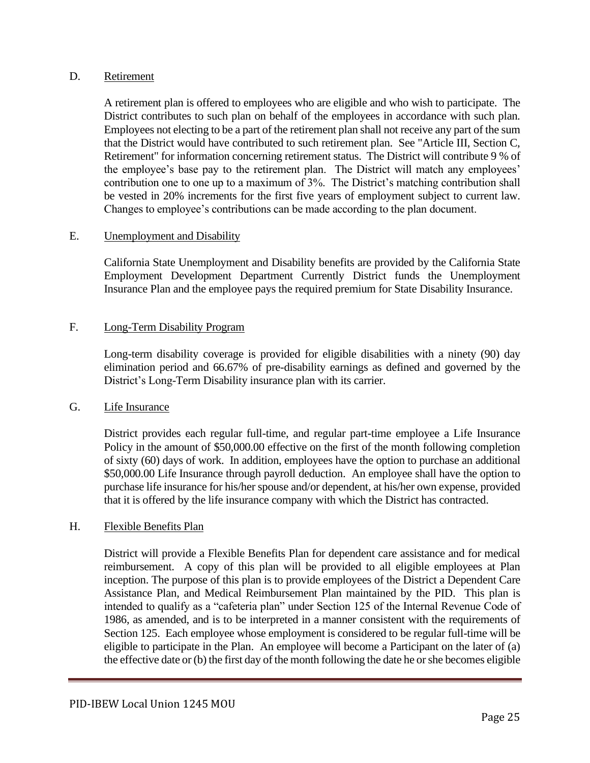D. Retirement

A retirement plan is offered to employees who are eligible and who wish to participate. The District contributes to such plan on behalf of the employees in accordance with such plan. Employees not electing to be a part of the retirement plan shall not receive any part of the sum that the District would have contributed to such retirement plan. See "Article III, Section C, Retirement" for information concerning retirement status. The District will contribute 9 % of the employee's base pay to the retirement plan. The District will match any employees' contribution one to one up to a maximum of 3%. The District's matching contribution shall be vested in 20% increments for the first five years of employment subject to current law. Changes to employee's contributions can be made according to the plan document.

E. Unemployment and Disability

California State Unemployment and Disability benefits are provided by the California State Employment Development Department Currently District funds the Unemployment Insurance Plan and the employee pays the required premium for State Disability Insurance.

F. Long-Term Disability Program

Long-term disability coverage is provided for eligible disabilities with a ninety (90) day elimination period and 66.67% of pre-disability earnings as defined and governed by the District's Long-Term Disability insurance plan with its carrier.

G. Life Insurance

District provides each regular full-time, and regular part-time employee a Life Insurance Policy in the amount of \$50,000.00 effective on the first of the month following completion of sixty (60) days of work. In addition, employees have the option to purchase an additional \$50,000.00 Life Insurance through payroll deduction. An employee shall have the option to purchase life insurance for his/her spouse and/or dependent, at his/her own expense, provided that it is offered by the life insurance company with which the District has contracted.

H. Flexible Benefits Plan

District will provide a Flexible Benefits Plan for dependent care assistance and for medical reimbursement. A copy of this plan will be provided to all eligible employees at Plan inception. The purpose of this plan is to provide employees of the District a Dependent Care Assistance Plan, and Medical Reimbursement Plan maintained by the PID. This plan is intended to qualify as a "cafeteria plan" under Section 125 of the Internal Revenue Code of 1986, as amended, and is to be interpreted in a manner consistent with the requirements of Section 125. Each employee whose employment is considered to be regular full-time will be eligible to participate in the Plan. An employee will become a Participant on the later of (a) the effective date or (b) the first day of the month following the date he or she becomes eligible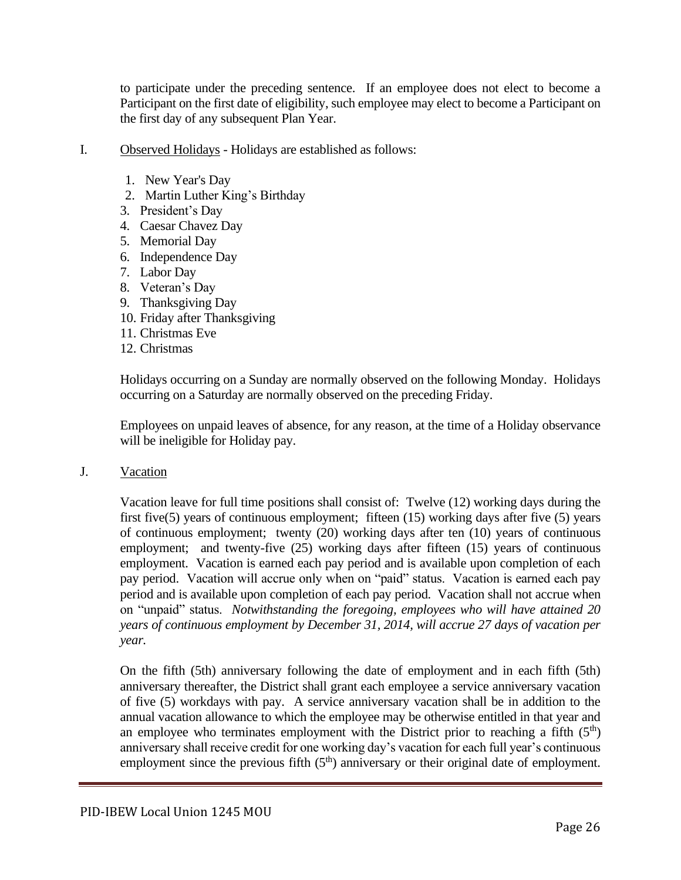to participate under the preceding sentence. If an employee does not elect to become a Participant on the first date of eligibility, such employee may elect to become a Participant on the first day of any subsequent Plan Year.

I. Observed Holidays - Holidays are established as follows:

1. New Year's Day
2. Martin Luther King's Birthday
3. President's Day
4. Caesar Chavez Day
5. Memorial Day
6. Independence Day
7. Labor Day
8. Veteran's Day
9. Thanksgiving Day
10. Friday after Thanksgiving
11. Christmas Eve
12. Christmas

Holidays occurring on a Sunday are normally observed on the following Monday. Holidays occurring on a Saturday are normally observed on the preceding Friday.

Employees on unpaid leaves of absence, for any reason, at the time of a Holiday observance will be ineligible for Holiday pay.

J. Vacation

Vacation leave for full time positions shall consist of: Twelve (12) working days during the first five(5) years of continuous employment; fifteen (15) working days after five (5) years of continuous employment; twenty (20) working days after ten (10) years of continuous employment; and twenty-five (25) working days after fifteen (15) years of continuous employment. Vacation is earned each pay period and is available upon completion of each pay period. Vacation will accrue only when on "paid" status. Vacation is earned each pay period and is available upon completion of each pay period. Vacation shall not accrue when on "unpaid" status. *Notwithstanding the foregoing, employees who will have attained 20 years of continuous employment by December 31, 2014, will accrue 27 days of vacation per year.*

On the fifth (5th) anniversary following the date of employment and in each fifth (5th) anniversary thereafter, the District shall grant each employee a service anniversary vacation of five (5) workdays with pay. A service anniversary vacation shall be in addition to the annual vacation allowance to which the employee may be otherwise entitled in that year and an employee who terminates employment with the District prior to reaching a fifth (5th) anniversary shall receive credit for one working day's vacation for each full year's continuous employment since the previous fifth (5th) anniversary or their original date of employment.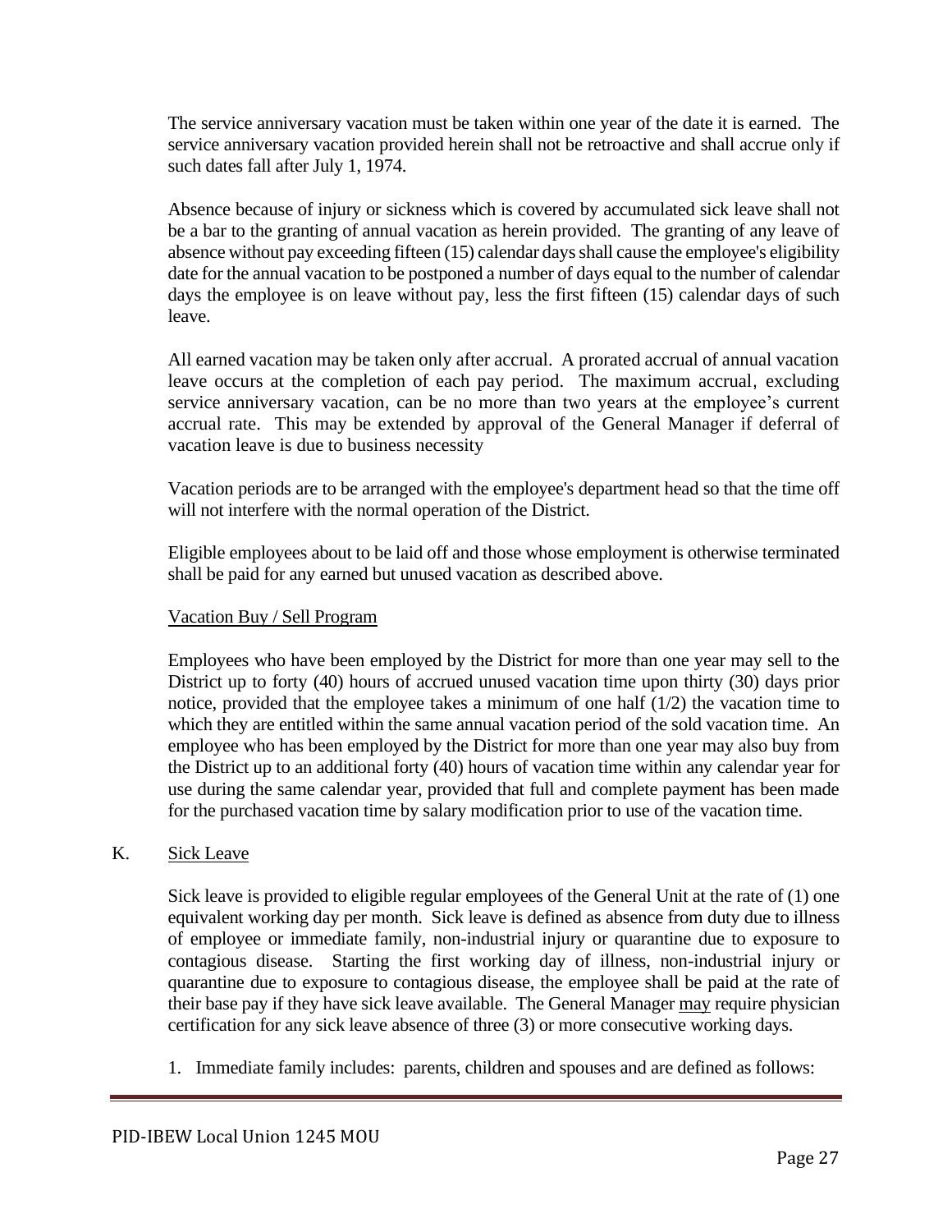The service anniversary vacation must be taken within one year of the date it is earned. The service anniversary vacation provided herein shall not be retroactive and shall accrue only if such dates fall after July 1, 1974.

Absence because of injury or sickness which is covered by accumulated sick leave shall not be a bar to the granting of annual vacation as herein provided. The granting of any leave of absence without pay exceeding fifteen (15) calendar days shall cause the employee's eligibility date for the annual vacation to be postponed a number of days equal to the number of calendar days the employee is on leave without pay, less the first fifteen (15) calendar days of such leave.

All earned vacation may be taken only after accrual. A prorated accrual of annual vacation leave occurs at the completion of each pay period. The maximum accrual, excluding service anniversary vacation, can be no more than two years at the employee's current accrual rate. This may be extended by approval of the General Manager if deferral of vacation leave is due to business necessity

Vacation periods are to be arranged with the employee's department head so that the time off will not interfere with the normal operation of the District.

Eligible employees about to be laid off and those whose employment is otherwise terminated shall be paid for any earned but unused vacation as described above.

Vacation Buy / Sell Program

Employees who have been employed by the District for more than one year may sell to the District up to forty (40) hours of accrued unused vacation time upon thirty (30) days prior notice, provided that the employee takes a minimum of one half (1/2) the vacation time to which they are entitled within the same annual vacation period of the sold vacation time. An employee who has been employed by the District for more than one year may also buy from the District up to an additional forty (40) hours of vacation time within any calendar year for use during the same calendar year, provided that full and complete payment has been made for the purchased vacation time by salary modification prior to use of the vacation time.

K. Sick Leave

Sick leave is provided to eligible regular employees of the General Unit at the rate of (1) one equivalent working day per month. Sick leave is defined as absence from duty due to illness of employee or immediate family, non-industrial injury or quarantine due to exposure to contagious disease. Starting the first working day of illness, non-industrial injury or quarantine due to exposure to contagious disease, the employee shall be paid at the rate of their base pay if they have sick leave available. The General Manager may require physician certification for any sick leave absence of three (3) or more consecutive working days.

1. Immediate family includes: parents, children and spouses and are defined as follows: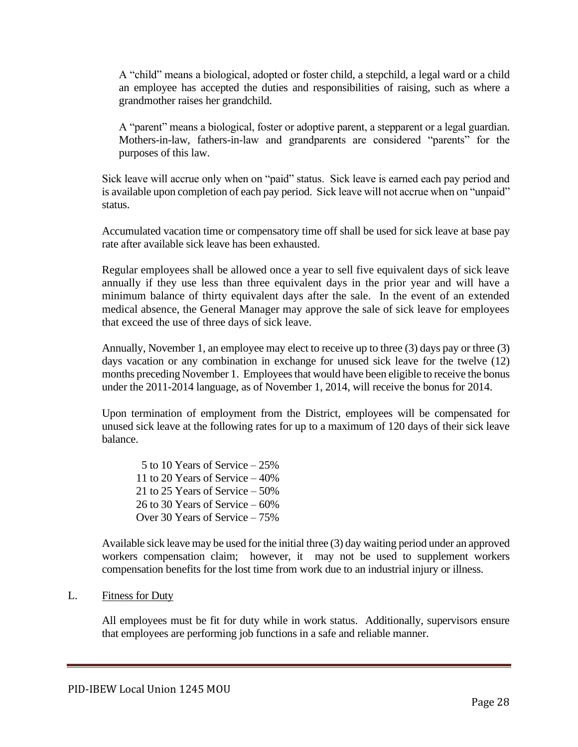A "child" means a biological, adopted or foster child, a stepchild, a legal ward or a child an employee has accepted the duties and responsibilities of raising, such as where a grandmother raises her grandchild.

A "parent" means a biological, foster or adoptive parent, a stepparent or a legal guardian. Mothers-in-law, fathers-in-law and grandparents are considered "parents" for the purposes of this law.

Sick leave will accrue only when on "paid" status. Sick leave is earned each pay period and is available upon completion of each pay period. Sick leave will not accrue when on "unpaid" status.

Accumulated vacation time or compensatory time off shall be used for sick leave at base pay rate after available sick leave has been exhausted.

Regular employees shall be allowed once a year to sell five equivalent days of sick leave annually if they use less than three equivalent days in the prior year and will have a minimum balance of thirty equivalent days after the sale. In the event of an extended medical absence, the General Manager may approve the sale of sick leave for employees that exceed the use of three days of sick leave.

Annually, November 1, an employee may elect to receive up to three (3) days pay or three (3) days vacation or any combination in exchange for unused sick leave for the twelve (12) months preceding November 1. Employees that would have been eligible to receive the bonus under the 2011-2014 language, as of November 1, 2014, will receive the bonus for 2014.

Upon termination of employment from the District, employees will be compensated for unused sick leave at the following rates for up to a maximum of 120 days of their sick leave balance.

5 to 10 Years of Service – 25%  
11 to 20 Years of Service – 40%  
21 to 25 Years of Service – 50%  
26 to 30 Years of Service – 60%  
Over 30 Years of Service – 75%

Available sick leave may be used for the initial three (3) day waiting period under an approved workers compensation claim; however, it may not be used to supplement workers compensation benefits for the lost time from work due to an industrial injury or illness.

L. Fitness for Duty

All employees must be fit for duty while in work status. Additionally, supervisors ensure that employees are performing job functions in a safe and reliable manner.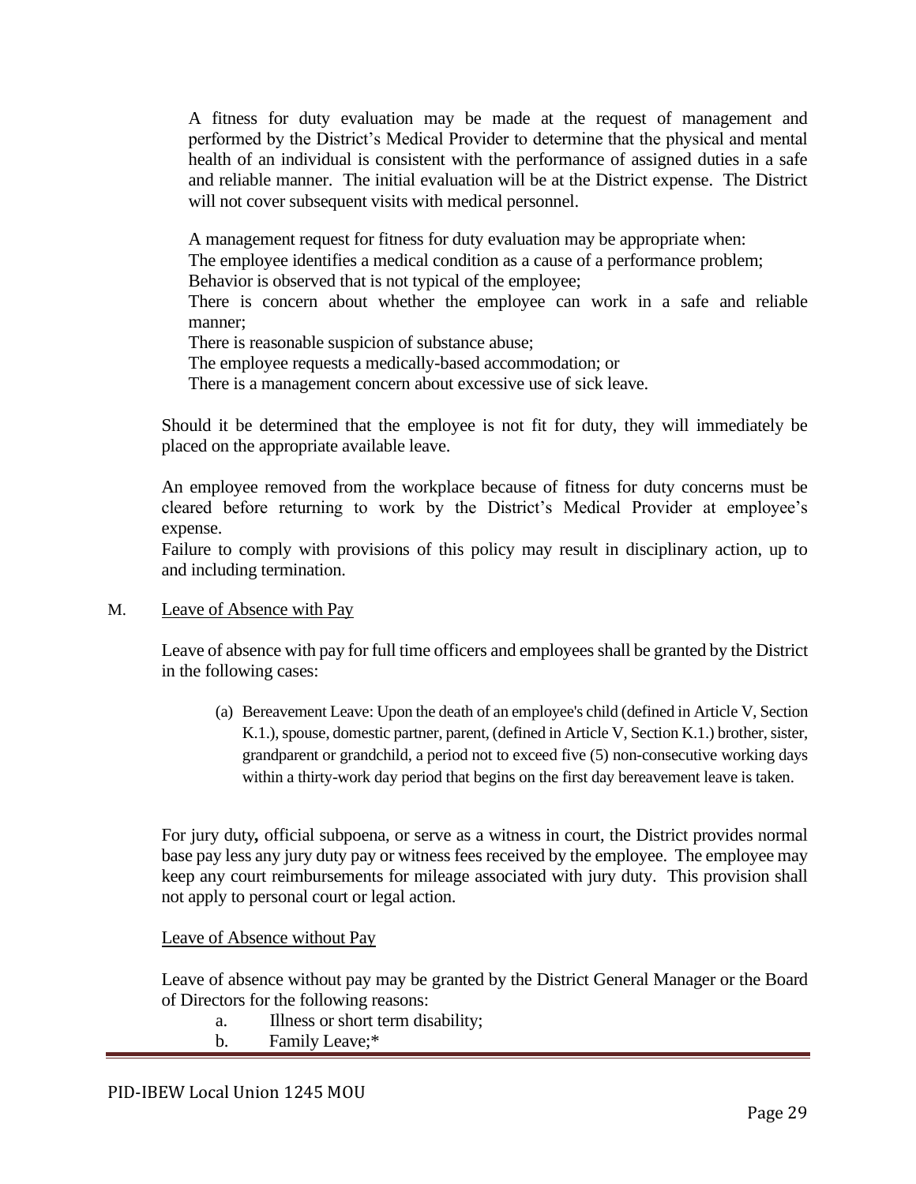A fitness for duty evaluation may be made at the request of management and performed by the District's Medical Provider to determine that the physical and mental health of an individual is consistent with the performance of assigned duties in a safe and reliable manner. The initial evaluation will be at the District expense. The District will not cover subsequent visits with medical personnel.

A management request for fitness for duty evaluation may be appropriate when:
The employee identifies a medical condition as a cause of a performance problem;
Behavior is observed that is not typical of the employee;
There is concern about whether the employee can work in a safe and reliable manner;
There is reasonable suspicion of substance abuse;
The employee requests a medically-based accommodation; or
There is a management concern about excessive use of sick leave.

Should it be determined that the employee is not fit for duty, they will immediately be placed on the appropriate available leave.

An employee removed from the workplace because of fitness for duty concerns must be cleared before returning to work by the District's Medical Provider at employee's expense.
Failure to comply with provisions of this policy may result in disciplinary action, up to and including termination.

M. Leave of Absence with Pay

Leave of absence with pay for full time officers and employees shall be granted by the District in the following cases:

(a) Bereavement Leave: Upon the death of an employee's child (defined in Article V, Section K.1.), spouse, domestic partner, parent, (defined in Article V, Section K.1.) brother, sister, grandparent or grandchild, a period not to exceed five (5) non-consecutive working days within a thirty-work day period that begins on the first day bereavement leave is taken.

For jury duty**,** official subpoena, or serve as a witness in court, the District provides normal base pay less any jury duty pay or witness fees received by the employee. The employee may keep any court reimbursements for mileage associated with jury duty. This provision shall not apply to personal court or legal action.

Leave of Absence without Pay

Leave of absence without pay may be granted by the District General Manager or the Board of Directors for the following reasons:

a. Illness or short term disability;
b. Family Leave;*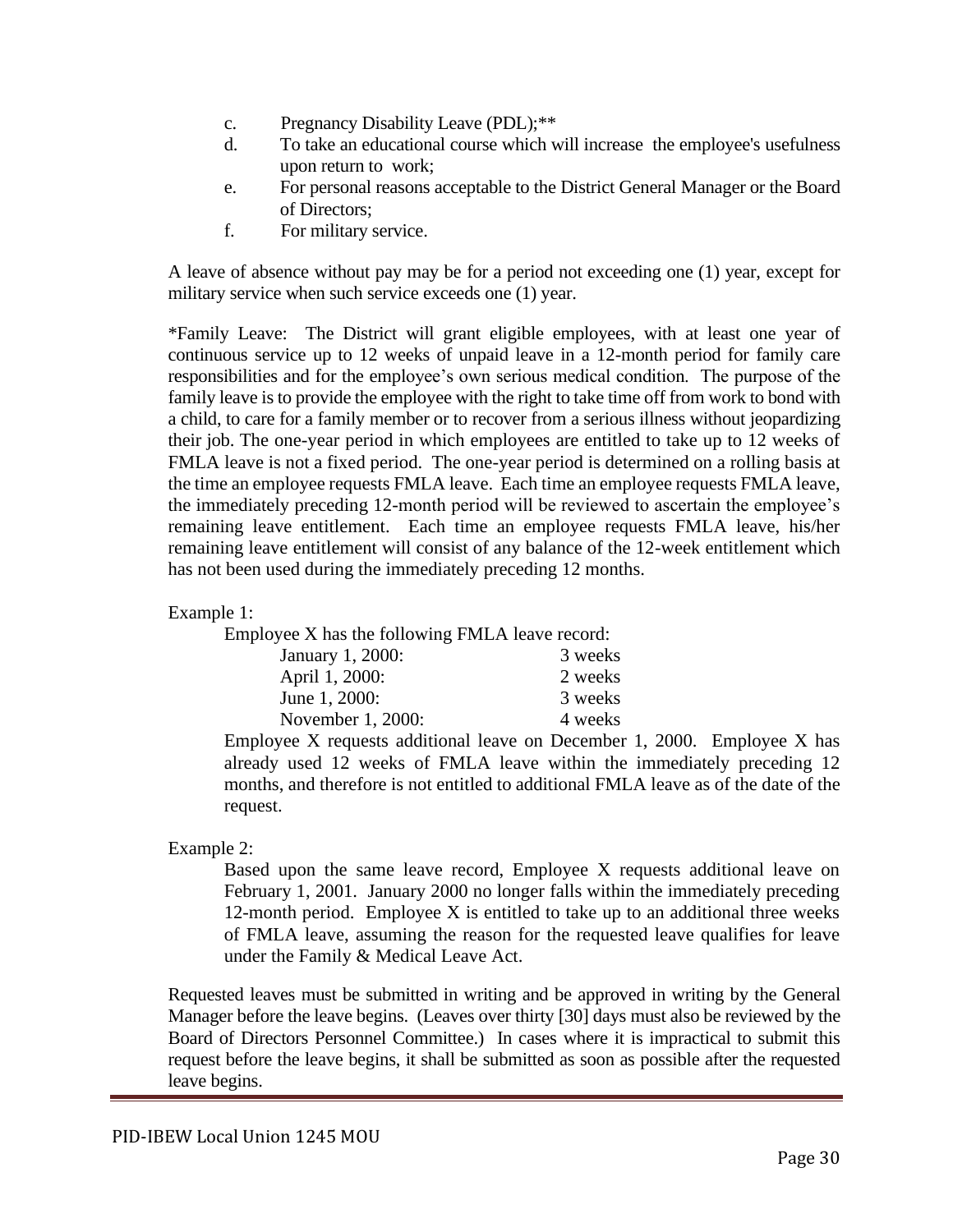c. Pregnancy Disability Leave (PDL);**

d. To take an educational course which will increase the employee's usefulness upon return to work;

e. For personal reasons acceptable to the District General Manager or the Board of Directors;

f. For military service.

A leave of absence without pay may be for a period not exceeding one (1) year, except for military service when such service exceeds one (1) year.

*Family Leave: The District will grant eligible employees, with at least one year of continuous service up to 12 weeks of unpaid leave in a 12-month period for family care responsibilities and for the employee's own serious medical condition. The purpose of the family leave is to provide the employee with the right to take time off from work to bond with a child, to care for a family member or to recover from a serious illness without jeopardizing their job. The one-year period in which employees are entitled to take up to 12 weeks of FMLA leave is not a fixed period. The one-year period is determined on a rolling basis at the time an employee requests FMLA leave. Each time an employee requests FMLA leave, the immediately preceding 12-month period will be reviewed to ascertain the employee's remaining leave entitlement. Each time an employee requests FMLA leave, his/her remaining leave entitlement will consist of any balance of the 12-week entitlement which has not been used during the immediately preceding 12 months.

Example 1:

Employee X has the following FMLA leave record:

| | |
|---|---|
| January 1, 2000: | 3 weeks |
| April 1, 2000: | 2 weeks |
| June 1, 2000: | 3 weeks |
| November 1, 2000: | 4 weeks |

Employee X requests additional leave on December 1, 2000. Employee X has already used 12 weeks of FMLA leave within the immediately preceding 12 months, and therefore is not entitled to additional FMLA leave as of the date of the request.

Example 2:

Based upon the same leave record, Employee X requests additional leave on February 1, 2001. January 2000 no longer falls within the immediately preceding 12-month period. Employee X is entitled to take up to an additional three weeks of FMLA leave, assuming the reason for the requested leave qualifies for leave under the Family & Medical Leave Act.

Requested leaves must be submitted in writing and be approved in writing by the General Manager before the leave begins. (Leaves over thirty [30] days must also be reviewed by the Board of Directors Personnel Committee.) In cases where it is impractical to submit this request before the leave begins, it shall be submitted as soon as possible after the requested leave begins.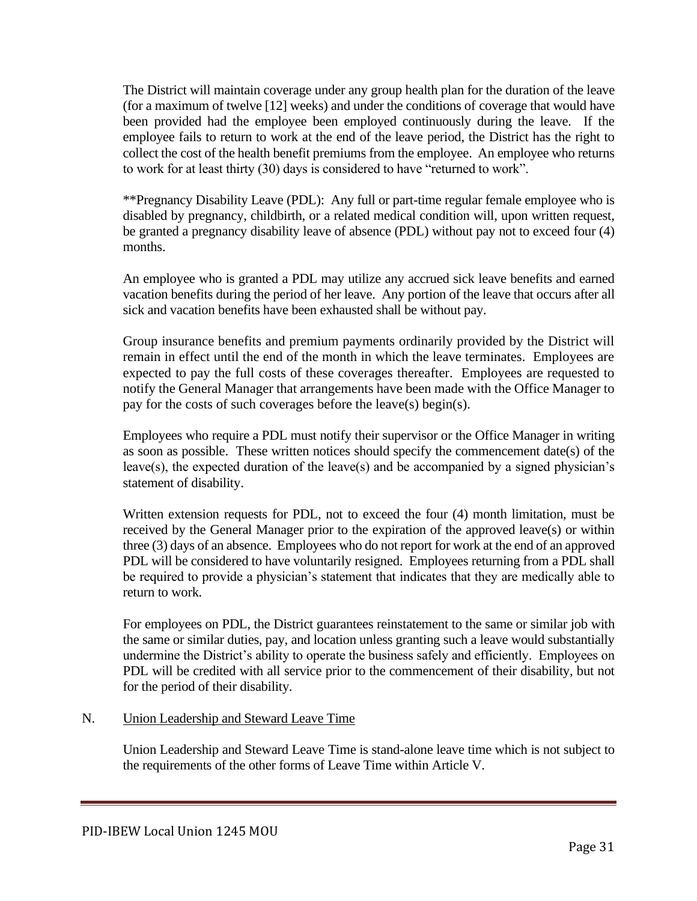The District will maintain coverage under any group health plan for the duration of the leave (for a maximum of twelve [12] weeks) and under the conditions of coverage that would have been provided had the employee been employed continuously during the leave. If the employee fails to return to work at the end of the leave period, the District has the right to collect the cost of the health benefit premiums from the employee. An employee who returns to work for at least thirty (30) days is considered to have "returned to work".

**Pregnancy Disability Leave (PDL): Any full or part-time regular female employee who is disabled by pregnancy, childbirth, or a related medical condition will, upon written request, be granted a pregnancy disability leave of absence (PDL) without pay not to exceed four (4) months.

An employee who is granted a PDL may utilize any accrued sick leave benefits and earned vacation benefits during the period of her leave. Any portion of the leave that occurs after all sick and vacation benefits have been exhausted shall be without pay.

Group insurance benefits and premium payments ordinarily provided by the District will remain in effect until the end of the month in which the leave terminates. Employees are expected to pay the full costs of these coverages thereafter. Employees are requested to notify the General Manager that arrangements have been made with the Office Manager to pay for the costs of such coverages before the leave(s) begin(s).

Employees who require a PDL must notify their supervisor or the Office Manager in writing as soon as possible. These written notices should specify the commencement date(s) of the leave(s), the expected duration of the leave(s) and be accompanied by a signed physician's statement of disability.

Written extension requests for PDL, not to exceed the four (4) month limitation, must be received by the General Manager prior to the expiration of the approved leave(s) or within three (3) days of an absence. Employees who do not report for work at the end of an approved PDL will be considered to have voluntarily resigned. Employees returning from a PDL shall be required to provide a physician's statement that indicates that they are medically able to return to work.

For employees on PDL, the District guarantees reinstatement to the same or similar job with the same or similar duties, pay, and location unless granting such a leave would substantially undermine the District's ability to operate the business safely and efficiently. Employees on PDL will be credited with all service prior to the commencement of their disability, but not for the period of their disability.

N. <u>Union Leadership and Steward Leave Time</u>

Union Leadership and Steward Leave Time is stand-alone leave time which is not subject to the requirements of the other forms of Leave Time within Article V.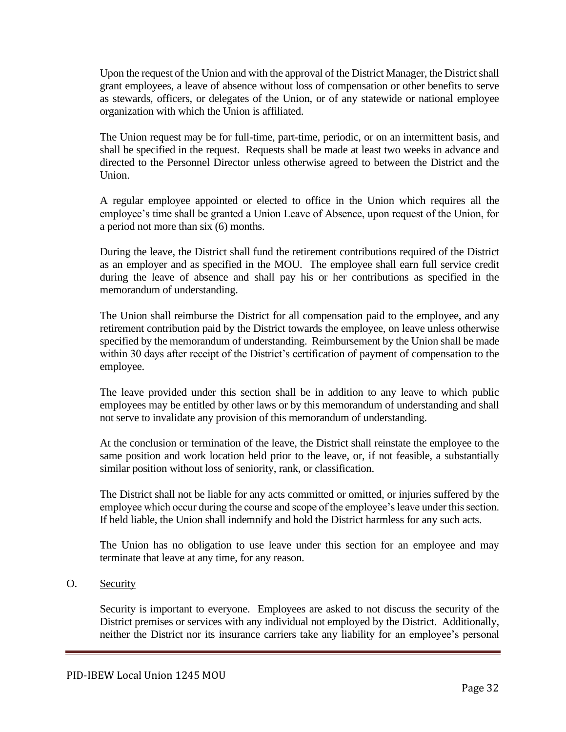Upon the request of the Union and with the approval of the District Manager, the District shall grant employees, a leave of absence without loss of compensation or other benefits to serve as stewards, officers, or delegates of the Union, or of any statewide or national employee organization with which the Union is affiliated.

The Union request may be for full-time, part-time, periodic, or on an intermittent basis, and shall be specified in the request. Requests shall be made at least two weeks in advance and directed to the Personnel Director unless otherwise agreed to between the District and the Union.

A regular employee appointed or elected to office in the Union which requires all the employee's time shall be granted a Union Leave of Absence, upon request of the Union, for a period not more than six (6) months.

During the leave, the District shall fund the retirement contributions required of the District as an employer and as specified in the MOU. The employee shall earn full service credit during the leave of absence and shall pay his or her contributions as specified in the memorandum of understanding.

The Union shall reimburse the District for all compensation paid to the employee, and any retirement contribution paid by the District towards the employee, on leave unless otherwise specified by the memorandum of understanding. Reimbursement by the Union shall be made within 30 days after receipt of the District's certification of payment of compensation to the employee.

The leave provided under this section shall be in addition to any leave to which public employees may be entitled by other laws or by this memorandum of understanding and shall not serve to invalidate any provision of this memorandum of understanding.

At the conclusion or termination of the leave, the District shall reinstate the employee to the same position and work location held prior to the leave, or, if not feasible, a substantially similar position without loss of seniority, rank, or classification.

The District shall not be liable for any acts committed or omitted, or injuries suffered by the employee which occur during the course and scope of the employee's leave under this section. If held liable, the Union shall indemnify and hold the District harmless for any such acts.

The Union has no obligation to use leave under this section for an employee and may terminate that leave at any time, for any reason.

O. Security

Security is important to everyone. Employees are asked to not discuss the security of the District premises or services with any individual not employed by the District. Additionally, neither the District nor its insurance carriers take any liability for an employee's personal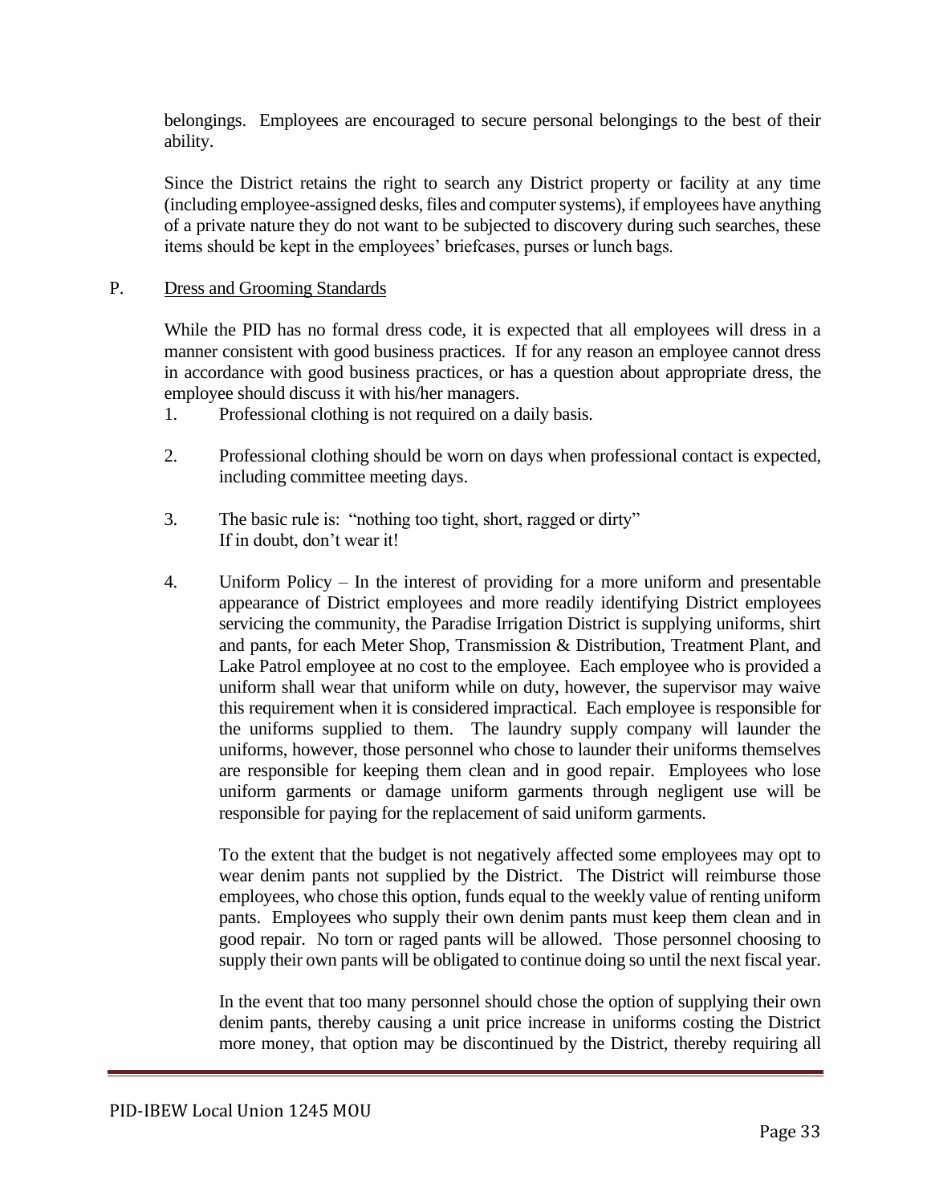belongings. Employees are encouraged to secure personal belongings to the best of their ability.

Since the District retains the right to search any District property or facility at any time (including employee-assigned desks, files and computer systems), if employees have anything of a private nature they do not want to be subjected to discovery during such searches, these items should be kept in the employees' briefcases, purses or lunch bags.

P. Dress and Grooming Standards

While the PID has no formal dress code, it is expected that all employees will dress in a manner consistent with good business practices. If for any reason an employee cannot dress in accordance with good business practices, or has a question about appropriate dress, the employee should discuss it with his/her managers.

1. Professional clothing is not required on a daily basis.

2. Professional clothing should be worn on days when professional contact is expected, including committee meeting days.

3. The basic rule is: "nothing too tight, short, ragged or dirty"
   If in doubt, don't wear it!

4. Uniform Policy – In the interest of providing for a more uniform and presentable appearance of District employees and more readily identifying District employees servicing the community, the Paradise Irrigation District is supplying uniforms, shirt and pants, for each Meter Shop, Transmission & Distribution, Treatment Plant, and Lake Patrol employee at no cost to the employee. Each employee who is provided a uniform shall wear that uniform while on duty, however, the supervisor may waive this requirement when it is considered impractical. Each employee is responsible for the uniforms supplied to them. The laundry supply company will launder the uniforms, however, those personnel who chose to launder their uniforms themselves are responsible for keeping them clean and in good repair. Employees who lose uniform garments or damage uniform garments through negligent use will be responsible for paying for the replacement of said uniform garments.

   To the extent that the budget is not negatively affected some employees may opt to wear denim pants not supplied by the District. The District will reimburse those employees, who chose this option, funds equal to the weekly value of renting uniform pants. Employees who supply their own denim pants must keep them clean and in good repair. No torn or raged pants will be allowed. Those personnel choosing to supply their own pants will be obligated to continue doing so until the next fiscal year.

   In the event that too many personnel should chose the option of supplying their own denim pants, thereby causing a unit price increase in uniforms costing the District more money, that option may be discontinued by the District, thereby requiring all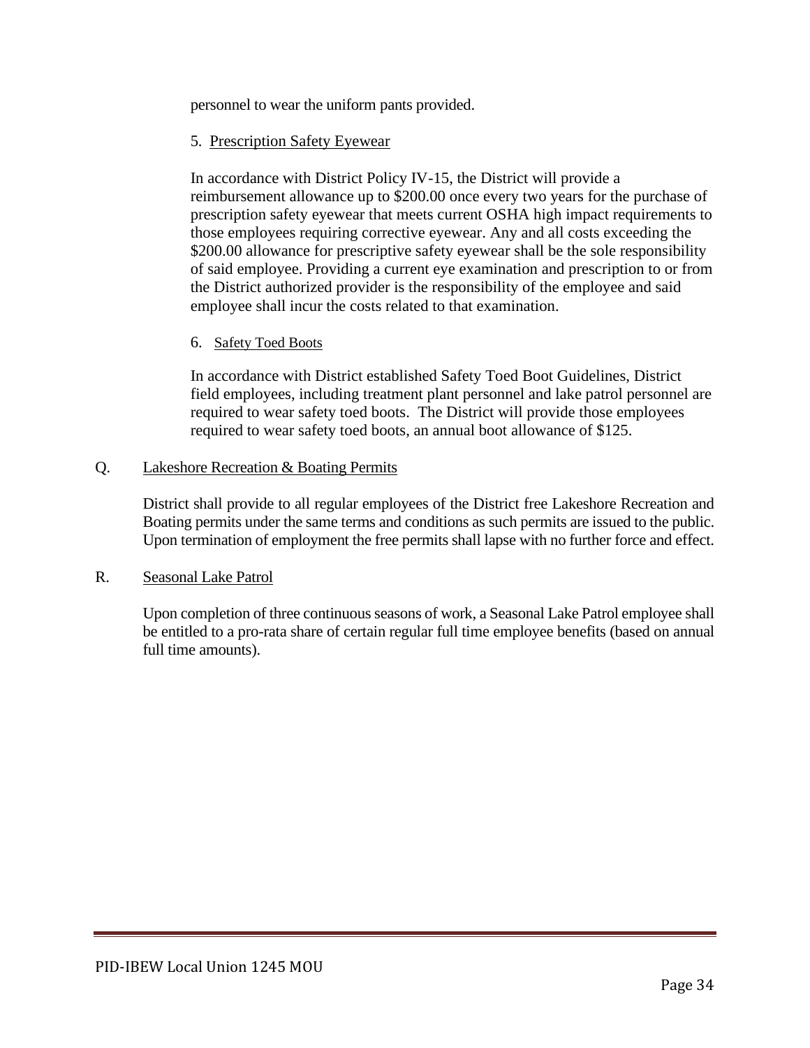personnel to wear the uniform pants provided.

5. Prescription Safety Eyewear

In accordance with District Policy IV-15, the District will provide a reimbursement allowance up to $200.00 once every two years for the purchase of prescription safety eyewear that meets current OSHA high impact requirements to those employees requiring corrective eyewear. Any and all costs exceeding the $200.00 allowance for prescriptive safety eyewear shall be the sole responsibility of said employee. Providing a current eye examination and prescription to or from the District authorized provider is the responsibility of the employee and said employee shall incur the costs related to that examination.

6. Safety Toed Boots

In accordance with District established Safety Toed Boot Guidelines, District field employees, including treatment plant personnel and lake patrol personnel are required to wear safety toed boots. The District will provide those employees required to wear safety toed boots, an annual boot allowance of $125.

Q. Lakeshore Recreation & Boating Permits

District shall provide to all regular employees of the District free Lakeshore Recreation and Boating permits under the same terms and conditions as such permits are issued to the public. Upon termination of employment the free permits shall lapse with no further force and effect.

R. Seasonal Lake Patrol

Upon completion of three continuous seasons of work, a Seasonal Lake Patrol employee shall be entitled to a pro-rata share of certain regular full time employee benefits (based on annual full time amounts).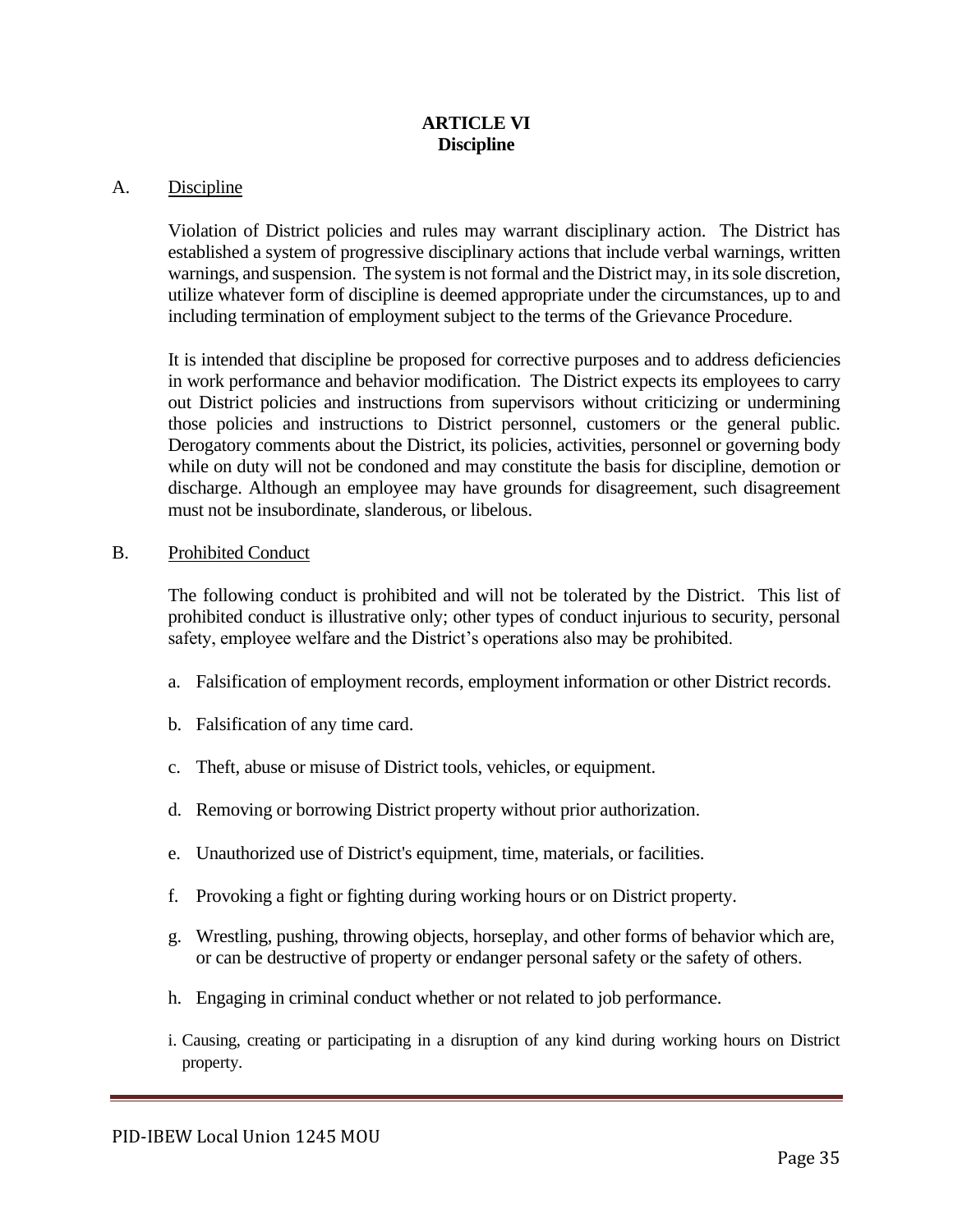# ARTICLE VI
## Discipline

A. Discipline

Violation of District policies and rules may warrant disciplinary action. The District has established a system of progressive disciplinary actions that include verbal warnings, written warnings, and suspension. The system is not formal and the District may, in its sole discretion, utilize whatever form of discipline is deemed appropriate under the circumstances, up to and including termination of employment subject to the terms of the Grievance Procedure.

It is intended that discipline be proposed for corrective purposes and to address deficiencies in work performance and behavior modification. The District expects its employees to carry out District policies and instructions from supervisors without criticizing or undermining those policies and instructions to District personnel, customers or the general public. Derogatory comments about the District, its policies, activities, personnel or governing body while on duty will not be condoned and may constitute the basis for discipline, demotion or discharge. Although an employee may have grounds for disagreement, such disagreement must not be insubordinate, slanderous, or libelous.

B. Prohibited Conduct

The following conduct is prohibited and will not be tolerated by the District. This list of prohibited conduct is illustrative only; other types of conduct injurious to security, personal safety, employee welfare and the District's operations also may be prohibited.

a. Falsification of employment records, employment information or other District records.

b. Falsification of any time card.

c. Theft, abuse or misuse of District tools, vehicles, or equipment.

d. Removing or borrowing District property without prior authorization.

e. Unauthorized use of District's equipment, time, materials, or facilities.

f. Provoking a fight or fighting during working hours or on District property.

g. Wrestling, pushing, throwing objects, horseplay, and other forms of behavior which are, or can be destructive of property or endanger personal safety or the safety of others.

h. Engaging in criminal conduct whether or not related to job performance.

i. Causing, creating or participating in a disruption of any kind during working hours on District property.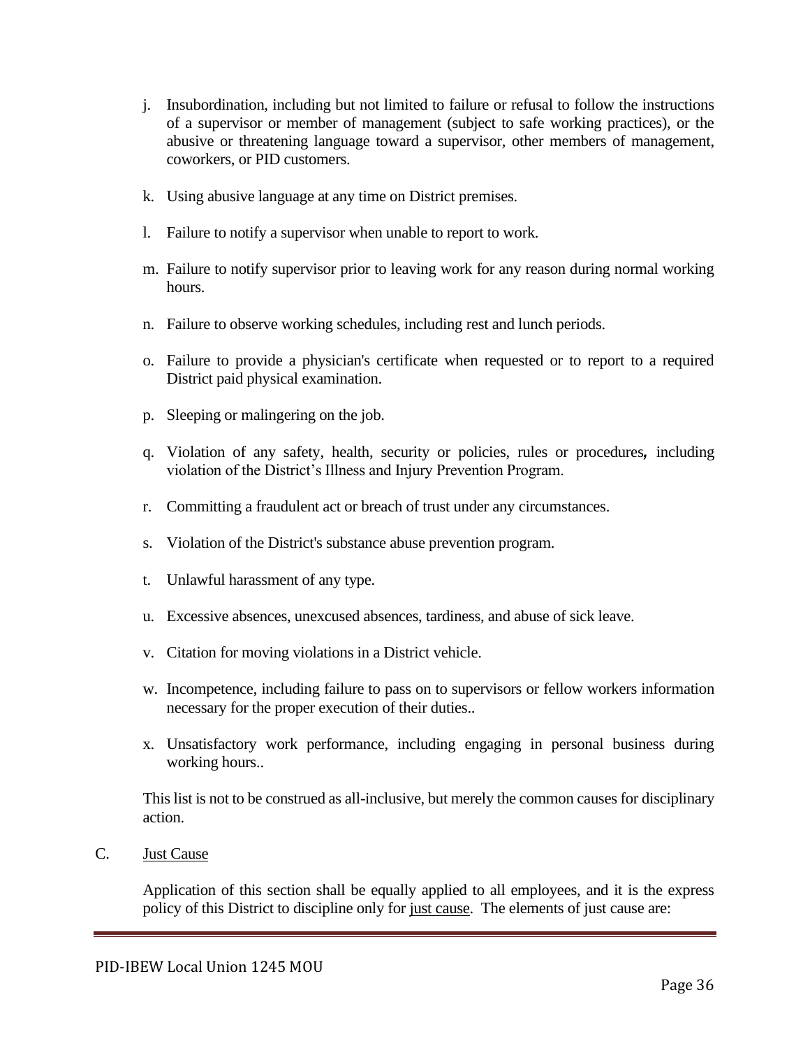j. Insubordination, including but not limited to failure or refusal to follow the instructions of a supervisor or member of management (subject to safe working practices), or the abusive or threatening language toward a supervisor, other members of management, coworkers, or PID customers.

k. Using abusive language at any time on District premises.

l. Failure to notify a supervisor when unable to report to work.

m. Failure to notify supervisor prior to leaving work for any reason during normal working hours.

n. Failure to observe working schedules, including rest and lunch periods.

o. Failure to provide a physician's certificate when requested or to report to a required District paid physical examination.

p. Sleeping or malingering on the job.

q. Violation of any safety, health, security or policies, rules or procedures**,** including violation of the District's Illness and Injury Prevention Program.

r. Committing a fraudulent act or breach of trust under any circumstances.

s. Violation of the District's substance abuse prevention program.

t. Unlawful harassment of any type.

u. Excessive absences, unexcused absences, tardiness, and abuse of sick leave.

v. Citation for moving violations in a District vehicle.

w. Incompetence, including failure to pass on to supervisors or fellow workers information necessary for the proper execution of their duties..

x. Unsatisfactory work performance, including engaging in personal business during working hours..

This list is not to be construed as all-inclusive, but merely the common causes for disciplinary action.

C. <u>Just Cause</u>

Application of this section shall be equally applied to all employees, and it is the express policy of this District to discipline only for <u>just cause</u>. The elements of just cause are: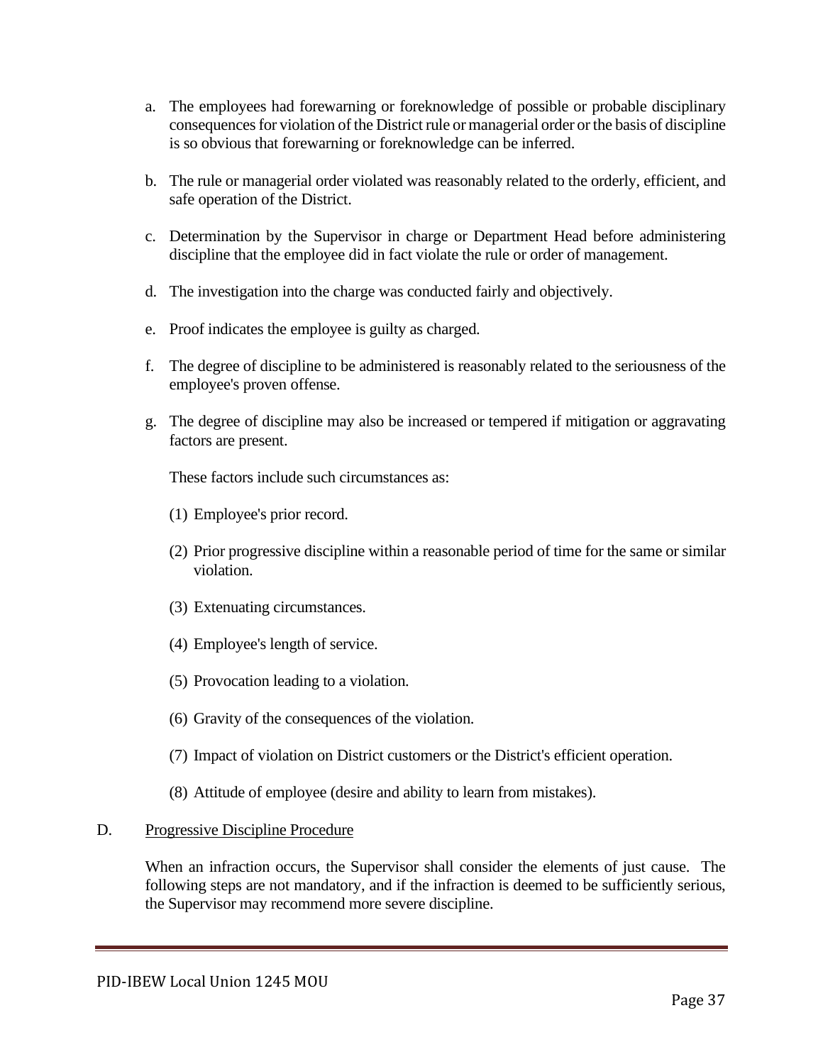a. The employees had forewarning or foreknowledge of possible or probable disciplinary consequences for violation of the District rule or managerial order or the basis of discipline is so obvious that forewarning or foreknowledge can be inferred.

b. The rule or managerial order violated was reasonably related to the orderly, efficient, and safe operation of the District.

c. Determination by the Supervisor in charge or Department Head before administering discipline that the employee did in fact violate the rule or order of management.

d. The investigation into the charge was conducted fairly and objectively.

e. Proof indicates the employee is guilty as charged.

f. The degree of discipline to be administered is reasonably related to the seriousness of the employee's proven offense.

g. The degree of discipline may also be increased or tempered if mitigation or aggravating factors are present.

   These factors include such circumstances as:

   (1) Employee's prior record.

   (2) Prior progressive discipline within a reasonable period of time for the same or similar violation.

   (3) Extenuating circumstances.

   (4) Employee's length of service.

   (5) Provocation leading to a violation.

   (6) Gravity of the consequences of the violation.

   (7) Impact of violation on District customers or the District's efficient operation.

   (8) Attitude of employee (desire and ability to learn from mistakes).

D. <u>Progressive Discipline Procedure</u>

When an infraction occurs, the Supervisor shall consider the elements of just cause. The following steps are not mandatory, and if the infraction is deemed to be sufficiently serious, the Supervisor may recommend more severe discipline.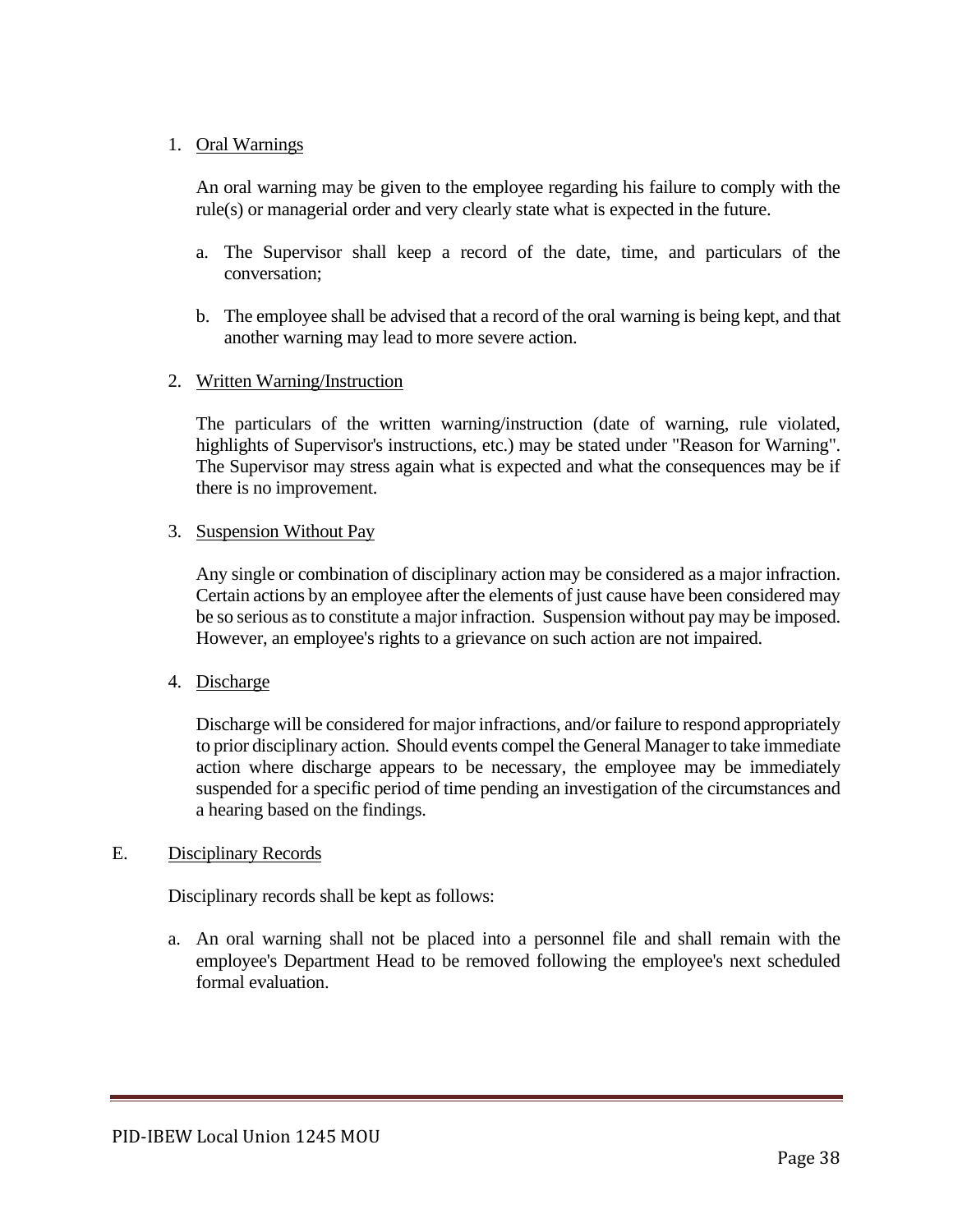1. Oral Warnings

   An oral warning may be given to the employee regarding his failure to comply with the rule(s) or managerial order and very clearly state what is expected in the future.

   a. The Supervisor shall keep a record of the date, time, and particulars of the conversation;

   b. The employee shall be advised that a record of the oral warning is being kept, and that another warning may lead to more severe action.

2. Written Warning/Instruction

   The particulars of the written warning/instruction (date of warning, rule violated, highlights of Supervisor's instructions, etc.) may be stated under "Reason for Warning". The Supervisor may stress again what is expected and what the consequences may be if there is no improvement.

3. Suspension Without Pay

   Any single or combination of disciplinary action may be considered as a major infraction. Certain actions by an employee after the elements of just cause have been considered may be so serious as to constitute a major infraction. Suspension without pay may be imposed. However, an employee's rights to a grievance on such action are not impaired.

4. Discharge

   Discharge will be considered for major infractions, and/or failure to respond appropriately to prior disciplinary action. Should events compel the General Manager to take immediate action where discharge appears to be necessary, the employee may be immediately suspended for a specific period of time pending an investigation of the circumstances and a hearing based on the findings.

E. Disciplinary Records

Disciplinary records shall be kept as follows:

a. An oral warning shall not be placed into a personnel file and shall remain with the employee's Department Head to be removed following the employee's next scheduled formal evaluation.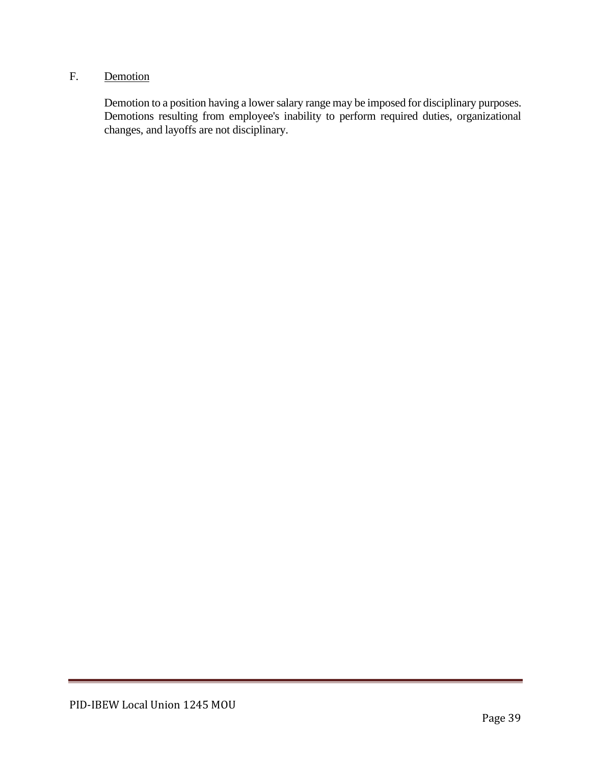F. Demotion

Demotion to a position having a lower salary range may be imposed for disciplinary purposes. Demotions resulting from employee's inability to perform required duties, organizational changes, and layoffs are not disciplinary.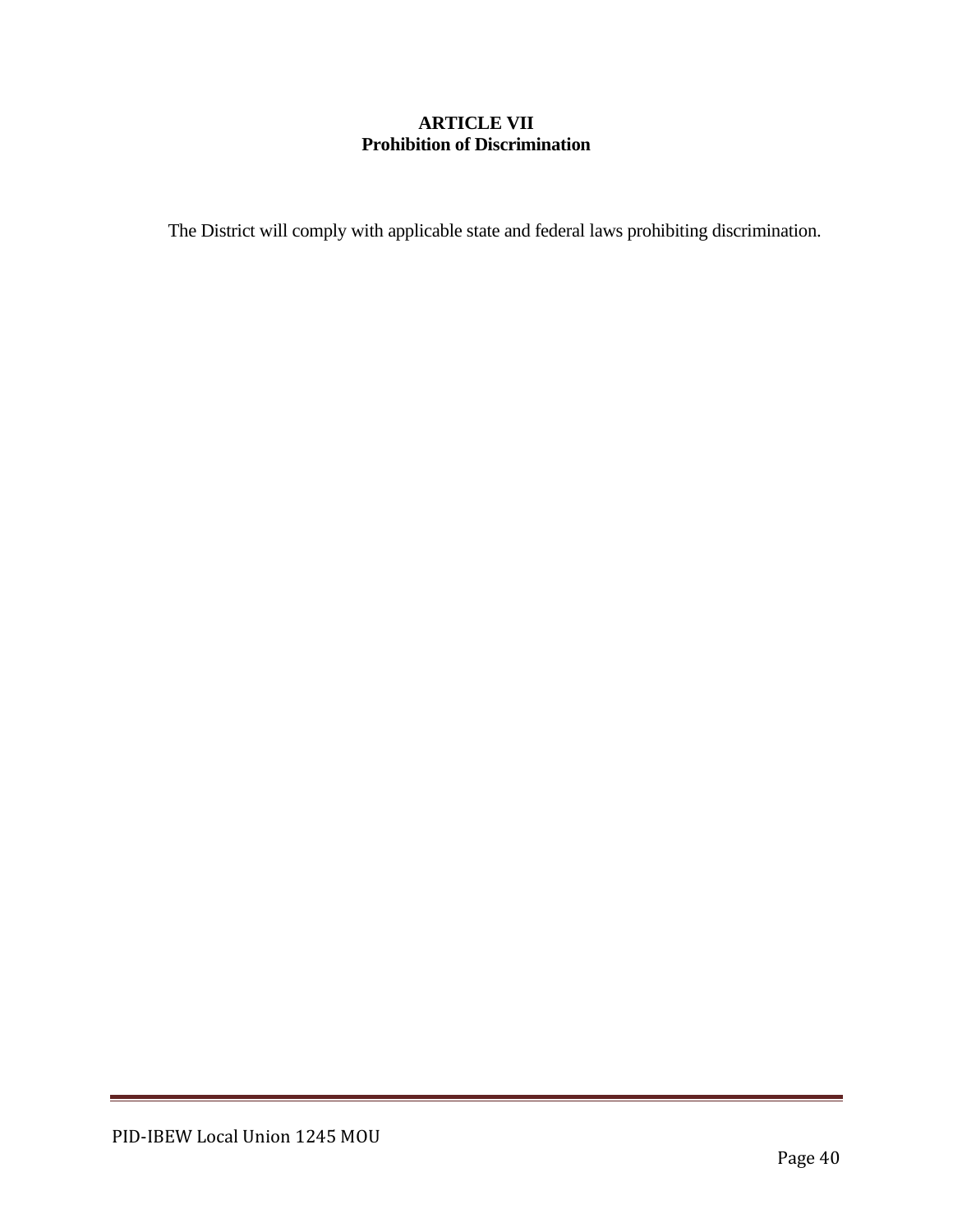## ARTICLE VII
## Prohibition of Discrimination

The District will comply with applicable state and federal laws prohibiting discrimination.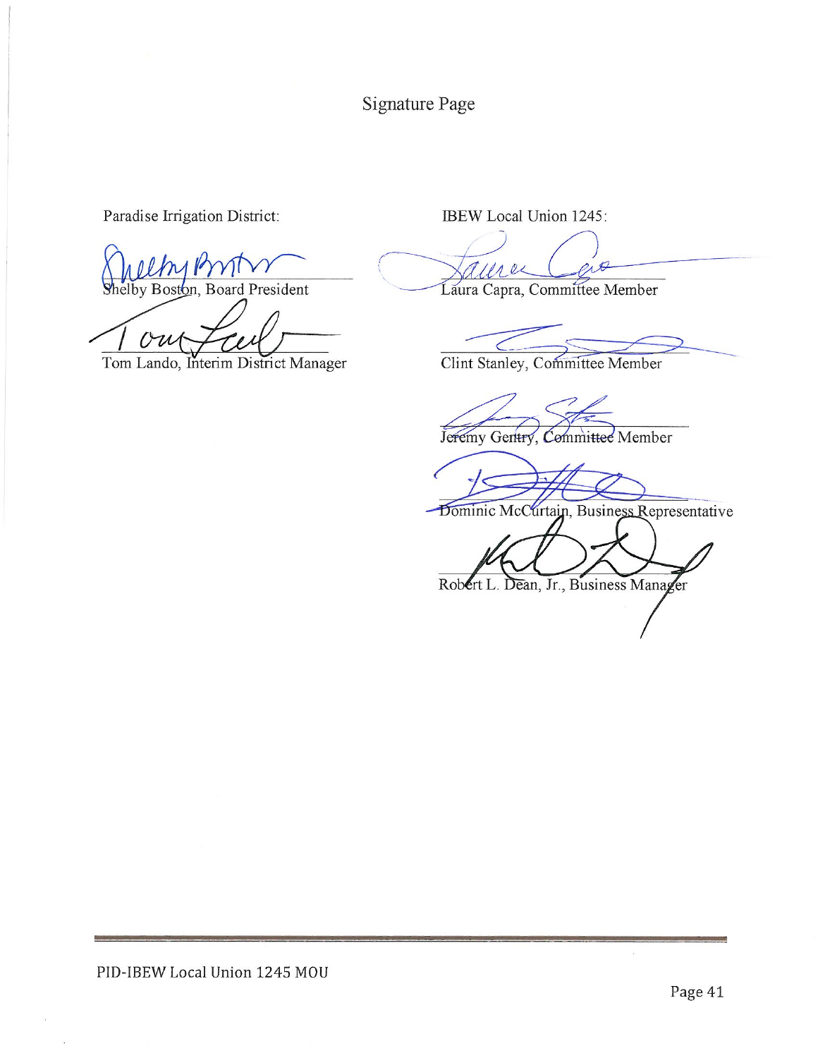# Signature Page

Paradise Irrigation District:

Shelby Boston, Board President

Tom Lando, Interim District Manager

IBEW Local Union 1245:

Laura Capra, Committee Member

Clint Stanley, Committee Member

Jeremy Gentry, Committee Member

Dominic McCurtain, Business Representative

Robert L. Dean, Jr., Business Manager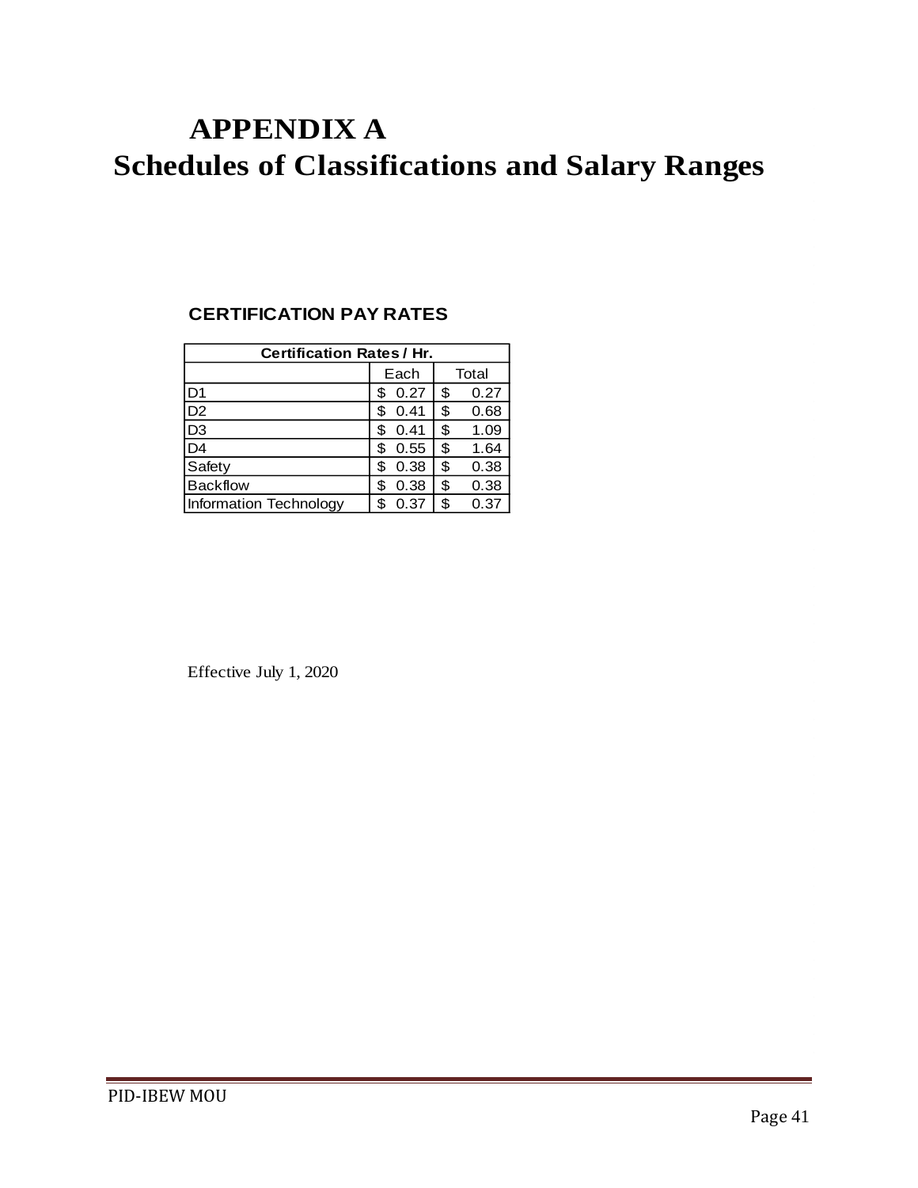# APPENDIX A

# Schedules of Classifications and Salary Ranges

**CERTIFICATION PAY RATES**

| Certification Rates / Hr. | | |
|---|---|---|
| | Each | Total |
| D1 | $ 0.27 | $ 0.27 |
| D2 | $ 0.41 | $ 0.68 |
| D3 | $ 0.41 | $ 1.09 |
| D4 | $ 0.55 | $ 1.64 |
| Safety | $ 0.38 | $ 0.38 |
| Backflow | $ 0.38 | $ 0.38 |
| Information Technology | $ 0.37 | $ 0.37 |

Effective July 1, 2020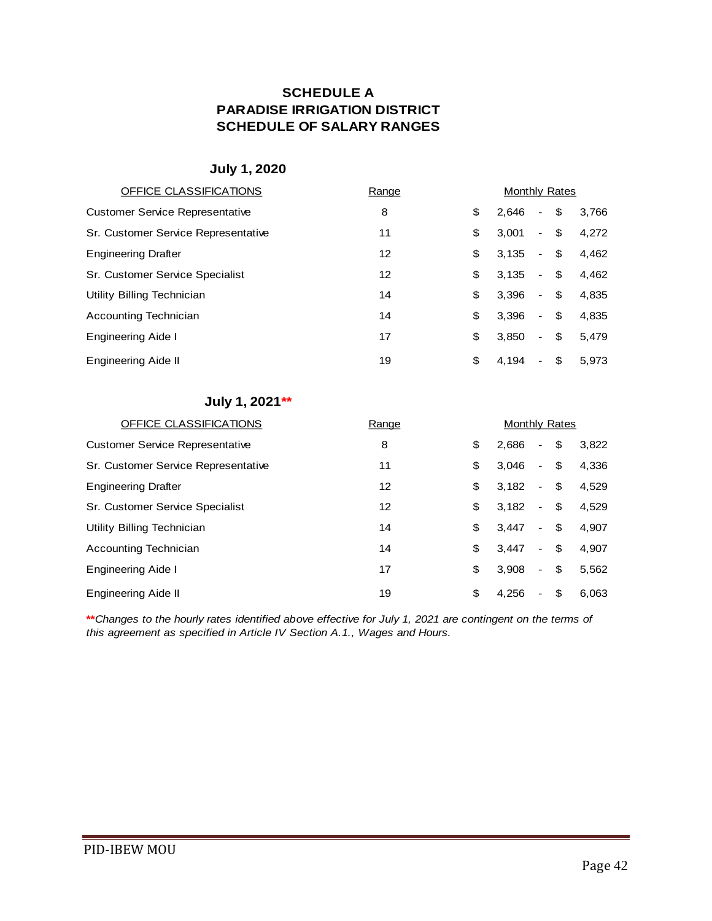# SCHEDULE A
# PARADISE IRRIGATION DISTRICT
# SCHEDULE OF SALARY RANGES

### July 1, 2020

| OFFICE CLASSIFICATIONS | Range | Monthly Rates |
|---|---|---|
| Customer Service Representative | 8 | $ 2,646 - $ 3,766 |
| Sr. Customer Service Representative | 11 | $ 3,001 - $ 4,272 |
| Engineering Drafter | 12 | $ 3,135 - $ 4,462 |
| Sr. Customer Service Specialist | 12 | $ 3,135 - $ 4,462 |
| Utility Billing Technician | 14 | $ 3,396 - $ 4,835 |
| Accounting Technician | 14 | $ 3,396 - $ 4,835 |
| Engineering Aide I | 17 | $ 3,850 - $ 5,479 |
| Engineering Aide II | 19 | $ 4,194 - $ 5,973 |

### July 1, 2021**

| OFFICE CLASSIFICATIONS | Range | Monthly Rates |
|---|---|---|
| Customer Service Representative | 8 | $ 2,686 - $ 3,822 |
| Sr. Customer Service Representative | 11 | $ 3,046 - $ 4,336 |
| Engineering Drafter | 12 | $ 3,182 - $ 4,529 |
| Sr. Customer Service Specialist | 12 | $ 3,182 - $ 4,529 |
| Utility Billing Technician | 14 | $ 3,447 - $ 4,907 |
| Accounting Technician | 14 | $ 3,447 - $ 4,907 |
| Engineering Aide I | 17 | $ 3,908 - $ 5,562 |
| Engineering Aide II | 19 | $ 4,256 - $ 6,063 |

***\*\*Changes to the hourly rates identified above effective for July 1, 2021 are contingent on the terms of this agreement as specified in Article IV Section A.1., Wages and Hours.***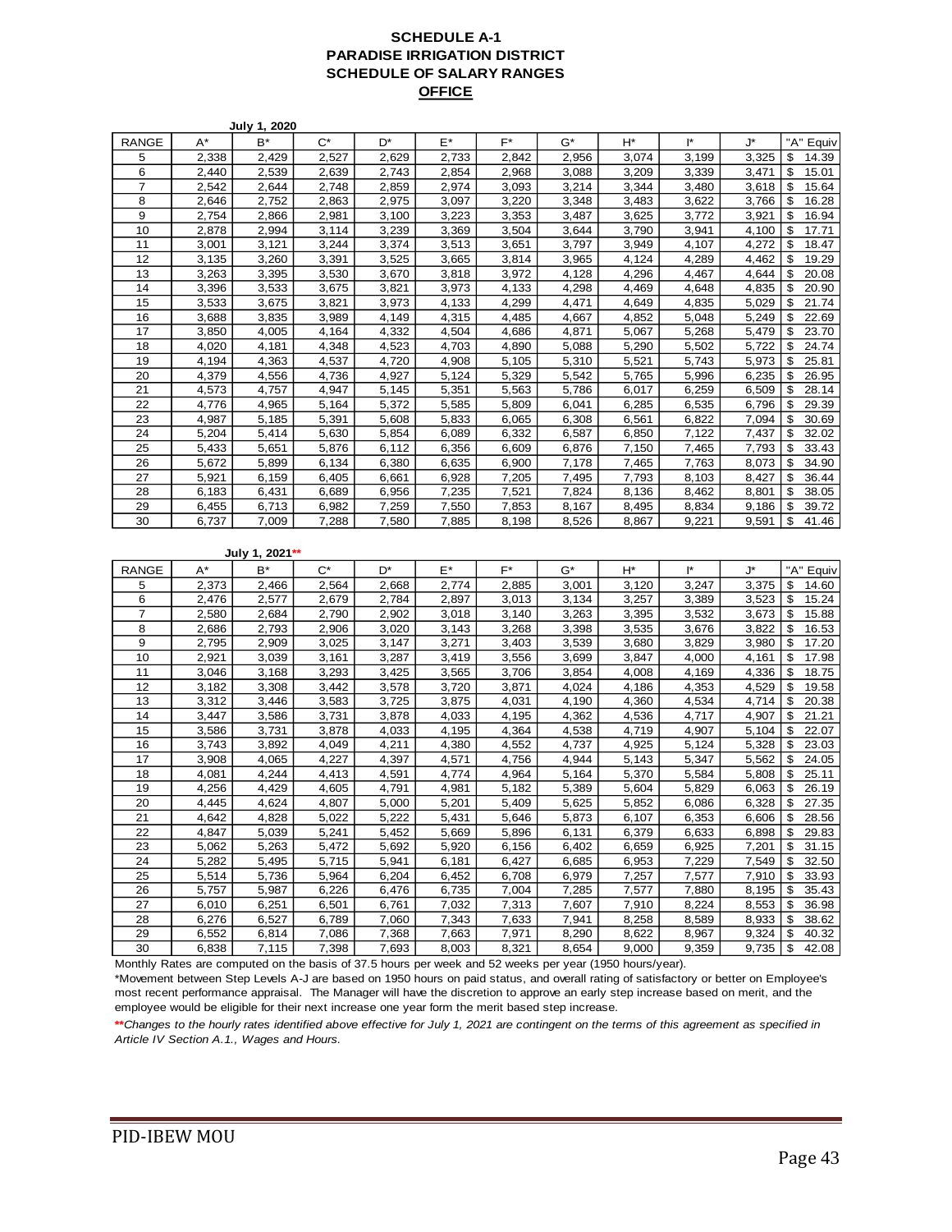# SCHEDULE A-1
# PARADISE IRRIGATION DISTRICT
# SCHEDULE OF SALARY RANGES
# OFFICE

**July 1, 2020**

| RANGE | A* | B* | C* | D* | E* | F* | G* | H* | I* | J* | "A" Equiv |
|---|---|---|---|---|---|---|---|---|---|---|---|
| 5 | 2,338 | 2,429 | 2,527 | 2,629 | 2,733 | 2,842 | 2,956 | 3,074 | 3,199 | 3,325 | $ 14.39 |
| 6 | 2,440 | 2,539 | 2,639 | 2,743 | 2,854 | 2,968 | 3,088 | 3,209 | 3,339 | 3,471 | $ 15.01 |
| 7 | 2,542 | 2,644 | 2,748 | 2,859 | 2,974 | 3,093 | 3,214 | 3,344 | 3,480 | 3,618 | $ 15.64 |
| 8 | 2,646 | 2,752 | 2,863 | 2,975 | 3,097 | 3,220 | 3,348 | 3,483 | 3,622 | 3,766 | $ 16.28 |
| 9 | 2,754 | 2,866 | 2,981 | 3,100 | 3,223 | 3,353 | 3,487 | 3,625 | 3,772 | 3,921 | $ 16.94 |
| 10 | 2,878 | 2,994 | 3,114 | 3,239 | 3,369 | 3,504 | 3,644 | 3,790 | 3,941 | 4,100 | $ 17.71 |
| 11 | 3,001 | 3,121 | 3,244 | 3,374 | 3,513 | 3,651 | 3,797 | 3,949 | 4,107 | 4,272 | $ 18.47 |
| 12 | 3,135 | 3,260 | 3,391 | 3,525 | 3,665 | 3,814 | 3,965 | 4,124 | 4,289 | 4,462 | $ 19.29 |
| 13 | 3,263 | 3,395 | 3,530 | 3,670 | 3,818 | 3,972 | 4,128 | 4,296 | 4,467 | 4,644 | $ 20.08 |
| 14 | 3,396 | 3,533 | 3,675 | 3,821 | 3,973 | 4,133 | 4,298 | 4,469 | 4,648 | 4,835 | $ 20.90 |
| 15 | 3,533 | 3,675 | 3,821 | 3,973 | 4,133 | 4,299 | 4,471 | 4,649 | 4,835 | 5,029 | $ 21.74 |
| 16 | 3,688 | 3,835 | 3,989 | 4,149 | 4,315 | 4,485 | 4,667 | 4,852 | 5,048 | 5,249 | $ 22.69 |
| 17 | 3,850 | 4,005 | 4,164 | 4,332 | 4,504 | 4,686 | 4,871 | 5,067 | 5,268 | 5,479 | $ 23.70 |
| 18 | 4,020 | 4,181 | 4,348 | 4,523 | 4,703 | 4,890 | 5,088 | 5,290 | 5,502 | 5,722 | $ 24.74 |
| 19 | 4,194 | 4,363 | 4,537 | 4,720 | 4,908 | 5,105 | 5,310 | 5,521 | 5,743 | 5,973 | $ 25.81 |
| 20 | 4,379 | 4,556 | 4,736 | 4,927 | 5,124 | 5,329 | 5,542 | 5,765 | 5,996 | 6,235 | $ 26.95 |
| 21 | 4,573 | 4,757 | 4,947 | 5,145 | 5,351 | 5,563 | 5,786 | 6,017 | 6,259 | 6,509 | $ 28.14 |
| 22 | 4,776 | 4,965 | 5,164 | 5,372 | 5,585 | 5,809 | 6,041 | 6,285 | 6,535 | 6,796 | $ 29.39 |
| 23 | 4,987 | 5,185 | 5,391 | 5,608 | 5,833 | 6,065 | 6,308 | 6,561 | 6,822 | 7,094 | $ 30.69 |
| 24 | 5,204 | 5,414 | 5,630 | 5,854 | 6,089 | 6,332 | 6,587 | 6,850 | 7,122 | 7,437 | $ 32.02 |
| 25 | 5,433 | 5,651 | 5,876 | 6,112 | 6,356 | 6,609 | 6,876 | 7,150 | 7,465 | 7,793 | $ 33.43 |
| 26 | 5,672 | 5,899 | 6,134 | 6,380 | 6,635 | 6,900 | 7,178 | 7,465 | 7,763 | 8,073 | $ 34.90 |
| 27 | 5,921 | 6,159 | 6,405 | 6,661 | 6,928 | 7,205 | 7,495 | 7,793 | 8,103 | 8,427 | $ 36.44 |
| 28 | 6,183 | 6,431 | 6,689 | 6,956 | 7,235 | 7,521 | 7,824 | 8,136 | 8,462 | 8,801 | $ 38.05 |
| 29 | 6,455 | 6,713 | 6,982 | 7,259 | 7,550 | 7,853 | 8,167 | 8,495 | 8,834 | 9,186 | $ 39.72 |
| 30 | 6,737 | 7,009 | 7,288 | 7,580 | 7,885 | 8,198 | 8,526 | 8,867 | 9,221 | 9,591 | $ 41.46 |

**July 1, 2021****

| RANGE | A* | B* | C* | D* | E* | F* | G* | H* | I* | J* | "A" Equiv |
|---|---|---|---|---|---|---|---|---|---|---|---|
| 5 | 2,373 | 2,466 | 2,564 | 2,668 | 2,774 | 2,885 | 3,001 | 3,120 | 3,247 | 3,375 | $ 14.60 |
| 6 | 2,476 | 2,577 | 2,679 | 2,784 | 2,897 | 3,013 | 3,134 | 3,257 | 3,389 | 3,523 | $ 15.24 |
| 7 | 2,580 | 2,684 | 2,790 | 2,902 | 3,018 | 3,140 | 3,263 | 3,395 | 3,532 | 3,673 | $ 15.88 |
| 8 | 2,686 | 2,793 | 2,906 | 3,020 | 3,143 | 3,268 | 3,398 | 3,535 | 3,676 | 3,822 | $ 16.53 |
| 9 | 2,795 | 2,909 | 3,025 | 3,147 | 3,271 | 3,403 | 3,539 | 3,680 | 3,829 | 3,980 | $ 17.20 |
| 10 | 2,921 | 3,039 | 3,161 | 3,287 | 3,419 | 3,556 | 3,699 | 3,847 | 4,000 | 4,161 | $ 17.98 |
| 11 | 3,046 | 3,168 | 3,293 | 3,425 | 3,565 | 3,706 | 3,854 | 4,008 | 4,169 | 4,336 | $ 18.75 |
| 12 | 3,182 | 3,308 | 3,442 | 3,578 | 3,720 | 3,871 | 4,024 | 4,186 | 4,353 | 4,529 | $ 19.58 |
| 13 | 3,312 | 3,446 | 3,583 | 3,725 | 3,875 | 4,031 | 4,190 | 4,360 | 4,534 | 4,714 | $ 20.38 |
| 14 | 3,447 | 3,586 | 3,731 | 3,878 | 4,033 | 4,195 | 4,362 | 4,536 | 4,717 | 4,907 | $ 21.21 |
| 15 | 3,586 | 3,731 | 3,878 | 4,033 | 4,195 | 4,364 | 4,538 | 4,719 | 4,907 | 5,104 | $ 22.07 |
| 16 | 3,743 | 3,892 | 4,049 | 4,211 | 4,380 | 4,552 | 4,737 | 4,925 | 5,124 | 5,328 | $ 23.03 |
| 17 | 3,908 | 4,065 | 4,227 | 4,397 | 4,571 | 4,756 | 4,944 | 5,143 | 5,347 | 5,562 | $ 24.05 |
| 18 | 4,081 | 4,244 | 4,413 | 4,591 | 4,774 | 4,964 | 5,164 | 5,370 | 5,584 | 5,808 | $ 25.11 |
| 19 | 4,256 | 4,429 | 4,605 | 4,791 | 4,981 | 5,182 | 5,389 | 5,604 | 5,829 | 6,063 | $ 26.19 |
| 20 | 4,445 | 4,624 | 4,807 | 5,000 | 5,201 | 5,409 | 5,625 | 5,852 | 6,086 | 6,328 | $ 27.35 |
| 21 | 4,642 | 4,828 | 5,022 | 5,222 | 5,431 | 5,646 | 5,873 | 6,107 | 6,353 | 6,606 | $ 28.56 |
| 22 | 4,847 | 5,039 | 5,241 | 5,452 | 5,669 | 5,896 | 6,131 | 6,379 | 6,633 | 6,898 | $ 29.83 |
| 23 | 5,062 | 5,263 | 5,472 | 5,692 | 5,920 | 6,156 | 6,402 | 6,659 | 6,925 | 7,201 | $ 31.15 |
| 24 | 5,282 | 5,495 | 5,715 | 5,941 | 6,181 | 6,427 | 6,685 | 6,953 | 7,229 | 7,549 | $ 32.50 |
| 25 | 5,514 | 5,736 | 5,964 | 6,204 | 6,452 | 6,708 | 6,979 | 7,257 | 7,577 | 7,910 | $ 33.93 |
| 26 | 5,757 | 5,987 | 6,226 | 6,476 | 6,735 | 7,004 | 7,285 | 7,577 | 7,880 | 8,195 | $ 35.43 |
| 27 | 6,010 | 6,251 | 6,501 | 6,761 | 7,032 | 7,313 | 7,607 | 7,910 | 8,224 | 8,553 | $ 36.98 |
| 28 | 6,276 | 6,527 | 6,789 | 7,060 | 7,343 | 7,633 | 7,941 | 8,258 | 8,589 | 8,933 | $ 38.62 |
| 29 | 6,552 | 6,814 | 7,086 | 7,368 | 7,663 | 7,971 | 8,290 | 8,622 | 8,967 | 9,324 | $ 40.32 |
| 30 | 6,838 | 7,115 | 7,398 | 7,693 | 8,003 | 8,321 | 8,654 | 9,000 | 9,359 | 9,735 | $ 42.08 |

Monthly Rates are computed on the basis of 37.5 hours per week and 52 weeks per year (1950 hours/year).

*Movement between Step Levels A-J are based on 1950 hours on paid status, and overall rating of satisfactory or better on Employee's most recent performance appraisal. The Manager will have the discretion to approve an early step increase based on merit, and the employee would be eligible for their next increase one year form the merit based step increase.

***\*\*Changes to the hourly rates identified above effective for July 1, 2021 are contingent on the terms of this agreement as specified in Article IV Section A.1., Wages and Hours.*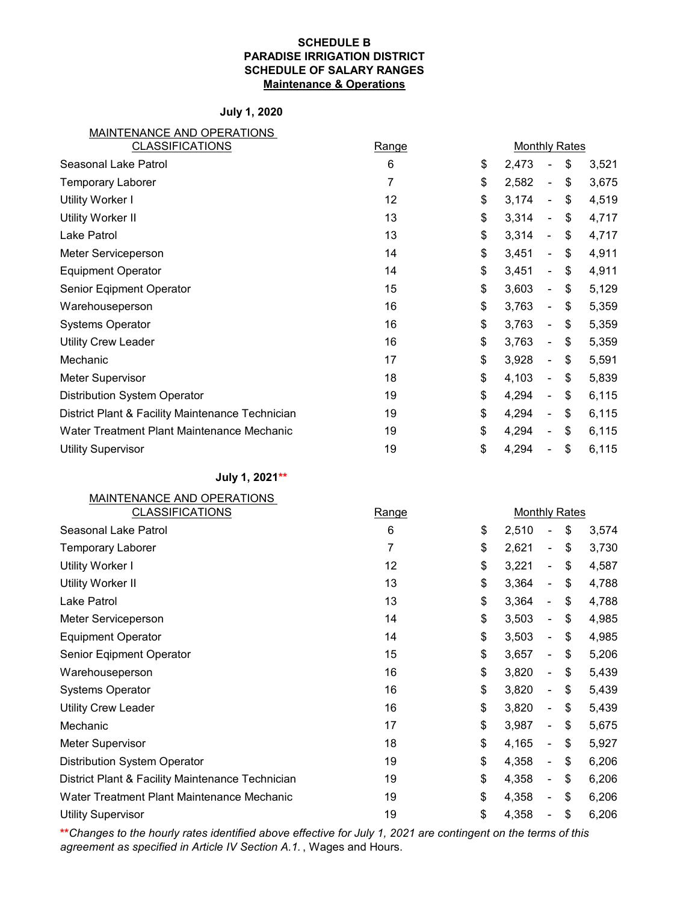**SCHEDULE B**
**PARADISE IRRIGATION DISTRICT**
**SCHEDULE OF SALARY RANGES**
**Maintenance & Operations**

**July 1, 2020**

| MAINTENANCE AND OPERATIONS CLASSIFICATIONS | Range | Monthly Rates |
|---|---|---|
| Seasonal Lake Patrol | 6 | $ 2,473 - $ 3,521 |
| Temporary Laborer | 7 | $ 2,582 - $ 3,675 |
| Utility Worker I | 12 | $ 3,174 - $ 4,519 |
| Utility Worker II | 13 | $ 3,314 - $ 4,717 |
| Lake Patrol | 13 | $ 3,314 - $ 4,717 |
| Meter Serviceperson | 14 | $ 3,451 - $ 4,911 |
| Equipment Operator | 14 | $ 3,451 - $ 4,911 |
| Senior Eqipment Operator | 15 | $ 3,603 - $ 5,129 |
| Warehouseperson | 16 | $ 3,763 - $ 5,359 |
| Systems Operator | 16 | $ 3,763 - $ 5,359 |
| Utility Crew Leader | 16 | $ 3,763 - $ 5,359 |
| Mechanic | 17 | $ 3,928 - $ 5,591 |
| Meter Supervisor | 18 | $ 4,103 - $ 5,839 |
| Distribution System Operator | 19 | $ 4,294 - $ 6,115 |
| District Plant & Facility Maintenance Technician | 19 | $ 4,294 - $ 6,115 |
| Water Treatment Plant Maintenance Mechanic | 19 | $ 4,294 - $ 6,115 |
| Utility Supervisor | 19 | $ 4,294 - $ 6,115 |

**July 1, 2021****

| MAINTENANCE AND OPERATIONS CLASSIFICATIONS | Range | Monthly Rates |
|---|---|---|
| Seasonal Lake Patrol | 6 | $ 2,510 - $ 3,574 |
| Temporary Laborer | 7 | $ 2,621 - $ 3,730 |
| Utility Worker I | 12 | $ 3,221 - $ 4,587 |
| Utility Worker II | 13 | $ 3,364 - $ 4,788 |
| Lake Patrol | 13 | $ 3,364 - $ 4,788 |
| Meter Serviceperson | 14 | $ 3,503 - $ 4,985 |
| Equipment Operator | 14 | $ 3,503 - $ 4,985 |
| Senior Eqipment Operator | 15 | $ 3,657 - $ 5,206 |
| Warehouseperson | 16 | $ 3,820 - $ 5,439 |
| Systems Operator | 16 | $ 3,820 - $ 5,439 |
| Utility Crew Leader | 16 | $ 3,820 - $ 5,439 |
| Mechanic | 17 | $ 3,987 - $ 5,675 |
| Meter Supervisor | 18 | $ 4,165 - $ 5,927 |
| Distribution System Operator | 19 | $ 4,358 - $ 6,206 |
| District Plant & Facility Maintenance Technician | 19 | $ 4,358 - $ 6,206 |
| Water Treatment Plant Maintenance Mechanic | 19 | $ 4,358 - $ 6,206 |
| Utility Supervisor | 19 | $ 4,358 - $ 6,206 |

***\*\*Changes to the hourly rates identified above effective for July 1, 2021 are contingent on the terms of this agreement as specified in Article IV Section A.1.*, Wages and Hours.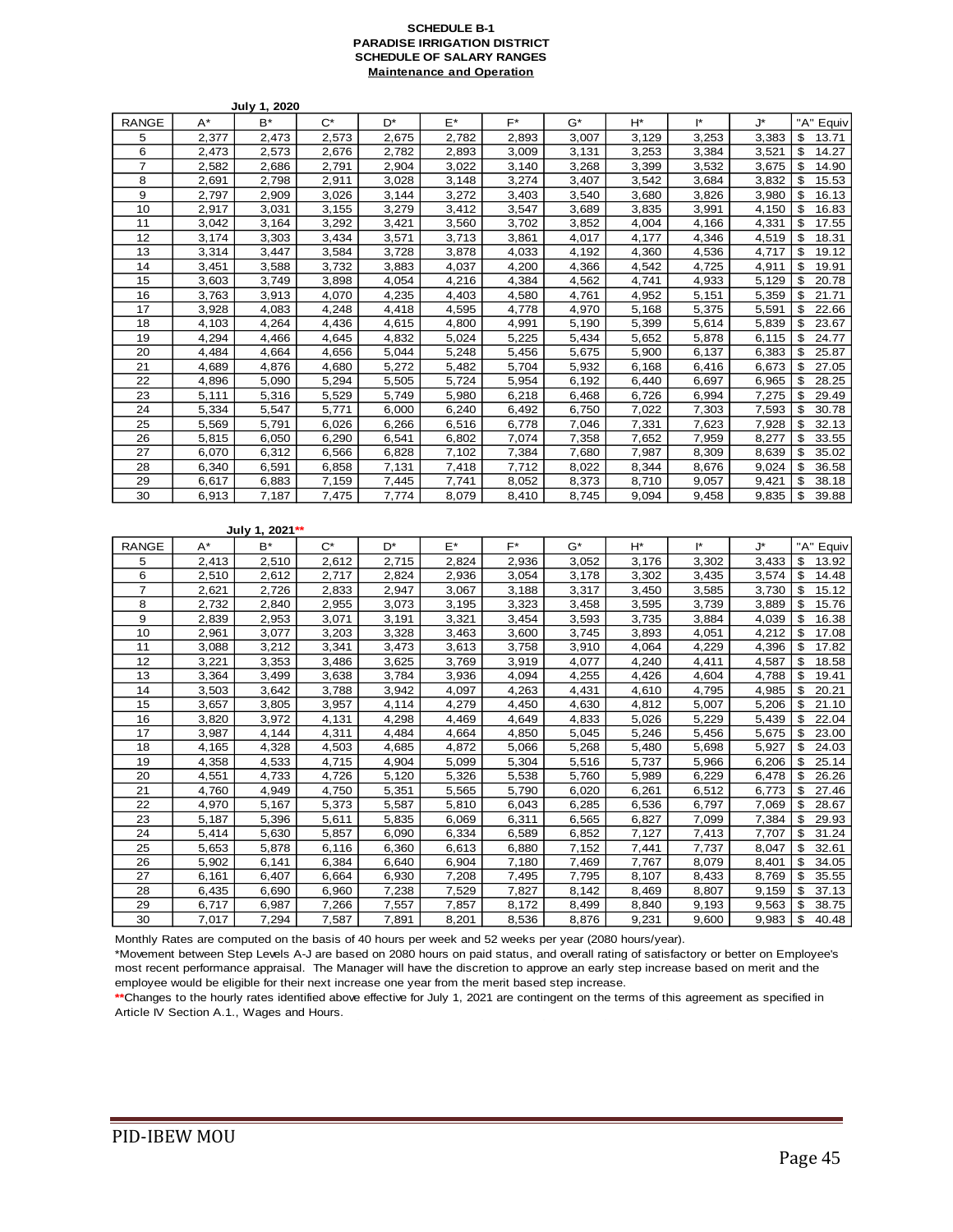**SCHEDULE B-1**
**PARADISE IRRIGATION DISTRICT**
**SCHEDULE OF SALARY RANGES**
**Maintenance and Operation**

**July 1, 2020**

| RANGE | A* | B* | C* | D* | E* | F* | G* | H* | I* | J* | "A" Equiv |
|---|---|---|---|---|---|---|---|---|---|---|---|
| 5 | 2,377 | 2,473 | 2,573 | 2,675 | 2,782 | 2,893 | 3,007 | 3,129 | 3,253 | 3,383 | $ 13.71 |
| 6 | 2,473 | 2,573 | 2,676 | 2,782 | 2,893 | 3,009 | 3,131 | 3,253 | 3,384 | 3,521 | $ 14.27 |
| 7 | 2,582 | 2,686 | 2,791 | 2,904 | 3,022 | 3,140 | 3,268 | 3,399 | 3,532 | 3,675 | $ 14.90 |
| 8 | 2,691 | 2,798 | 2,911 | 3,028 | 3,148 | 3,274 | 3,407 | 3,542 | 3,684 | 3,832 | $ 15.53 |
| 9 | 2,797 | 2,909 | 3,026 | 3,144 | 3,272 | 3,403 | 3,540 | 3,680 | 3,826 | 3,980 | $ 16.13 |
| 10 | 2,917 | 3,031 | 3,155 | 3,279 | 3,412 | 3,547 | 3,689 | 3,835 | 3,991 | 4,150 | $ 16.83 |
| 11 | 3,042 | 3,164 | 3,292 | 3,421 | 3,560 | 3,702 | 3,852 | 4,004 | 4,166 | 4,331 | $ 17.55 |
| 12 | 3,174 | 3,303 | 3,434 | 3,571 | 3,713 | 3,861 | 4,017 | 4,177 | 4,346 | 4,519 | $ 18.31 |
| 13 | 3,314 | 3,447 | 3,584 | 3,728 | 3,878 | 4,033 | 4,192 | 4,360 | 4,536 | 4,717 | $ 19.12 |
| 14 | 3,451 | 3,588 | 3,732 | 3,883 | 4,037 | 4,200 | 4,366 | 4,542 | 4,725 | 4,911 | $ 19.91 |
| 15 | 3,603 | 3,749 | 3,898 | 4,054 | 4,216 | 4,384 | 4,562 | 4,741 | 4,933 | 5,129 | $ 20.78 |
| 16 | 3,763 | 3,913 | 4,070 | 4,235 | 4,403 | 4,580 | 4,761 | 4,952 | 5,151 | 5,359 | $ 21.71 |
| 17 | 3,928 | 4,083 | 4,248 | 4,418 | 4,595 | 4,778 | 4,970 | 5,168 | 5,375 | 5,591 | $ 22.66 |
| 18 | 4,103 | 4,264 | 4,436 | 4,615 | 4,800 | 4,991 | 5,190 | 5,399 | 5,614 | 5,839 | $ 23.67 |
| 19 | 4,294 | 4,466 | 4,645 | 4,832 | 5,024 | 5,225 | 5,434 | 5,652 | 5,878 | 6,115 | $ 24.77 |
| 20 | 4,484 | 4,664 | 4,656 | 5,044 | 5,248 | 5,456 | 5,675 | 5,900 | 6,137 | 6,383 | $ 25.87 |
| 21 | 4,689 | 4,876 | 4,680 | 5,272 | 5,482 | 5,704 | 5,932 | 6,168 | 6,416 | 6,673 | $ 27.05 |
| 22 | 4,896 | 5,090 | 5,294 | 5,505 | 5,724 | 5,954 | 6,192 | 6,440 | 6,697 | 6,965 | $ 28.25 |
| 23 | 5,111 | 5,316 | 5,529 | 5,749 | 5,980 | 6,218 | 6,468 | 6,726 | 6,994 | 7,275 | $ 29.49 |
| 24 | 5,334 | 5,547 | 5,771 | 6,000 | 6,240 | 6,492 | 6,750 | 7,022 | 7,303 | 7,593 | $ 30.78 |
| 25 | 5,569 | 5,791 | 6,026 | 6,266 | 6,516 | 6,778 | 7,046 | 7,331 | 7,623 | 7,928 | $ 32.13 |
| 26 | 5,815 | 6,050 | 6,290 | 6,541 | 6,802 | 7,074 | 7,358 | 7,652 | 7,959 | 8,277 | $ 33.55 |
| 27 | 6,070 | 6,312 | 6,566 | 6,828 | 7,102 | 7,384 | 7,680 | 7,987 | 8,309 | 8,639 | $ 35.02 |
| 28 | 6,340 | 6,591 | 6,858 | 7,131 | 7,418 | 7,712 | 8,022 | 8,344 | 8,676 | 9,024 | $ 36.58 |
| 29 | 6,617 | 6,883 | 7,159 | 7,445 | 7,741 | 8,052 | 8,373 | 8,710 | 9,057 | 9,421 | $ 38.18 |
| 30 | 6,913 | 7,187 | 7,475 | 7,774 | 8,079 | 8,410 | 8,745 | 9,094 | 9,458 | 9,835 | $ 39.88 |

**July 1, 2021****

| RANGE | A* | B* | C* | D* | E* | F* | G* | H* | I* | J* | "A" Equiv |
|---|---|---|---|---|---|---|---|---|---|---|---|
| 5 | 2,413 | 2,510 | 2,612 | 2,715 | 2,824 | 2,936 | 3,052 | 3,176 | 3,302 | 3,433 | $ 13.92 |
| 6 | 2,510 | 2,612 | 2,717 | 2,824 | 2,936 | 3,054 | 3,178 | 3,302 | 3,435 | 3,574 | $ 14.48 |
| 7 | 2,621 | 2,726 | 2,833 | 2,947 | 3,067 | 3,188 | 3,317 | 3,450 | 3,585 | 3,730 | $ 15.12 |
| 8 | 2,732 | 2,840 | 2,955 | 3,073 | 3,195 | 3,323 | 3,458 | 3,595 | 3,739 | 3,889 | $ 15.76 |
| 9 | 2,839 | 2,953 | 3,071 | 3,191 | 3,321 | 3,454 | 3,593 | 3,735 | 3,884 | 4,039 | $ 16.38 |
| 10 | 2,961 | 3,077 | 3,203 | 3,328 | 3,463 | 3,600 | 3,745 | 3,893 | 4,051 | 4,212 | $ 17.08 |
| 11 | 3,088 | 3,212 | 3,341 | 3,473 | 3,613 | 3,758 | 3,910 | 4,064 | 4,229 | 4,396 | $ 17.82 |
| 12 | 3,221 | 3,353 | 3,486 | 3,625 | 3,769 | 3,919 | 4,077 | 4,240 | 4,411 | 4,587 | $ 18.58 |
| 13 | 3,364 | 3,499 | 3,638 | 3,784 | 3,936 | 4,094 | 4,255 | 4,426 | 4,604 | 4,788 | $ 19.41 |
| 14 | 3,503 | 3,642 | 3,788 | 3,942 | 4,097 | 4,263 | 4,431 | 4,610 | 4,795 | 4,985 | $ 20.21 |
| 15 | 3,657 | 3,805 | 3,957 | 4,114 | 4,279 | 4,450 | 4,630 | 4,812 | 5,007 | 5,206 | $ 21.10 |
| 16 | 3,820 | 3,972 | 4,131 | 4,298 | 4,469 | 4,649 | 4,833 | 5,026 | 5,229 | 5,439 | $ 22.04 |
| 17 | 3,987 | 4,144 | 4,311 | 4,484 | 4,664 | 4,850 | 5,045 | 5,246 | 5,456 | 5,675 | $ 23.00 |
| 18 | 4,165 | 4,328 | 4,503 | 4,685 | 4,872 | 5,066 | 5,268 | 5,480 | 5,698 | 5,927 | $ 24.03 |
| 19 | 4,358 | 4,533 | 4,715 | 4,904 | 5,099 | 5,304 | 5,516 | 5,737 | 5,966 | 6,206 | $ 25.14 |
| 20 | 4,551 | 4,733 | 4,726 | 5,120 | 5,326 | 5,538 | 5,760 | 5,989 | 6,229 | 6,478 | $ 26.26 |
| 21 | 4,760 | 4,949 | 4,750 | 5,351 | 5,565 | 5,790 | 6,020 | 6,261 | 6,512 | 6,773 | $ 27.46 |
| 22 | 4,970 | 5,167 | 5,373 | 5,587 | 5,810 | 6,043 | 6,285 | 6,536 | 6,797 | 7,069 | $ 28.67 |
| 23 | 5,187 | 5,396 | 5,611 | 5,835 | 6,069 | 6,311 | 6,565 | 6,827 | 7,099 | 7,384 | $ 29.93 |
| 24 | 5,414 | 5,630 | 5,857 | 6,090 | 6,334 | 6,589 | 6,852 | 7,127 | 7,413 | 7,707 | $ 31.24 |
| 25 | 5,653 | 5,878 | 6,116 | 6,360 | 6,613 | 6,880 | 7,152 | 7,441 | 7,737 | 8,047 | $ 32.61 |
| 26 | 5,902 | 6,141 | 6,384 | 6,640 | 6,904 | 7,180 | 7,469 | 7,767 | 8,079 | 8,401 | $ 34.05 |
| 27 | 6,161 | 6,407 | 6,664 | 6,930 | 7,208 | 7,495 | 7,795 | 8,107 | 8,433 | 8,769 | $ 35.55 |
| 28 | 6,435 | 6,690 | 6,960 | 7,238 | 7,529 | 7,827 | 8,142 | 8,469 | 8,807 | 9,159 | $ 37.13 |
| 29 | 6,717 | 6,987 | 7,266 | 7,557 | 7,857 | 8,172 | 8,499 | 8,840 | 9,193 | 9,563 | $ 38.75 |
| 30 | 7,017 | 7,294 | 7,587 | 7,891 | 8,201 | 8,536 | 8,876 | 9,231 | 9,600 | 9,983 | $ 40.48 |

Monthly Rates are computed on the basis of 40 hours per week and 52 weeks per year (2080 hours/year).

*Movement between Step Levels A-J are based on 2080 hours on paid status, and overall rating of satisfactory or better on Employee's most recent performance appraisal. The Manager will have the discretion to approve an early step increase based on merit and the employee would be eligible for their next increase one year from the merit based step increase.

**Changes to the hourly rates identified above effective for July 1, 2021 are contingent on the terms of this agreement as specified in Article IV Section A.1., Wages and Hours.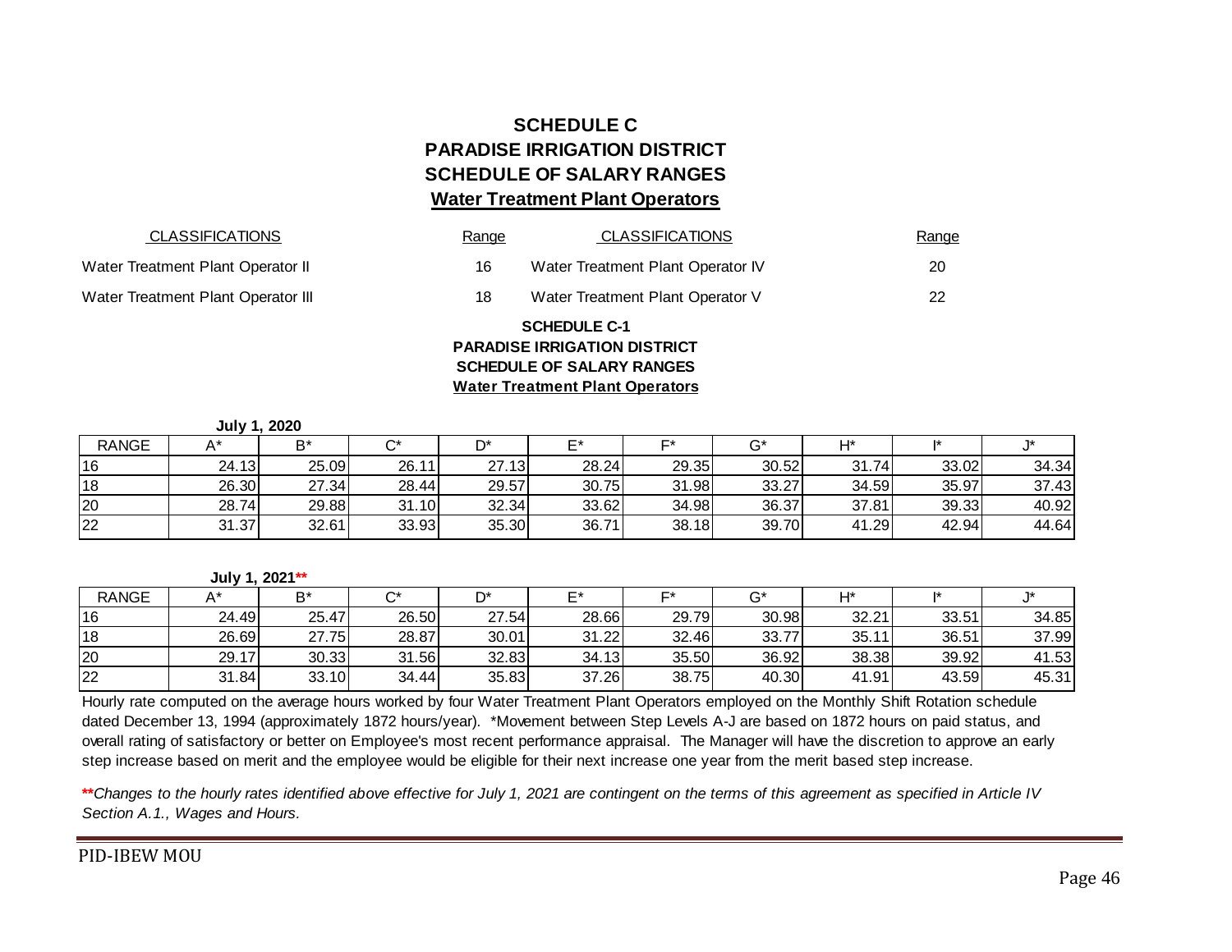## SCHEDULE C
## PARADISE IRRIGATION DISTRICT
## SCHEDULE OF SALARY RANGES
## Water Treatment Plant Operators

| CLASSIFICATIONS | Range | CLASSIFICATIONS | Range |
|---|---|---|---|
| Water Treatment Plant Operator II | 16 | Water Treatment Plant Operator IV | 20 |
| Water Treatment Plant Operator III | 18 | Water Treatment Plant Operator V | 22 |

### SCHEDULE C-1
### PARADISE IRRIGATION DISTRICT
### SCHEDULE OF SALARY RANGES
### Water Treatment Plant Operators

**July 1, 2020**

| RANGE | A* | B* | C* | D* | E* | F* | G* | H* | I* | J* |
|---|---|---|---|---|---|---|---|---|---|---|
| 16 | 24.13 | 25.09 | 26.11 | 27.13 | 28.24 | 29.35 | 30.52 | 31.74 | 33.02 | 34.34 |
| 18 | 26.30 | 27.34 | 28.44 | 29.57 | 30.75 | 31.98 | 33.27 | 34.59 | 35.97 | 37.43 |
| 20 | 28.74 | 29.88 | 31.10 | 32.34 | 33.62 | 34.98 | 36.37 | 37.81 | 39.33 | 40.92 |
| 22 | 31.37 | 32.61 | 33.93 | 35.30 | 36.71 | 38.18 | 39.70 | 41.29 | 42.94 | 44.64 |

**July 1, 2021****

| RANGE | A* | B* | C* | D* | E* | F* | G* | H* | I* | J* |
|---|---|---|---|---|---|---|---|---|---|---|
| 16 | 24.49 | 25.47 | 26.50 | 27.54 | 28.66 | 29.79 | 30.98 | 32.21 | 33.51 | 34.85 |
| 18 | 26.69 | 27.75 | 28.87 | 30.01 | 31.22 | 32.46 | 33.77 | 35.11 | 36.51 | 37.99 |
| 20 | 29.17 | 30.33 | 31.56 | 32.83 | 34.13 | 35.50 | 36.92 | 38.38 | 39.92 | 41.53 |
| 22 | 31.84 | 33.10 | 34.44 | 35.83 | 37.26 | 38.75 | 40.30 | 41.91 | 43.59 | 45.31 |

Hourly rate computed on the average hours worked by four Water Treatment Plant Operators employed on the Monthly Shift Rotation schedule dated December 13, 1994 (approximately 1872 hours/year). *Movement between Step Levels A-J are based on 1872 hours on paid status, and overall rating of satisfactory or better on Employee's most recent performance appraisal. The Manager will have the discretion to approve an early step increase based on merit and the employee would be eligible for their next increase one year from the merit based step increase.

***Changes to the hourly rates identified above effective for July 1, 2021 are contingent on the terms of this agreement as specified in Article IV Section A.1., Wages and Hours.*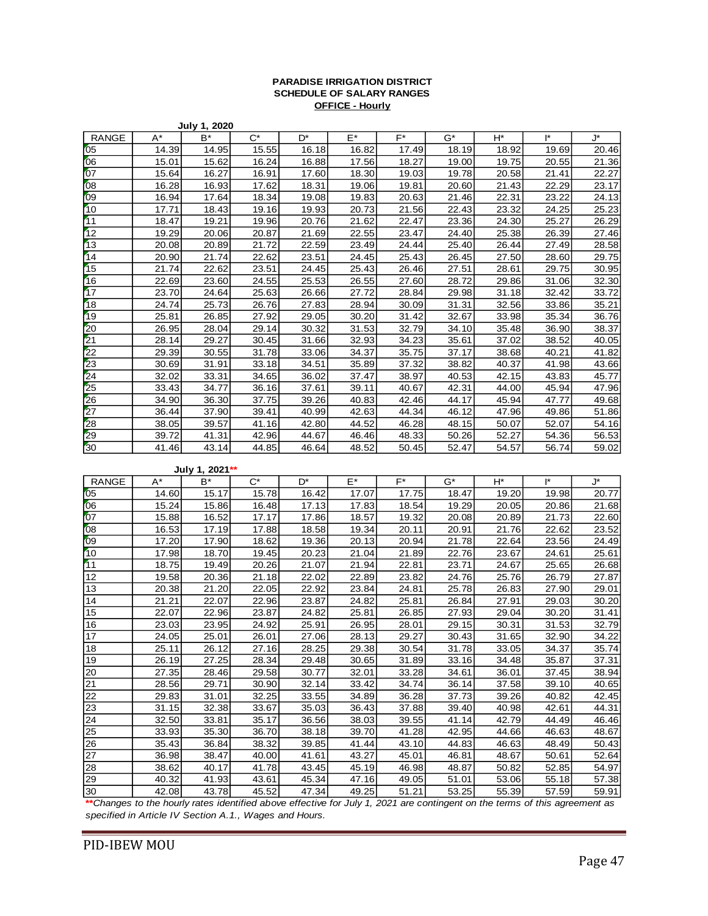**PARADISE IRRIGATION DISTRICT**
**SCHEDULE OF SALARY RANGES**
**OFFICE - Hourly**

**July 1, 2020**

| RANGE | A* | B* | C* | D* | E* | F* | G* | H* | I* | J* |
|---|---|---|---|---|---|---|---|---|---|---|
| 05 | 14.39 | 14.95 | 15.55 | 16.18 | 16.82 | 17.49 | 18.19 | 18.92 | 19.69 | 20.46 |
| 06 | 15.01 | 15.62 | 16.24 | 16.88 | 17.56 | 18.27 | 19.00 | 19.75 | 20.55 | 21.36 |
| 07 | 15.64 | 16.27 | 16.91 | 17.60 | 18.30 | 19.03 | 19.78 | 20.58 | 21.41 | 22.27 |
| 08 | 16.28 | 16.93 | 17.62 | 18.31 | 19.06 | 19.81 | 20.60 | 21.43 | 22.29 | 23.17 |
| 09 | 16.94 | 17.64 | 18.34 | 19.08 | 19.83 | 20.63 | 21.46 | 22.31 | 23.22 | 24.13 |
| 10 | 17.71 | 18.43 | 19.16 | 19.93 | 20.73 | 21.56 | 22.43 | 23.32 | 24.25 | 25.23 |
| 11 | 18.47 | 19.21 | 19.96 | 20.76 | 21.62 | 22.47 | 23.36 | 24.30 | 25.27 | 26.29 |
| 12 | 19.29 | 20.06 | 20.87 | 21.69 | 22.55 | 23.47 | 24.40 | 25.38 | 26.39 | 27.46 |
| 13 | 20.08 | 20.89 | 21.72 | 22.59 | 23.49 | 24.44 | 25.40 | 26.44 | 27.49 | 28.58 |
| 14 | 20.90 | 21.74 | 22.62 | 23.51 | 24.45 | 25.43 | 26.45 | 27.50 | 28.60 | 29.75 |
| 15 | 21.74 | 22.62 | 23.51 | 24.45 | 25.43 | 26.46 | 27.51 | 28.61 | 29.75 | 30.95 |
| 16 | 22.69 | 23.60 | 24.55 | 25.53 | 26.55 | 27.60 | 28.72 | 29.86 | 31.06 | 32.30 |
| 17 | 23.70 | 24.64 | 25.63 | 26.66 | 27.72 | 28.84 | 29.98 | 31.18 | 32.42 | 33.72 |
| 18 | 24.74 | 25.73 | 26.76 | 27.83 | 28.94 | 30.09 | 31.31 | 32.56 | 33.86 | 35.21 |
| 19 | 25.81 | 26.85 | 27.92 | 29.05 | 30.20 | 31.42 | 32.67 | 33.98 | 35.34 | 36.76 |
| 20 | 26.95 | 28.04 | 29.14 | 30.32 | 31.53 | 32.79 | 34.10 | 35.48 | 36.90 | 38.37 |
| 21 | 28.14 | 29.27 | 30.45 | 31.66 | 32.93 | 34.23 | 35.61 | 37.02 | 38.52 | 40.05 |
| 22 | 29.39 | 30.55 | 31.78 | 33.06 | 34.37 | 35.75 | 37.17 | 38.68 | 40.21 | 41.82 |
| 23 | 30.69 | 31.91 | 33.18 | 34.51 | 35.89 | 37.32 | 38.82 | 40.37 | 41.98 | 43.66 |
| 24 | 32.02 | 33.31 | 34.65 | 36.02 | 37.47 | 38.97 | 40.53 | 42.15 | 43.83 | 45.77 |
| 25 | 33.43 | 34.77 | 36.16 | 37.61 | 39.11 | 40.67 | 42.31 | 44.00 | 45.94 | 47.96 |
| 26 | 34.90 | 36.30 | 37.75 | 39.26 | 40.83 | 42.46 | 44.17 | 45.94 | 47.77 | 49.68 |
| 27 | 36.44 | 37.90 | 39.41 | 40.99 | 42.63 | 44.34 | 46.12 | 47.96 | 49.86 | 51.86 |
| 28 | 38.05 | 39.57 | 41.16 | 42.80 | 44.52 | 46.28 | 48.15 | 50.07 | 52.07 | 54.16 |
| 29 | 39.72 | 41.31 | 42.96 | 44.67 | 46.46 | 48.33 | 50.26 | 52.27 | 54.36 | 56.53 |
| 30 | 41.46 | 43.14 | 44.85 | 46.64 | 48.52 | 50.45 | 52.47 | 54.57 | 56.74 | 59.02 |

**July 1, 2021****

| RANGE | A* | B* | C* | D* | E* | F* | G* | H* | I* | J* |
|---|---|---|---|---|---|---|---|---|---|---|
| 05 | 14.60 | 15.17 | 15.78 | 16.42 | 17.07 | 17.75 | 18.47 | 19.20 | 19.98 | 20.77 |
| 06 | 15.24 | 15.86 | 16.48 | 17.13 | 17.83 | 18.54 | 19.29 | 20.05 | 20.86 | 21.68 |
| 07 | 15.88 | 16.52 | 17.17 | 17.86 | 18.57 | 19.32 | 20.08 | 20.89 | 21.73 | 22.60 |
| 08 | 16.53 | 17.19 | 17.88 | 18.58 | 19.34 | 20.11 | 20.91 | 21.76 | 22.62 | 23.52 |
| 09 | 17.20 | 17.90 | 18.62 | 19.36 | 20.13 | 20.94 | 21.78 | 22.64 | 23.56 | 24.49 |
| 10 | 17.98 | 18.70 | 19.45 | 20.23 | 21.04 | 21.89 | 22.76 | 23.67 | 24.61 | 25.61 |
| 11 | 18.75 | 19.49 | 20.26 | 21.07 | 21.94 | 22.81 | 23.71 | 24.67 | 25.65 | 26.68 |
| 12 | 19.58 | 20.36 | 21.18 | 22.02 | 22.89 | 23.82 | 24.76 | 25.76 | 26.79 | 27.87 |
| 13 | 20.38 | 21.20 | 22.05 | 22.92 | 23.84 | 24.81 | 25.78 | 26.83 | 27.90 | 29.01 |
| 14 | 21.21 | 22.07 | 22.96 | 23.87 | 24.82 | 25.81 | 26.84 | 27.91 | 29.03 | 30.20 |
| 15 | 22.07 | 22.96 | 23.87 | 24.82 | 25.81 | 26.85 | 27.93 | 29.04 | 30.20 | 31.41 |
| 16 | 23.03 | 23.95 | 24.92 | 25.91 | 26.95 | 28.01 | 29.15 | 30.31 | 31.53 | 32.79 |
| 17 | 24.05 | 25.01 | 26.01 | 27.06 | 28.13 | 29.27 | 30.43 | 31.65 | 32.90 | 34.22 |
| 18 | 25.11 | 26.12 | 27.16 | 28.25 | 29.38 | 30.54 | 31.78 | 33.05 | 34.37 | 35.74 |
| 19 | 26.19 | 27.25 | 28.34 | 29.48 | 30.65 | 31.89 | 33.16 | 34.48 | 35.87 | 37.31 |
| 20 | 27.35 | 28.46 | 29.58 | 30.77 | 32.01 | 33.28 | 34.61 | 36.01 | 37.45 | 38.94 |
| 21 | 28.56 | 29.71 | 30.90 | 32.14 | 33.42 | 34.74 | 36.14 | 37.58 | 39.10 | 40.65 |
| 22 | 29.83 | 31.01 | 32.25 | 33.55 | 34.89 | 36.28 | 37.73 | 39.26 | 40.82 | 42.45 |
| 23 | 31.15 | 32.38 | 33.67 | 35.03 | 36.43 | 37.88 | 39.40 | 40.98 | 42.61 | 44.31 |
| 24 | 32.50 | 33.81 | 35.17 | 36.56 | 38.03 | 39.55 | 41.14 | 42.79 | 44.49 | 46.46 |
| 25 | 33.93 | 35.30 | 36.70 | 38.18 | 39.70 | 41.28 | 42.95 | 44.66 | 46.63 | 48.67 |
| 26 | 35.43 | 36.84 | 38.32 | 39.85 | 41.44 | 43.10 | 44.83 | 46.63 | 48.49 | 50.43 |
| 27 | 36.98 | 38.47 | 40.00 | 41.61 | 43.27 | 45.01 | 46.81 | 48.67 | 50.61 | 52.64 |
| 28 | 38.62 | 40.17 | 41.78 | 43.45 | 45.19 | 46.98 | 48.87 | 50.82 | 52.85 | 54.97 |
| 29 | 40.32 | 41.93 | 43.61 | 45.34 | 47.16 | 49.05 | 51.01 | 53.06 | 55.18 | 57.38 |
| 30 | 42.08 | 43.78 | 45.52 | 47.34 | 49.25 | 51.21 | 53.25 | 55.39 | 57.59 | 59.91 |

***\*\*Changes to the hourly rates identified above effective for July 1, 2021 are contingent on the terms of this agreement as specified in Article IV Section A.1., Wages and Hours.***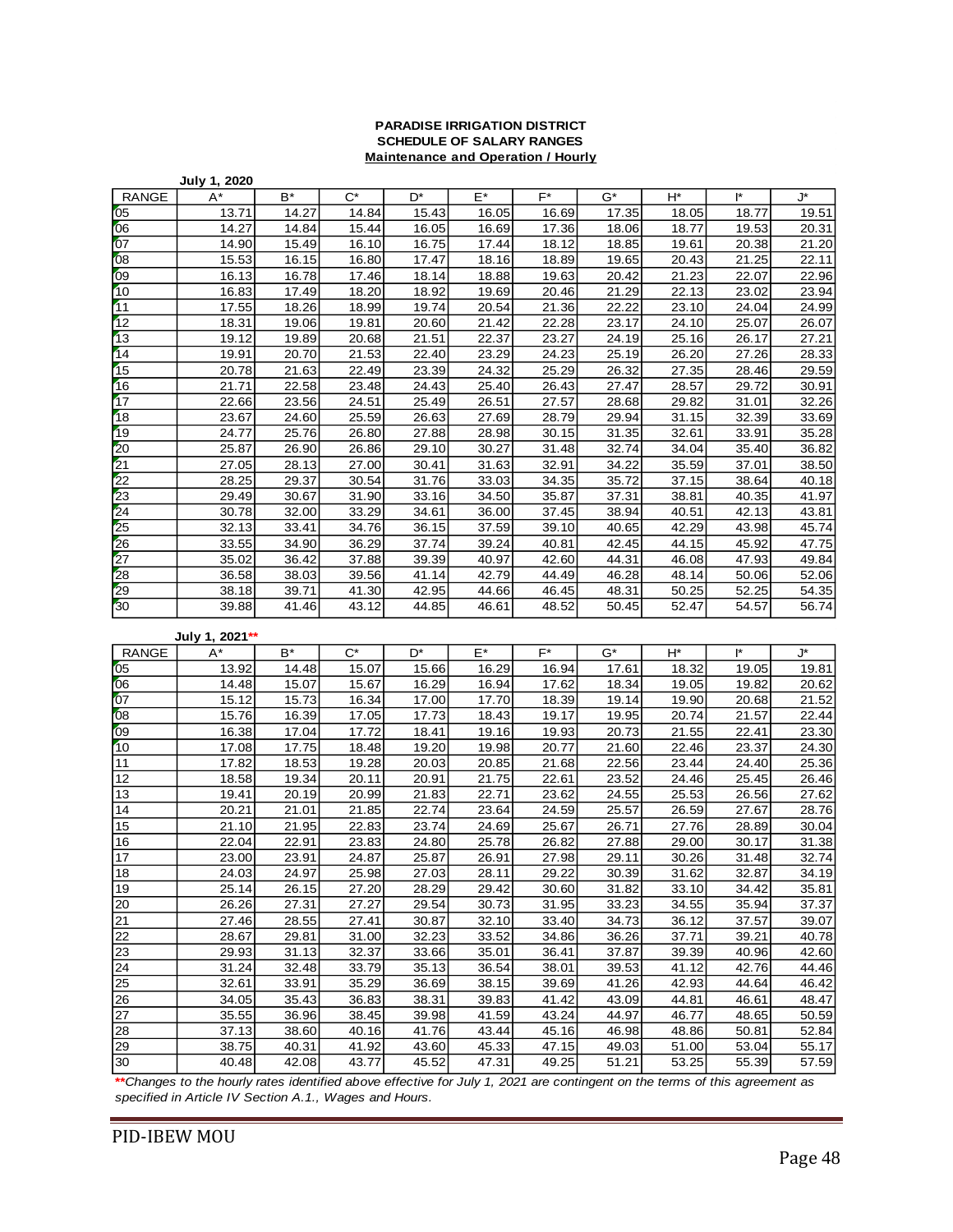**PARADISE IRRIGATION DISTRICT**
**SCHEDULE OF SALARY RANGES**
**Maintenance and Operation / Hourly**

**July 1, 2020**

| RANGE | A* | B* | C* | D* | E* | F* | G* | H* | I* | J* |
|---|---|---|---|---|---|---|---|---|---|---|
| 05 | 13.71 | 14.27 | 14.84 | 15.43 | 16.05 | 16.69 | 17.35 | 18.05 | 18.77 | 19.51 |
| 06 | 14.27 | 14.84 | 15.44 | 16.05 | 16.69 | 17.36 | 18.06 | 18.77 | 19.53 | 20.31 |
| 07 | 14.90 | 15.49 | 16.10 | 16.75 | 17.44 | 18.12 | 18.85 | 19.61 | 20.38 | 21.20 |
| 08 | 15.53 | 16.15 | 16.80 | 17.47 | 18.16 | 18.89 | 19.65 | 20.43 | 21.25 | 22.11 |
| 09 | 16.13 | 16.78 | 17.46 | 18.14 | 18.88 | 19.63 | 20.42 | 21.23 | 22.07 | 22.96 |
| 10 | 16.83 | 17.49 | 18.20 | 18.92 | 19.69 | 20.46 | 21.29 | 22.13 | 23.02 | 23.94 |
| 11 | 17.55 | 18.26 | 18.99 | 19.74 | 20.54 | 21.36 | 22.22 | 23.10 | 24.04 | 24.99 |
| 12 | 18.31 | 19.06 | 19.81 | 20.60 | 21.42 | 22.28 | 23.17 | 24.10 | 25.07 | 26.07 |
| 13 | 19.12 | 19.89 | 20.68 | 21.51 | 22.37 | 23.27 | 24.19 | 25.16 | 26.17 | 27.21 |
| 14 | 19.91 | 20.70 | 21.53 | 22.40 | 23.29 | 24.23 | 25.19 | 26.20 | 27.26 | 28.33 |
| 15 | 20.78 | 21.63 | 22.49 | 23.39 | 24.32 | 25.29 | 26.32 | 27.35 | 28.46 | 29.59 |
| 16 | 21.71 | 22.58 | 23.48 | 24.43 | 25.40 | 26.43 | 27.47 | 28.57 | 29.72 | 30.91 |
| 17 | 22.66 | 23.56 | 24.51 | 25.49 | 26.51 | 27.57 | 28.68 | 29.82 | 31.01 | 32.26 |
| 18 | 23.67 | 24.60 | 25.59 | 26.63 | 27.69 | 28.79 | 29.94 | 31.15 | 32.39 | 33.69 |
| 19 | 24.77 | 25.76 | 26.80 | 27.88 | 28.98 | 30.15 | 31.35 | 32.61 | 33.91 | 35.28 |
| 20 | 25.87 | 26.90 | 26.86 | 29.10 | 30.27 | 31.48 | 32.74 | 34.04 | 35.40 | 36.82 |
| 21 | 27.05 | 28.13 | 27.00 | 30.41 | 31.63 | 32.91 | 34.22 | 35.59 | 37.01 | 38.50 |
| 22 | 28.25 | 29.37 | 30.54 | 31.76 | 33.03 | 34.35 | 35.72 | 37.15 | 38.64 | 40.18 |
| 23 | 29.49 | 30.67 | 31.90 | 33.16 | 34.50 | 35.87 | 37.31 | 38.81 | 40.35 | 41.97 |
| 24 | 30.78 | 32.00 | 33.29 | 34.61 | 36.00 | 37.45 | 38.94 | 40.51 | 42.13 | 43.81 |
| 25 | 32.13 | 33.41 | 34.76 | 36.15 | 37.59 | 39.10 | 40.65 | 42.29 | 43.98 | 45.74 |
| 26 | 33.55 | 34.90 | 36.29 | 37.74 | 39.24 | 40.81 | 42.45 | 44.15 | 45.92 | 47.75 |
| 27 | 35.02 | 36.42 | 37.88 | 39.39 | 40.97 | 42.60 | 44.31 | 46.08 | 47.93 | 49.84 |
| 28 | 36.58 | 38.03 | 39.56 | 41.14 | 42.79 | 44.49 | 46.28 | 48.14 | 50.06 | 52.06 |
| 29 | 38.18 | 39.71 | 41.30 | 42.95 | 44.66 | 46.45 | 48.31 | 50.25 | 52.25 | 54.35 |
| 30 | 39.88 | 41.46 | 43.12 | 44.85 | 46.61 | 48.52 | 50.45 | 52.47 | 54.57 | 56.74 |

**July 1, 2021****

| RANGE | A* | B* | C* | D* | E* | F* | G* | H* | I* | J* |
|---|---|---|---|---|---|---|---|---|---|---|
| 05 | 13.92 | 14.48 | 15.07 | 15.66 | 16.29 | 16.94 | 17.61 | 18.32 | 19.05 | 19.81 |
| 06 | 14.48 | 15.07 | 15.67 | 16.29 | 16.94 | 17.62 | 18.34 | 19.05 | 19.82 | 20.62 |
| 07 | 15.12 | 15.73 | 16.34 | 17.00 | 17.70 | 18.39 | 19.14 | 19.90 | 20.68 | 21.52 |
| 08 | 15.76 | 16.39 | 17.05 | 17.73 | 18.43 | 19.17 | 19.95 | 20.74 | 21.57 | 22.44 |
| 09 | 16.38 | 17.04 | 17.72 | 18.41 | 19.16 | 19.93 | 20.73 | 21.55 | 22.41 | 23.30 |
| 10 | 17.08 | 17.75 | 18.48 | 19.20 | 19.98 | 20.77 | 21.60 | 22.46 | 23.37 | 24.30 |
| 11 | 17.82 | 18.53 | 19.28 | 20.03 | 20.85 | 21.68 | 22.56 | 23.44 | 24.40 | 25.36 |
| 12 | 18.58 | 19.34 | 20.11 | 20.91 | 21.75 | 22.61 | 23.52 | 24.46 | 25.45 | 26.46 |
| 13 | 19.41 | 20.19 | 20.99 | 21.83 | 22.71 | 23.62 | 24.55 | 25.53 | 26.56 | 27.62 |
| 14 | 20.21 | 21.01 | 21.85 | 22.74 | 23.64 | 24.59 | 25.57 | 26.59 | 27.67 | 28.76 |
| 15 | 21.10 | 21.95 | 22.83 | 23.74 | 24.69 | 25.67 | 26.71 | 27.76 | 28.89 | 30.04 |
| 16 | 22.04 | 22.91 | 23.83 | 24.80 | 25.78 | 26.82 | 27.88 | 29.00 | 30.17 | 31.38 |
| 17 | 23.00 | 23.91 | 24.87 | 25.87 | 26.91 | 27.98 | 29.11 | 30.26 | 31.48 | 32.74 |
| 18 | 24.03 | 24.97 | 25.98 | 27.03 | 28.11 | 29.22 | 30.39 | 31.62 | 32.87 | 34.19 |
| 19 | 25.14 | 26.15 | 27.20 | 28.29 | 29.42 | 30.60 | 31.82 | 33.10 | 34.42 | 35.81 |
| 20 | 26.26 | 27.31 | 27.27 | 29.54 | 30.73 | 31.95 | 33.23 | 34.55 | 35.94 | 37.37 |
| 21 | 27.46 | 28.55 | 27.41 | 30.87 | 32.10 | 33.40 | 34.73 | 36.12 | 37.57 | 39.07 |
| 22 | 28.67 | 29.81 | 31.00 | 32.23 | 33.52 | 34.86 | 36.26 | 37.71 | 39.21 | 40.78 |
| 23 | 29.93 | 31.13 | 32.37 | 33.66 | 35.01 | 36.41 | 37.87 | 39.39 | 40.96 | 42.60 |
| 24 | 31.24 | 32.48 | 33.79 | 35.13 | 36.54 | 38.01 | 39.53 | 41.12 | 42.76 | 44.46 |
| 25 | 32.61 | 33.91 | 35.29 | 36.69 | 38.15 | 39.69 | 41.26 | 42.93 | 44.64 | 46.42 |
| 26 | 34.05 | 35.43 | 36.83 | 38.31 | 39.83 | 41.42 | 43.09 | 44.81 | 46.61 | 48.47 |
| 27 | 35.55 | 36.96 | 38.45 | 39.98 | 41.59 | 43.24 | 44.97 | 46.77 | 48.65 | 50.59 |
| 28 | 37.13 | 38.60 | 40.16 | 41.76 | 43.44 | 45.16 | 46.98 | 48.86 | 50.81 | 52.84 |
| 29 | 38.75 | 40.31 | 41.92 | 43.60 | 45.33 | 47.15 | 49.03 | 51.00 | 53.04 | 55.17 |
| 30 | 40.48 | 42.08 | 43.77 | 45.52 | 47.31 | 49.25 | 51.21 | 53.25 | 55.39 | 57.59 |

***\*\*Changes to the hourly rates identified above effective for July 1, 2021 are contingent on the terms of this agreement as specified in Article IV Section A.1., Wages and Hours.*